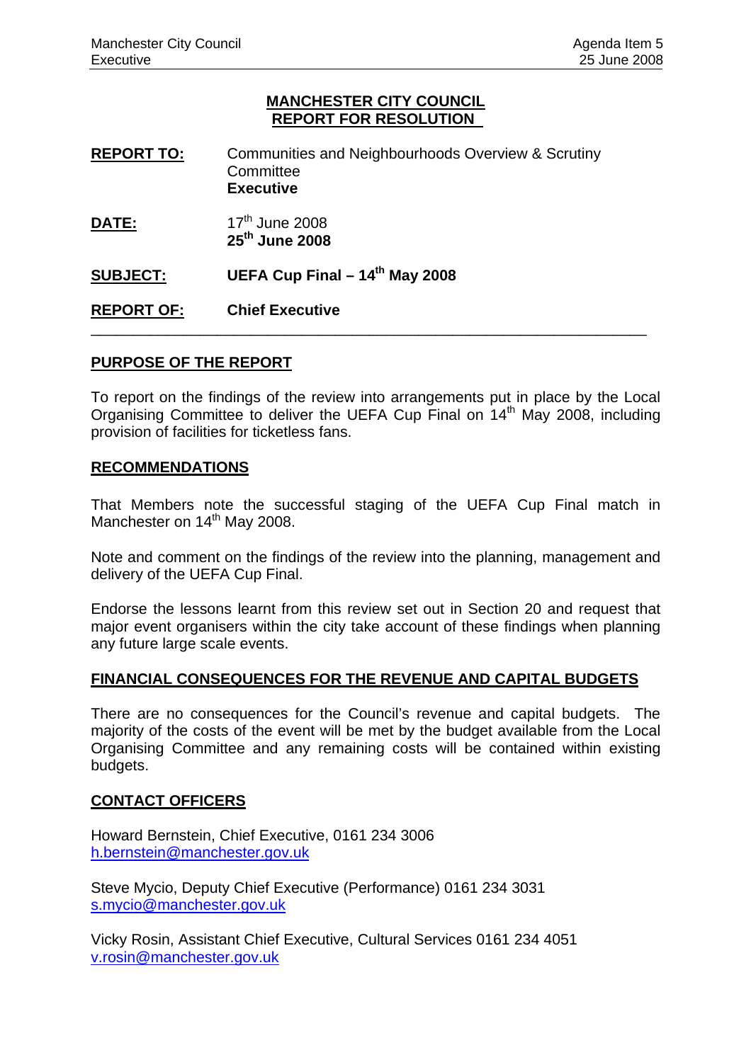**MANCHESTER CITY COUNCIL**
**REPORT FOR RESOLUTION**

**REPORT TO:** Communities and Neighbourhoods Overview & Scrutiny Committee
**Executive**

**DATE:** 17th June 2008
**25th June 2008**

**SUBJECT:** **UEFA Cup Final – 14th May 2008**

**REPORT OF:** **Chief Executive**

---

## PURPOSE OF THE REPORT

To report on the findings of the review into arrangements put in place by the Local Organising Committee to deliver the UEFA Cup Final on 14th May 2008, including provision of facilities for ticketless fans.

## RECOMMENDATIONS

That Members note the successful staging of the UEFA Cup Final match in Manchester on 14th May 2008.

Note and comment on the findings of the review into the planning, management and delivery of the UEFA Cup Final.

Endorse the lessons learnt from this review set out in Section 20 and request that major event organisers within the city take account of these findings when planning any future large scale events.

## FINANCIAL CONSEQUENCES FOR THE REVENUE AND CAPITAL BUDGETS

There are no consequences for the Council's revenue and capital budgets. The majority of the costs of the event will be met by the budget available from the Local Organising Committee and any remaining costs will be contained within existing budgets.

## CONTACT OFFICERS

Howard Bernstein, Chief Executive, 0161 234 3006
h.bernstein@manchester.gov.uk

Steve Mycio, Deputy Chief Executive (Performance) 0161 234 3031
s.mycio@manchester.gov.uk

Vicky Rosin, Assistant Chief Executive, Cultural Services 0161 234 4051
v.rosin@manchester.gov.uk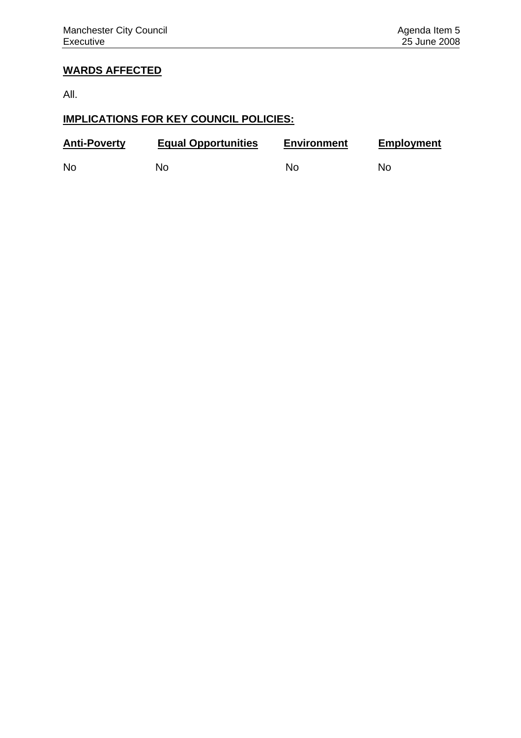**WARDS AFFECTED**

All.

**IMPLICATIONS FOR KEY COUNCIL POLICIES:**

| Anti-Poverty | Equal Opportunities | Environment | Employment |
|---|---|---|---|
| No | No | No | No |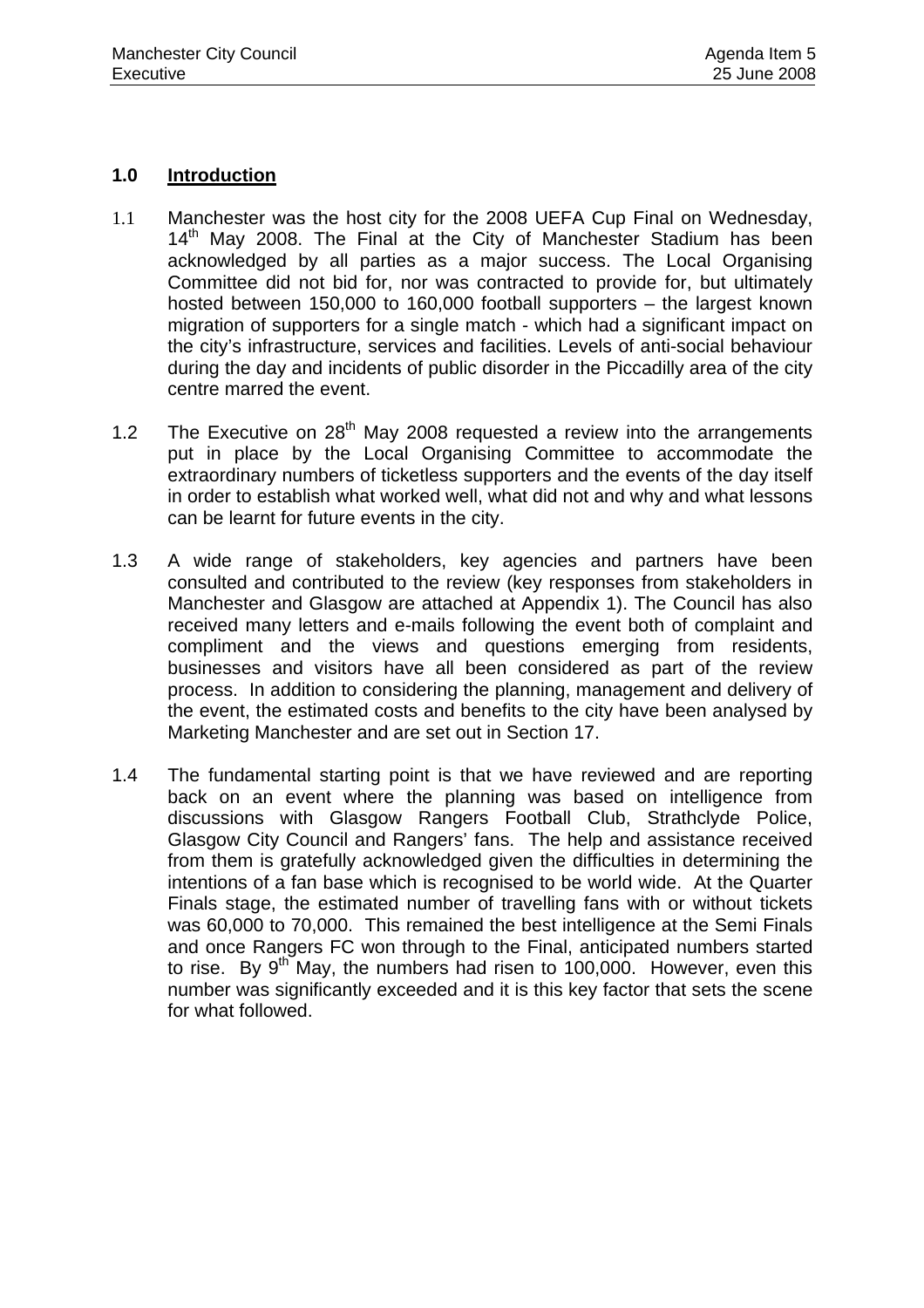## 1.0 Introduction

1.1 Manchester was the host city for the 2008 UEFA Cup Final on Wednesday, 14th May 2008. The Final at the City of Manchester Stadium has been acknowledged by all parties as a major success. The Local Organising Committee did not bid for, nor was contracted to provide for, but ultimately hosted between 150,000 to 160,000 football supporters – the largest known migration of supporters for a single match - which had a significant impact on the city's infrastructure, services and facilities. Levels of anti-social behaviour during the day and incidents of public disorder in the Piccadilly area of the city centre marred the event.

1.2 The Executive on 28th May 2008 requested a review into the arrangements put in place by the Local Organising Committee to accommodate the extraordinary numbers of ticketless supporters and the events of the day itself in order to establish what worked well, what did not and why and what lessons can be learnt for future events in the city.

1.3 A wide range of stakeholders, key agencies and partners have been consulted and contributed to the review (key responses from stakeholders in Manchester and Glasgow are attached at Appendix 1). The Council has also received many letters and e-mails following the event both of complaint and compliment and the views and questions emerging from residents, businesses and visitors have all been considered as part of the review process. In addition to considering the planning, management and delivery of the event, the estimated costs and benefits to the city have been analysed by Marketing Manchester and are set out in Section 17.

1.4 The fundamental starting point is that we have reviewed and are reporting back on an event where the planning was based on intelligence from discussions with Glasgow Rangers Football Club, Strathclyde Police, Glasgow City Council and Rangers' fans. The help and assistance received from them is gratefully acknowledged given the difficulties in determining the intentions of a fan base which is recognised to be world wide. At the Quarter Finals stage, the estimated number of travelling fans with or without tickets was 60,000 to 70,000. This remained the best intelligence at the Semi Finals and once Rangers FC won through to the Final, anticipated numbers started to rise. By 9th May, the numbers had risen to 100,000. However, even this number was significantly exceeded and it is this key factor that sets the scene for what followed.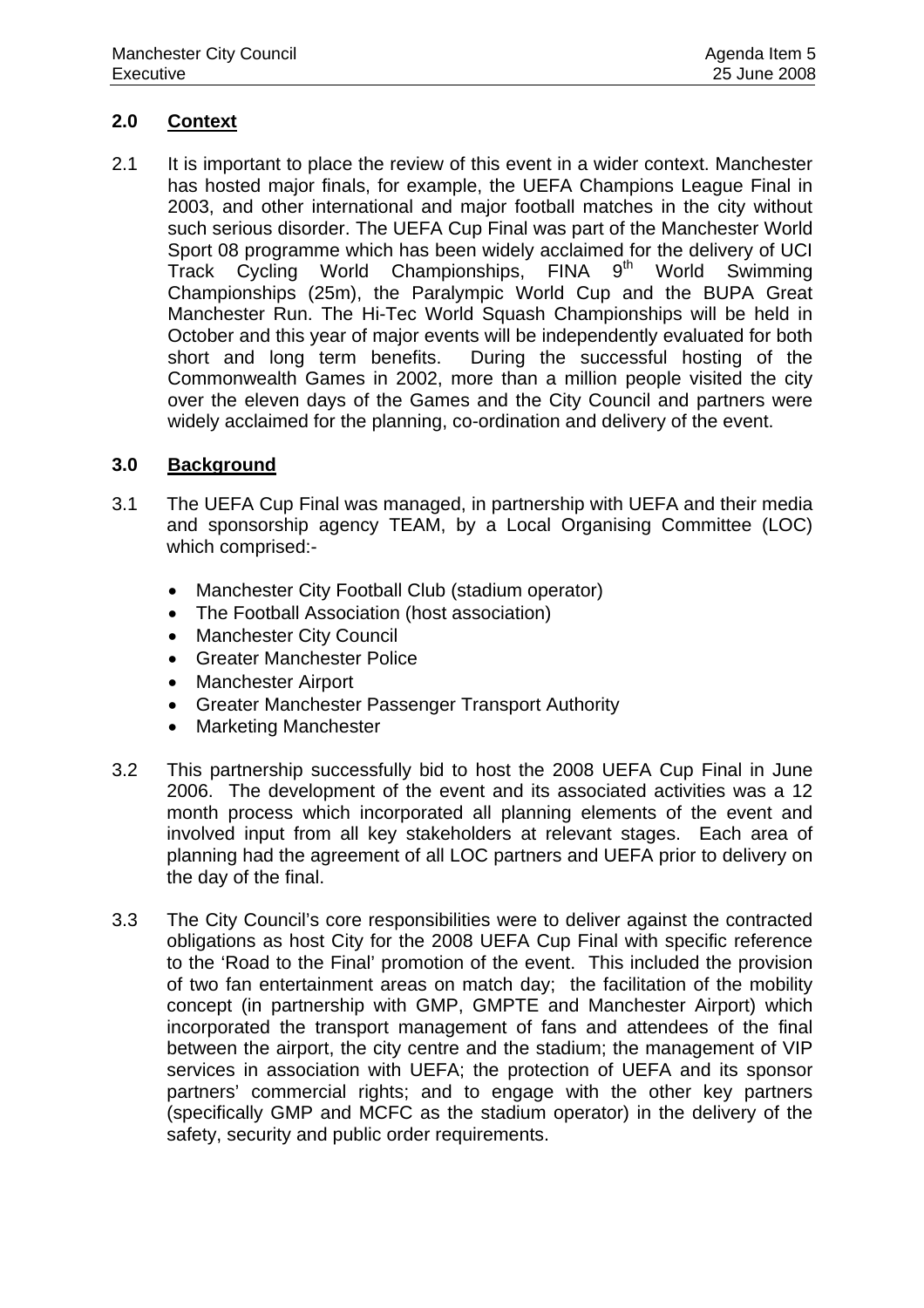## 2.0 Context

2.1 It is important to place the review of this event in a wider context. Manchester has hosted major finals, for example, the UEFA Champions League Final in 2003, and other international and major football matches in the city without such serious disorder. The UEFA Cup Final was part of the Manchester World Sport 08 programme which has been widely acclaimed for the delivery of UCI Track Cycling World Championships, FINA 9th World Swimming Championships (25m), the Paralympic World Cup and the BUPA Great Manchester Run. The Hi-Tec World Squash Championships will be held in October and this year of major events will be independently evaluated for both short and long term benefits. During the successful hosting of the Commonwealth Games in 2002, more than a million people visited the city over the eleven days of the Games and the City Council and partners were widely acclaimed for the planning, co-ordination and delivery of the event.

## 3.0 Background

3.1 The UEFA Cup Final was managed, in partnership with UEFA and their media and sponsorship agency TEAM, by a Local Organising Committee (LOC) which comprised:-

- Manchester City Football Club (stadium operator)
- The Football Association (host association)
- Manchester City Council
- Greater Manchester Police
- Manchester Airport
- Greater Manchester Passenger Transport Authority
- Marketing Manchester

3.2 This partnership successfully bid to host the 2008 UEFA Cup Final in June 2006. The development of the event and its associated activities was a 12 month process which incorporated all planning elements of the event and involved input from all key stakeholders at relevant stages. Each area of planning had the agreement of all LOC partners and UEFA prior to delivery on the day of the final.

3.3 The City Council's core responsibilities were to deliver against the contracted obligations as host City for the 2008 UEFA Cup Final with specific reference to the 'Road to the Final' promotion of the event. This included the provision of two fan entertainment areas on match day; the facilitation of the mobility concept (in partnership with GMP, GMPTE and Manchester Airport) which incorporated the transport management of fans and attendees of the final between the airport, the city centre and the stadium; the management of VIP services in association with UEFA; the protection of UEFA and its sponsor partners' commercial rights; and to engage with the other key partners (specifically GMP and MCFC as the stadium operator) in the delivery of the safety, security and public order requirements.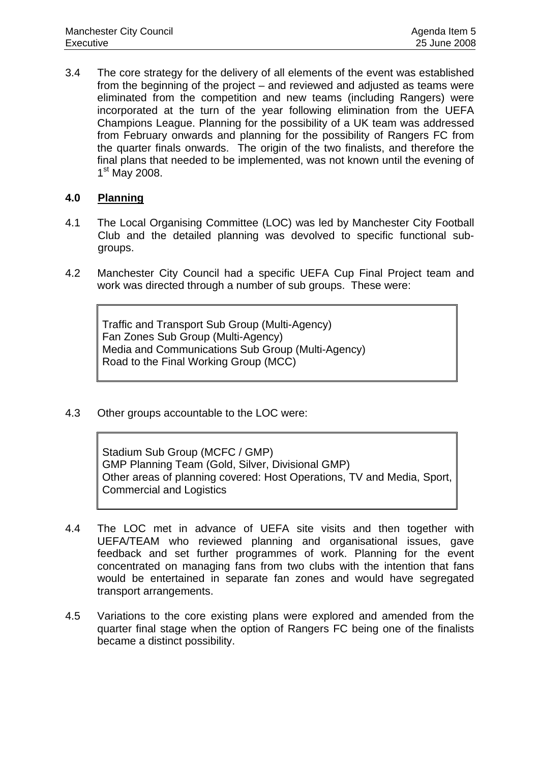3.4 The core strategy for the delivery of all elements of the event was established from the beginning of the project – and reviewed and adjusted as teams were eliminated from the competition and new teams (including Rangers) were incorporated at the turn of the year following elimination from the UEFA Champions League. Planning for the possibility of a UK team was addressed from February onwards and planning for the possibility of Rangers FC from the quarter finals onwards. The origin of the two finalists, and therefore the final plans that needed to be implemented, was not known until the evening of 1st May 2008.

## 4.0 Planning

4.1 The Local Organising Committee (LOC) was led by Manchester City Football Club and the detailed planning was devolved to specific functional sub-groups.

4.2 Manchester City Council had a specific UEFA Cup Final Project team and work was directed through a number of sub groups. These were:

> Traffic and Transport Sub Group (Multi-Agency)
> Fan Zones Sub Group (Multi-Agency)
> Media and Communications Sub Group (Multi-Agency)
> Road to the Final Working Group (MCC)

4.3 Other groups accountable to the LOC were:

> Stadium Sub Group (MCFC / GMP)
> GMP Planning Team (Gold, Silver, Divisional GMP)
> Other areas of planning covered: Host Operations, TV and Media, Sport, Commercial and Logistics

4.4 The LOC met in advance of UEFA site visits and then together with UEFA/TEAM who reviewed planning and organisational issues, gave feedback and set further programmes of work. Planning for the event concentrated on managing fans from two clubs with the intention that fans would be entertained in separate fan zones and would have segregated transport arrangements.

4.5 Variations to the core existing plans were explored and amended from the quarter final stage when the option of Rangers FC being one of the finalists became a distinct possibility.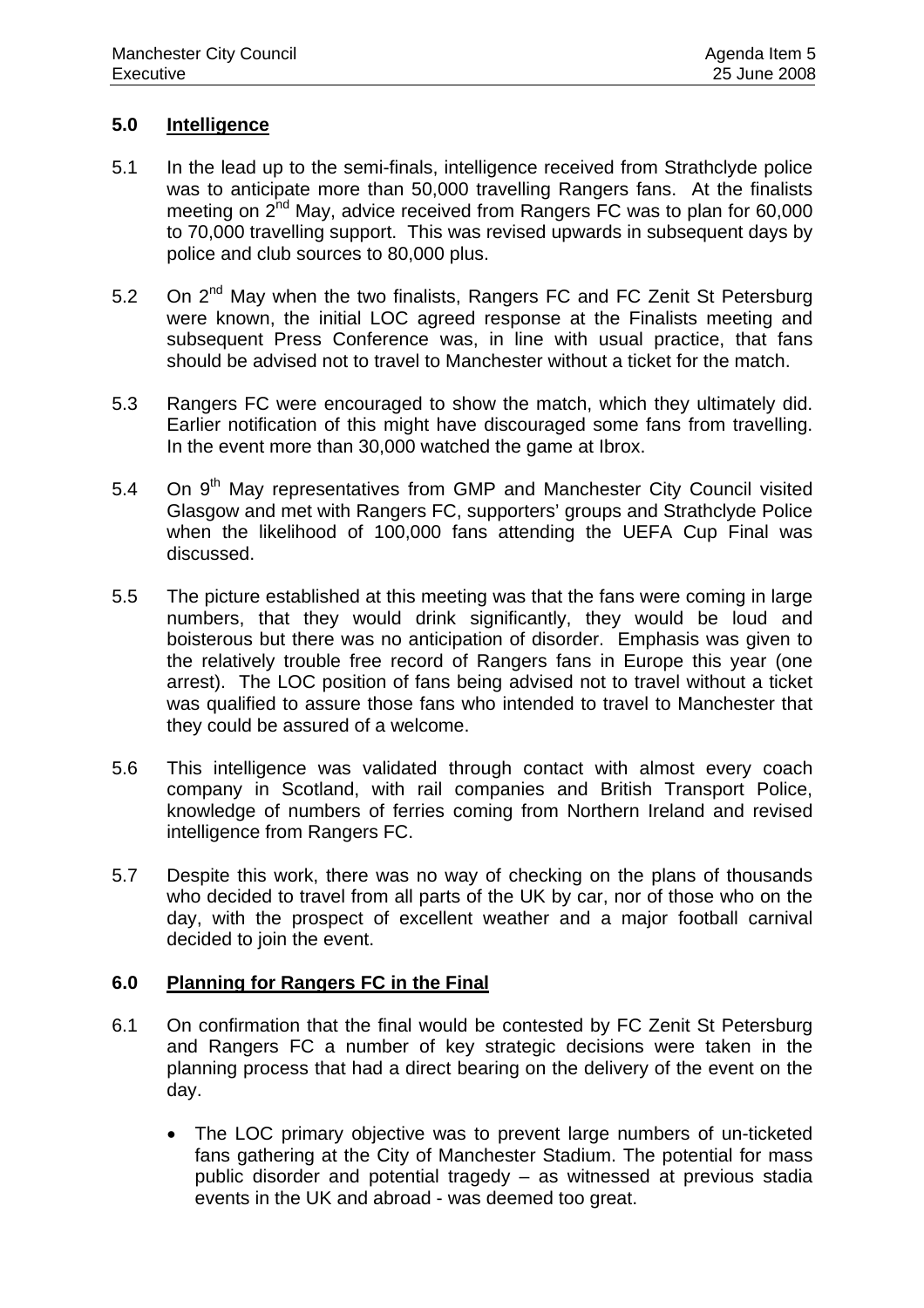## 5.0 Intelligence

5.1 In the lead up to the semi-finals, intelligence received from Strathclyde police was to anticipate more than 50,000 travelling Rangers fans. At the finalists meeting on 2nd May, advice received from Rangers FC was to plan for 60,000 to 70,000 travelling support. This was revised upwards in subsequent days by police and club sources to 80,000 plus.

5.2 On 2nd May when the two finalists, Rangers FC and FC Zenit St Petersburg were known, the initial LOC agreed response at the Finalists meeting and subsequent Press Conference was, in line with usual practice, that fans should be advised not to travel to Manchester without a ticket for the match.

5.3 Rangers FC were encouraged to show the match, which they ultimately did. Earlier notification of this might have discouraged some fans from travelling. In the event more than 30,000 watched the game at Ibrox.

5.4 On 9th May representatives from GMP and Manchester City Council visited Glasgow and met with Rangers FC, supporters' groups and Strathclyde Police when the likelihood of 100,000 fans attending the UEFA Cup Final was discussed.

5.5 The picture established at this meeting was that the fans were coming in large numbers, that they would drink significantly, they would be loud and boisterous but there was no anticipation of disorder. Emphasis was given to the relatively trouble free record of Rangers fans in Europe this year (one arrest). The LOC position of fans being advised not to travel without a ticket was qualified to assure those fans who intended to travel to Manchester that they could be assured of a welcome.

5.6 This intelligence was validated through contact with almost every coach company in Scotland, with rail companies and British Transport Police, knowledge of numbers of ferries coming from Northern Ireland and revised intelligence from Rangers FC.

5.7 Despite this work, there was no way of checking on the plans of thousands who decided to travel from all parts of the UK by car, nor of those who on the day, with the prospect of excellent weather and a major football carnival decided to join the event.

## 6.0 Planning for Rangers FC in the Final

6.1 On confirmation that the final would be contested by FC Zenit St Petersburg and Rangers FC a number of key strategic decisions were taken in the planning process that had a direct bearing on the delivery of the event on the day.

- The LOC primary objective was to prevent large numbers of un-ticketed fans gathering at the City of Manchester Stadium. The potential for mass public disorder and potential tragedy – as witnessed at previous stadia events in the UK and abroad - was deemed too great.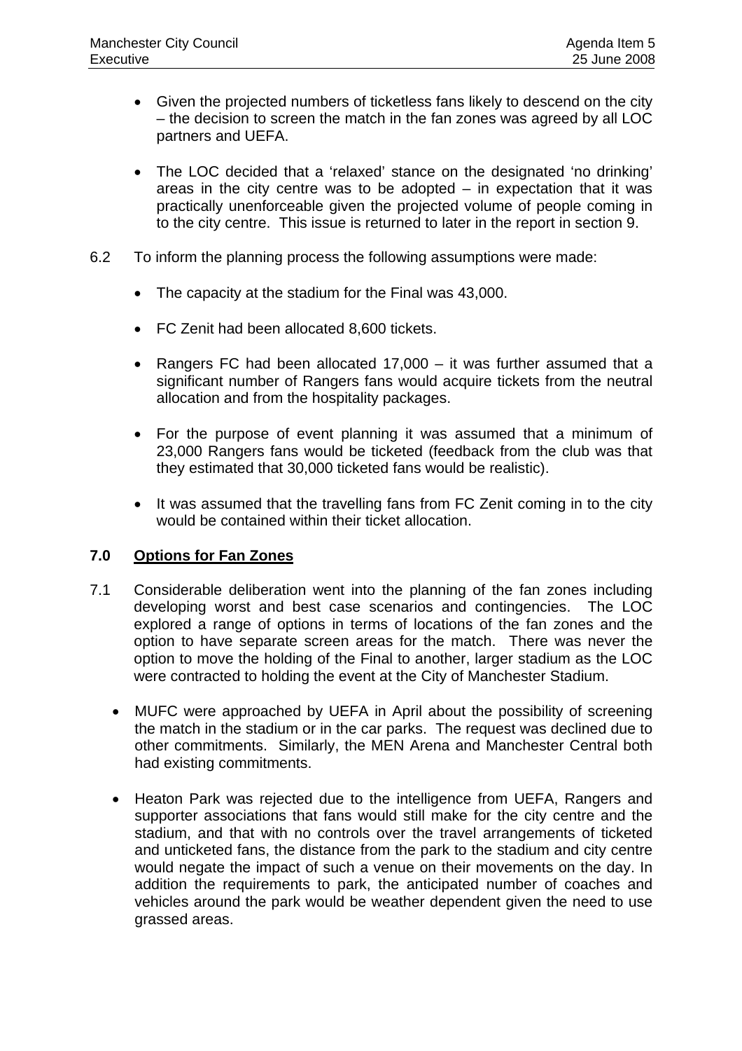- Given the projected numbers of ticketless fans likely to descend on the city – the decision to screen the match in the fan zones was agreed by all LOC partners and UEFA.

- The LOC decided that a 'relaxed' stance on the designated 'no drinking' areas in the city centre was to be adopted – in expectation that it was practically unenforceable given the projected volume of people coming in to the city centre. This issue is returned to later in the report in section 9.

6.2 To inform the planning process the following assumptions were made:

- The capacity at the stadium for the Final was 43,000.

- FC Zenit had been allocated 8,600 tickets.

- Rangers FC had been allocated 17,000 – it was further assumed that a significant number of Rangers fans would acquire tickets from the neutral allocation and from the hospitality packages.

- For the purpose of event planning it was assumed that a minimum of 23,000 Rangers fans would be ticketed (feedback from the club was that they estimated that 30,000 ticketed fans would be realistic).

- It was assumed that the travelling fans from FC Zenit coming in to the city would be contained within their ticket allocation.

## 7.0 Options for Fan Zones

7.1 Considerable deliberation went into the planning of the fan zones including developing worst and best case scenarios and contingencies. The LOC explored a range of options in terms of locations of the fan zones and the option to have separate screen areas for the match. There was never the option to move the holding of the Final to another, larger stadium as the LOC were contracted to holding the event at the City of Manchester Stadium.

- MUFC were approached by UEFA in April about the possibility of screening the match in the stadium or in the car parks. The request was declined due to other commitments. Similarly, the MEN Arena and Manchester Central both had existing commitments.

- Heaton Park was rejected due to the intelligence from UEFA, Rangers and supporter associations that fans would still make for the city centre and the stadium, and that with no controls over the travel arrangements of ticketed and unticketed fans, the distance from the park to the stadium and city centre would negate the impact of such a venue on their movements on the day. In addition the requirements to park, the anticipated number of coaches and vehicles around the park would be weather dependent given the need to use grassed areas.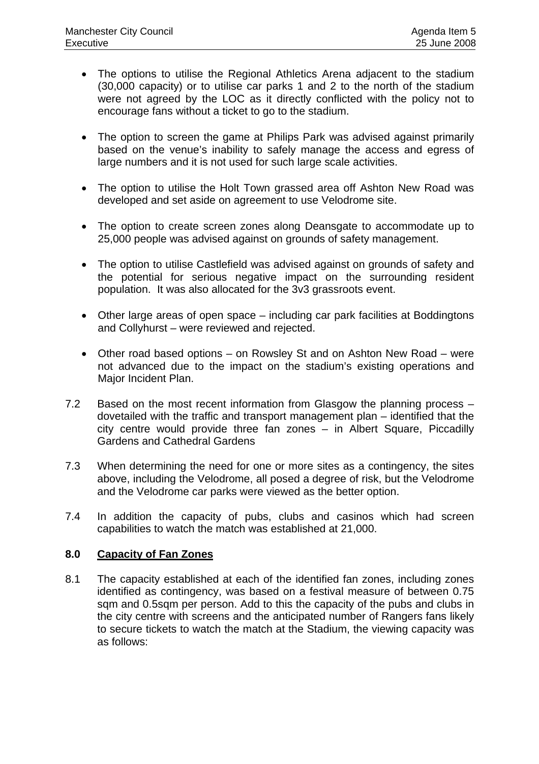- The options to utilise the Regional Athletics Arena adjacent to the stadium (30,000 capacity) or to utilise car parks 1 and 2 to the north of the stadium were not agreed by the LOC as it directly conflicted with the policy not to encourage fans without a ticket to go to the stadium.

- The option to screen the game at Philips Park was advised against primarily based on the venue's inability to safely manage the access and egress of large numbers and it is not used for such large scale activities.

- The option to utilise the Holt Town grassed area off Ashton New Road was developed and set aside on agreement to use Velodrome site.

- The option to create screen zones along Deansgate to accommodate up to 25,000 people was advised against on grounds of safety management.

- The option to utilise Castlefield was advised against on grounds of safety and the potential for serious negative impact on the surrounding resident population. It was also allocated for the 3v3 grassroots event.

- Other large areas of open space – including car park facilities at Boddingtons and Collyhurst – were reviewed and rejected.

- Other road based options – on Rowsley St and on Ashton New Road – were not advanced due to the impact on the stadium's existing operations and Major Incident Plan.

7.2 Based on the most recent information from Glasgow the planning process – dovetailed with the traffic and transport management plan – identified that the city centre would provide three fan zones – in Albert Square, Piccadilly Gardens and Cathedral Gardens

7.3 When determining the need for one or more sites as a contingency, the sites above, including the Velodrome, all posed a degree of risk, but the Velodrome and the Velodrome car parks were viewed as the better option.

7.4 In addition the capacity of pubs, clubs and casinos which had screen capabilities to watch the match was established at 21,000.

## 8.0 Capacity of Fan Zones

8.1 The capacity established at each of the identified fan zones, including zones identified as contingency, was based on a festival measure of between 0.75 sqm and 0.5sqm per person. Add to this the capacity of the pubs and clubs in the city centre with screens and the anticipated number of Rangers fans likely to secure tickets to watch the match at the Stadium, the viewing capacity was as follows: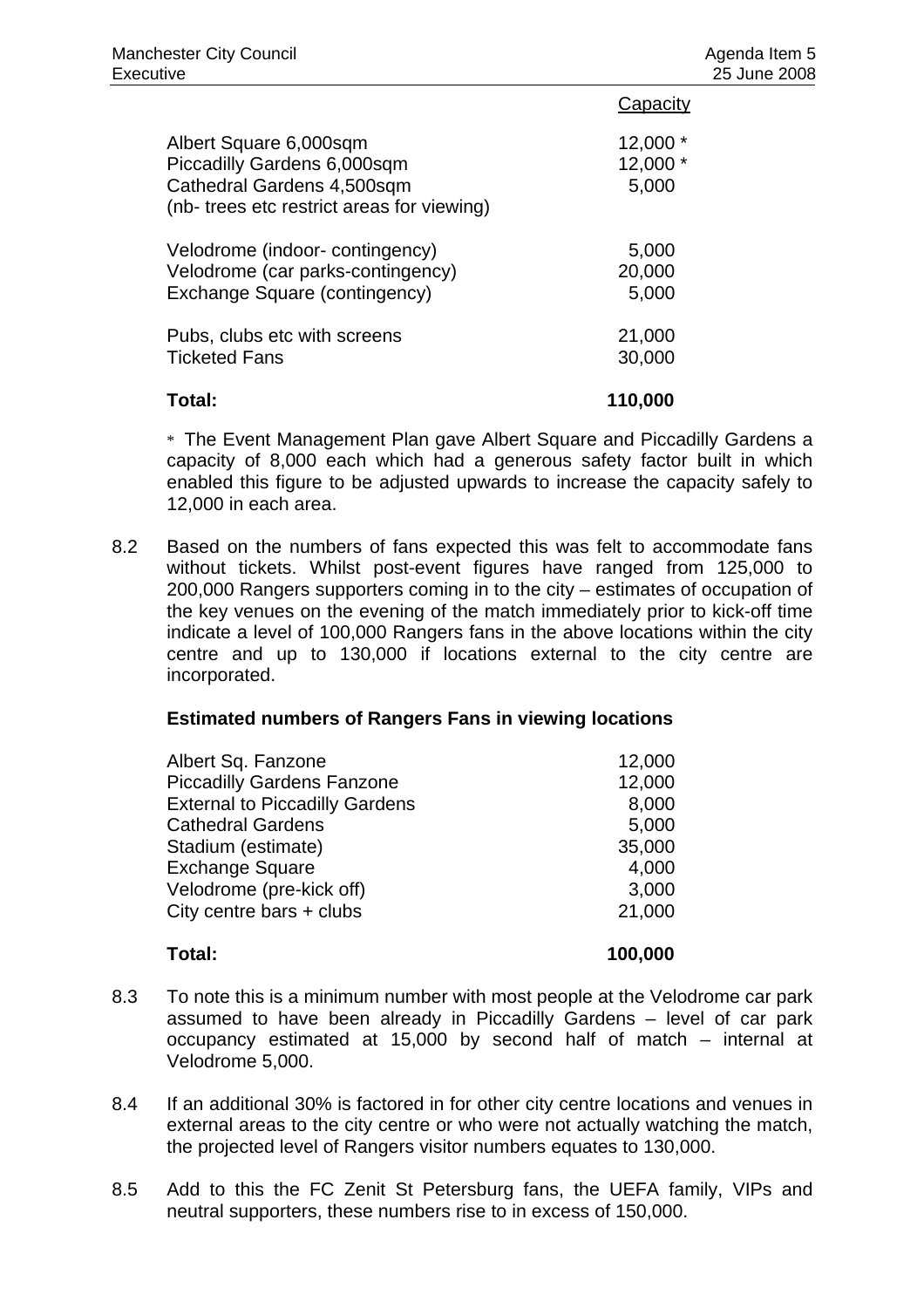| | Capacity |
|---|---|
| Albert Square 6,000sqm | 12,000 * |
| Piccadilly Gardens 6,000sqm | 12,000 * |
| Cathedral Gardens 4,500sqm | 5,000 |
| (nb- trees etc restrict areas for viewing) | |
| Velodrome (indoor- contingency) | 5,000 |
| Velodrome (car parks-contingency) | 20,000 |
| Exchange Square (contingency) | 5,000 |
| Pubs, clubs etc with screens | 21,000 |
| Ticketed Fans | 30,000 |
| **Total:** | **110,000** |

* The Event Management Plan gave Albert Square and Piccadilly Gardens a capacity of 8,000 each which had a generous safety factor built in which enabled this figure to be adjusted upwards to increase the capacity safely to 12,000 in each area.

8.2 Based on the numbers of fans expected this was felt to accommodate fans without tickets. Whilst post-event figures have ranged from 125,000 to 200,000 Rangers supporters coming in to the city – estimates of occupation of the key venues on the evening of the match immediately prior to kick-off time indicate a level of 100,000 Rangers fans in the above locations within the city centre and up to 130,000 if locations external to the city centre are incorporated.

**Estimated numbers of Rangers Fans in viewing locations**

| | |
|---|---|
| Albert Sq. Fanzone | 12,000 |
| Piccadilly Gardens Fanzone | 12,000 |
| External to Piccadilly Gardens | 8,000 |
| Cathedral Gardens | 5,000 |
| Stadium (estimate) | 35,000 |
| Exchange Square | 4,000 |
| Velodrome (pre-kick off) | 3,000 |
| City centre bars + clubs | 21,000 |
| **Total:** | **100,000** |

8.3 To note this is a minimum number with most people at the Velodrome car park assumed to have been already in Piccadilly Gardens – level of car park occupancy estimated at 15,000 by second half of match – internal at Velodrome 5,000.

8.4 If an additional 30% is factored in for other city centre locations and venues in external areas to the city centre or who were not actually watching the match, the projected level of Rangers visitor numbers equates to 130,000.

8.5 Add to this the FC Zenit St Petersburg fans, the UEFA family, VIPs and neutral supporters, these numbers rise to in excess of 150,000.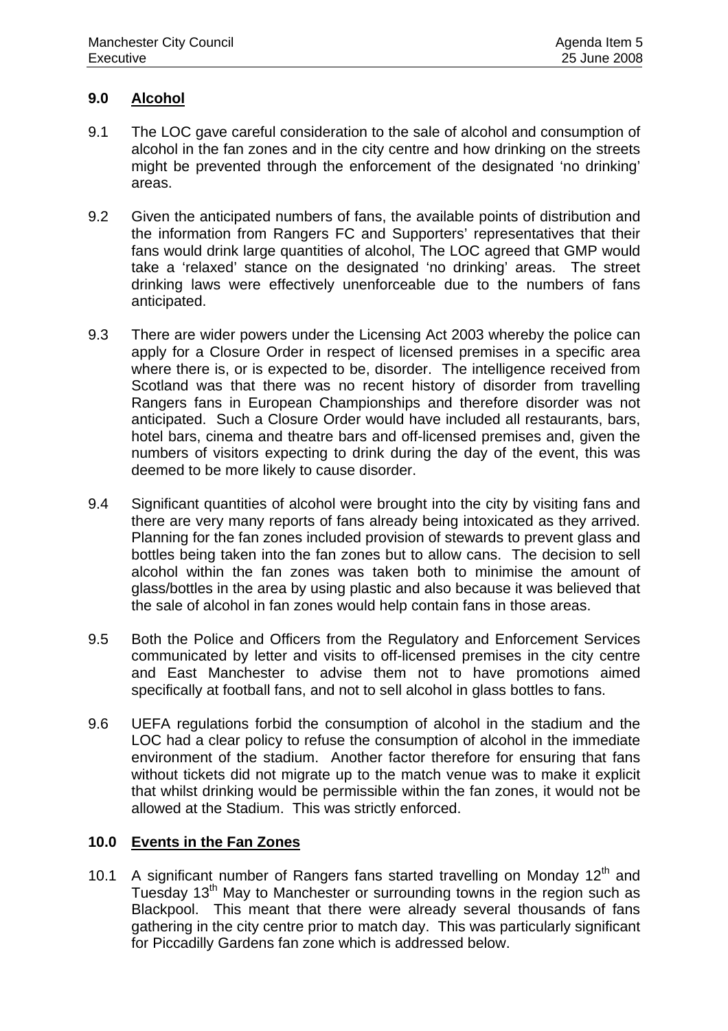## 9.0 Alcohol

9.1 The LOC gave careful consideration to the sale of alcohol and consumption of alcohol in the fan zones and in the city centre and how drinking on the streets might be prevented through the enforcement of the designated 'no drinking' areas.

9.2 Given the anticipated numbers of fans, the available points of distribution and the information from Rangers FC and Supporters' representatives that their fans would drink large quantities of alcohol, The LOC agreed that GMP would take a 'relaxed' stance on the designated 'no drinking' areas. The street drinking laws were effectively unenforceable due to the numbers of fans anticipated.

9.3 There are wider powers under the Licensing Act 2003 whereby the police can apply for a Closure Order in respect of licensed premises in a specific area where there is, or is expected to be, disorder. The intelligence received from Scotland was that there was no recent history of disorder from travelling Rangers fans in European Championships and therefore disorder was not anticipated. Such a Closure Order would have included all restaurants, bars, hotel bars, cinema and theatre bars and off-licensed premises and, given the numbers of visitors expecting to drink during the day of the event, this was deemed to be more likely to cause disorder.

9.4 Significant quantities of alcohol were brought into the city by visiting fans and there are very many reports of fans already being intoxicated as they arrived. Planning for the fan zones included provision of stewards to prevent glass and bottles being taken into the fan zones but to allow cans. The decision to sell alcohol within the fan zones was taken both to minimise the amount of glass/bottles in the area by using plastic and also because it was believed that the sale of alcohol in fan zones would help contain fans in those areas.

9.5 Both the Police and Officers from the Regulatory and Enforcement Services communicated by letter and visits to off-licensed premises in the city centre and East Manchester to advise them not to have promotions aimed specifically at football fans, and not to sell alcohol in glass bottles to fans.

9.6 UEFA regulations forbid the consumption of alcohol in the stadium and the LOC had a clear policy to refuse the consumption of alcohol in the immediate environment of the stadium. Another factor therefore for ensuring that fans without tickets did not migrate up to the match venue was to make it explicit that whilst drinking would be permissible within the fan zones, it would not be allowed at the Stadium. This was strictly enforced.

## 10.0 Events in the Fan Zones

10.1 A significant number of Rangers fans started travelling on Monday 12th and Tuesday 13th May to Manchester or surrounding towns in the region such as Blackpool. This meant that there were already several thousands of fans gathering in the city centre prior to match day. This was particularly significant for Piccadilly Gardens fan zone which is addressed below.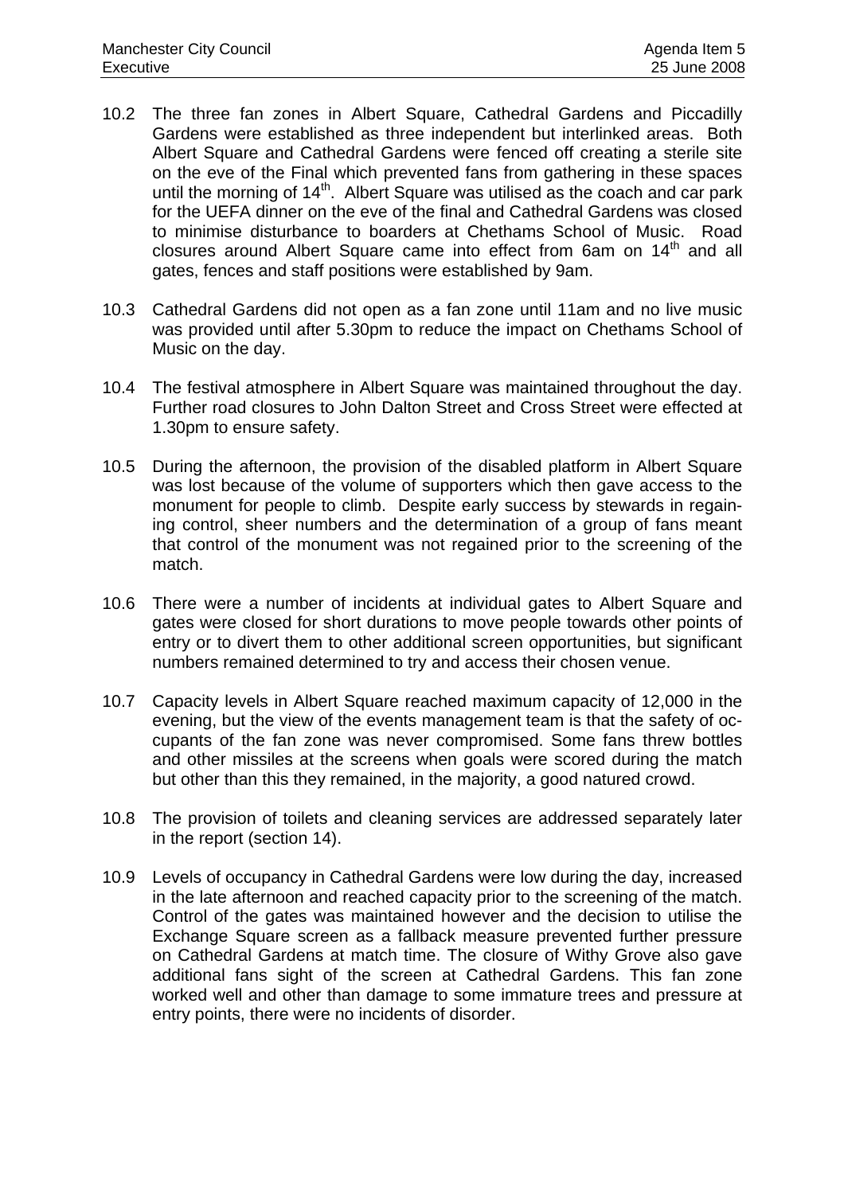10.2 The three fan zones in Albert Square, Cathedral Gardens and Piccadilly Gardens were established as three independent but interlinked areas. Both Albert Square and Cathedral Gardens were fenced off creating a sterile site on the eve of the Final which prevented fans from gathering in these spaces until the morning of 14th. Albert Square was utilised as the coach and car park for the UEFA dinner on the eve of the final and Cathedral Gardens was closed to minimise disturbance to boarders at Chethams School of Music. Road closures around Albert Square came into effect from 6am on 14th and all gates, fences and staff positions were established by 9am.

10.3 Cathedral Gardens did not open as a fan zone until 11am and no live music was provided until after 5.30pm to reduce the impact on Chethams School of Music on the day.

10.4 The festival atmosphere in Albert Square was maintained throughout the day. Further road closures to John Dalton Street and Cross Street were effected at 1.30pm to ensure safety.

10.5 During the afternoon, the provision of the disabled platform in Albert Square was lost because of the volume of supporters which then gave access to the monument for people to climb. Despite early success by stewards in regaining control, sheer numbers and the determination of a group of fans meant that control of the monument was not regained prior to the screening of the match.

10.6 There were a number of incidents at individual gates to Albert Square and gates were closed for short durations to move people towards other points of entry or to divert them to other additional screen opportunities, but significant numbers remained determined to try and access their chosen venue.

10.7 Capacity levels in Albert Square reached maximum capacity of 12,000 in the evening, but the view of the events management team is that the safety of occupants of the fan zone was never compromised. Some fans threw bottles and other missiles at the screens when goals were scored during the match but other than this they remained, in the majority, a good natured crowd.

10.8 The provision of toilets and cleaning services are addressed separately later in the report (section 14).

10.9 Levels of occupancy in Cathedral Gardens were low during the day, increased in the late afternoon and reached capacity prior to the screening of the match. Control of the gates was maintained however and the decision to utilise the Exchange Square screen as a fallback measure prevented further pressure on Cathedral Gardens at match time. The closure of Withy Grove also gave additional fans sight of the screen at Cathedral Gardens. This fan zone worked well and other than damage to some immature trees and pressure at entry points, there were no incidents of disorder.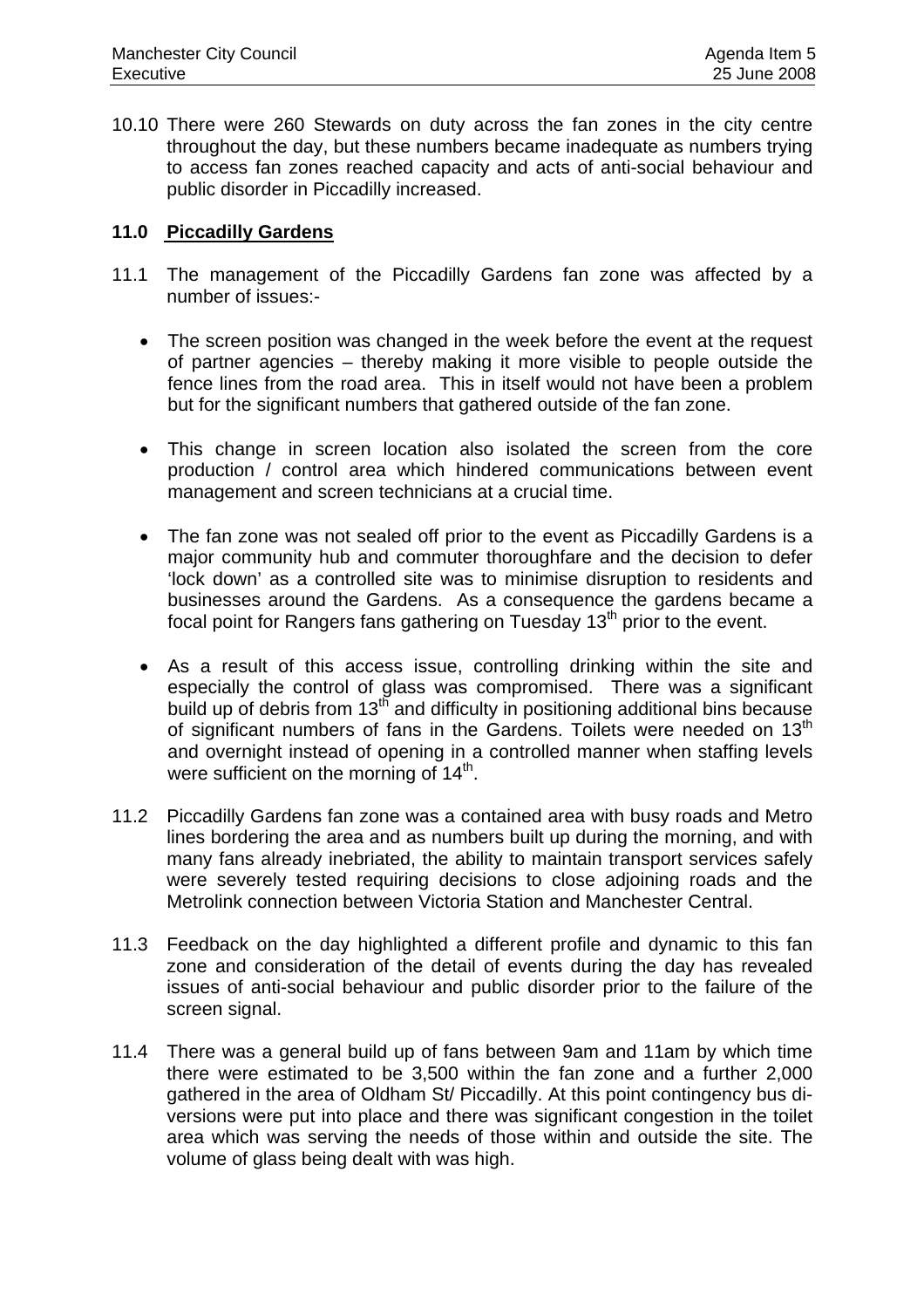10.10 There were 260 Stewards on duty across the fan zones in the city centre throughout the day, but these numbers became inadequate as numbers trying to access fan zones reached capacity and acts of anti-social behaviour and public disorder in Piccadilly increased.

## 11.0 Piccadilly Gardens

11.1 The management of the Piccadilly Gardens fan zone was affected by a number of issues:-

- The screen position was changed in the week before the event at the request of partner agencies – thereby making it more visible to people outside the fence lines from the road area. This in itself would not have been a problem but for the significant numbers that gathered outside of the fan zone.
- This change in screen location also isolated the screen from the core production / control area which hindered communications between event management and screen technicians at a crucial time.
- The fan zone was not sealed off prior to the event as Piccadilly Gardens is a major community hub and commuter thoroughfare and the decision to defer 'lock down' as a controlled site was to minimise disruption to residents and businesses around the Gardens. As a consequence the gardens became a focal point for Rangers fans gathering on Tuesday 13th prior to the event.
- As a result of this access issue, controlling drinking within the site and especially the control of glass was compromised. There was a significant build up of debris from 13th and difficulty in positioning additional bins because of significant numbers of fans in the Gardens. Toilets were needed on 13th and overnight instead of opening in a controlled manner when staffing levels were sufficient on the morning of 14th.

11.2 Piccadilly Gardens fan zone was a contained area with busy roads and Metro lines bordering the area and as numbers built up during the morning, and with many fans already inebriated, the ability to maintain transport services safely were severely tested requiring decisions to close adjoining roads and the Metrolink connection between Victoria Station and Manchester Central.

11.3 Feedback on the day highlighted a different profile and dynamic to this fan zone and consideration of the detail of events during the day has revealed issues of anti-social behaviour and public disorder prior to the failure of the screen signal.

11.4 There was a general build up of fans between 9am and 11am by which time there were estimated to be 3,500 within the fan zone and a further 2,000 gathered in the area of Oldham St/ Piccadilly. At this point contingency bus diversions were put into place and there was significant congestion in the toilet area which was serving the needs of those within and outside the site. The volume of glass being dealt with was high.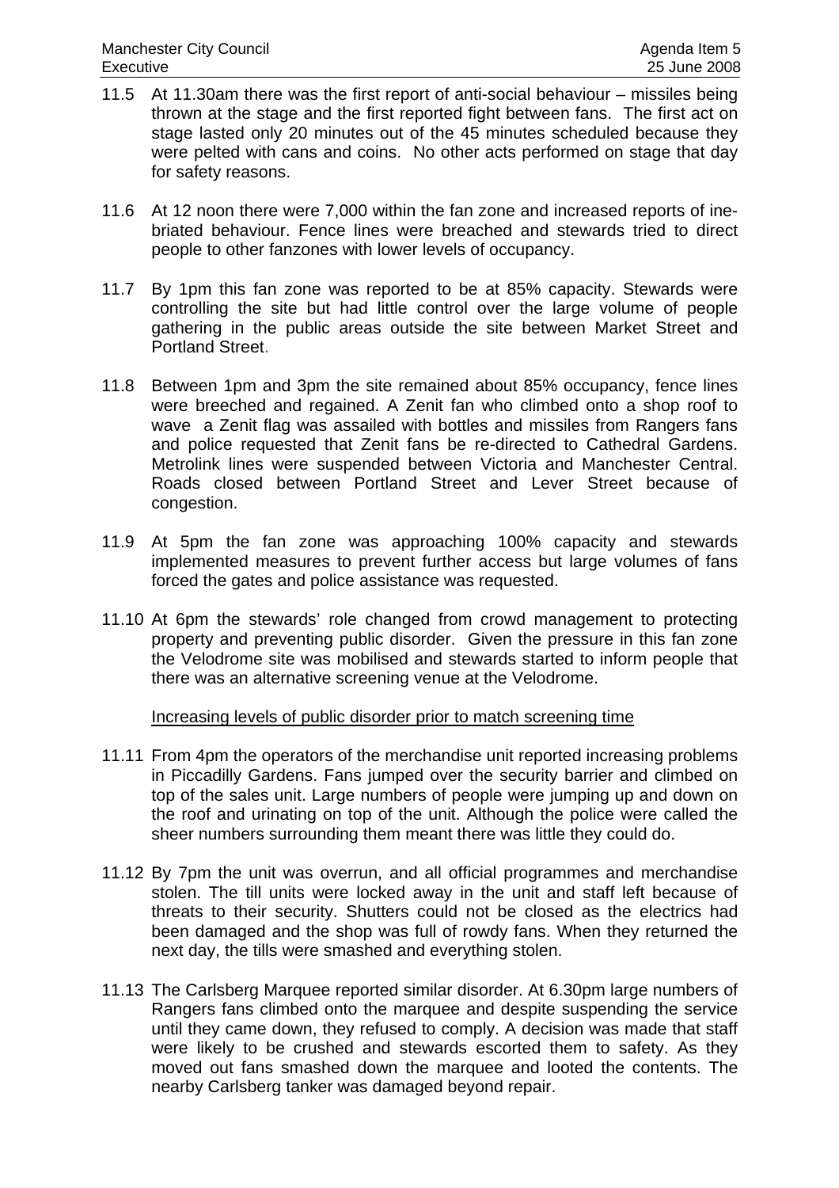11.5 At 11.30am there was the first report of anti-social behaviour – missiles being thrown at the stage and the first reported fight between fans. The first act on stage lasted only 20 minutes out of the 45 minutes scheduled because they were pelted with cans and coins. No other acts performed on stage that day for safety reasons.

11.6 At 12 noon there were 7,000 within the fan zone and increased reports of inebriated behaviour. Fence lines were breached and stewards tried to direct people to other fanzones with lower levels of occupancy.

11.7 By 1pm this fan zone was reported to be at 85% capacity. Stewards were controlling the site but had little control over the large volume of people gathering in the public areas outside the site between Market Street and Portland Street.

11.8 Between 1pm and 3pm the site remained about 85% occupancy, fence lines were breeched and regained. A Zenit fan who climbed onto a shop roof to wave a Zenit flag was assailed with bottles and missiles from Rangers fans and police requested that Zenit fans be re-directed to Cathedral Gardens. Metrolink lines were suspended between Victoria and Manchester Central. Roads closed between Portland Street and Lever Street because of congestion.

11.9 At 5pm the fan zone was approaching 100% capacity and stewards implemented measures to prevent further access but large volumes of fans forced the gates and police assistance was requested.

11.10 At 6pm the stewards' role changed from crowd management to protecting property and preventing public disorder. Given the pressure in this fan zone the Velodrome site was mobilised and stewards started to inform people that there was an alternative screening venue at the Velodrome.

<u>Increasing levels of public disorder prior to match screening time</u>

11.11 From 4pm the operators of the merchandise unit reported increasing problems in Piccadilly Gardens. Fans jumped over the security barrier and climbed on top of the sales unit. Large numbers of people were jumping up and down on the roof and urinating on top of the unit. Although the police were called the sheer numbers surrounding them meant there was little they could do.

11.12 By 7pm the unit was overrun, and all official programmes and merchandise stolen. The till units were locked away in the unit and staff left because of threats to their security. Shutters could not be closed as the electrics had been damaged and the shop was full of rowdy fans. When they returned the next day, the tills were smashed and everything stolen.

11.13 The Carlsberg Marquee reported similar disorder. At 6.30pm large numbers of Rangers fans climbed onto the marquee and despite suspending the service until they came down, they refused to comply. A decision was made that staff were likely to be crushed and stewards escorted them to safety. As they moved out fans smashed down the marquee and looted the contents. The nearby Carlsberg tanker was damaged beyond repair.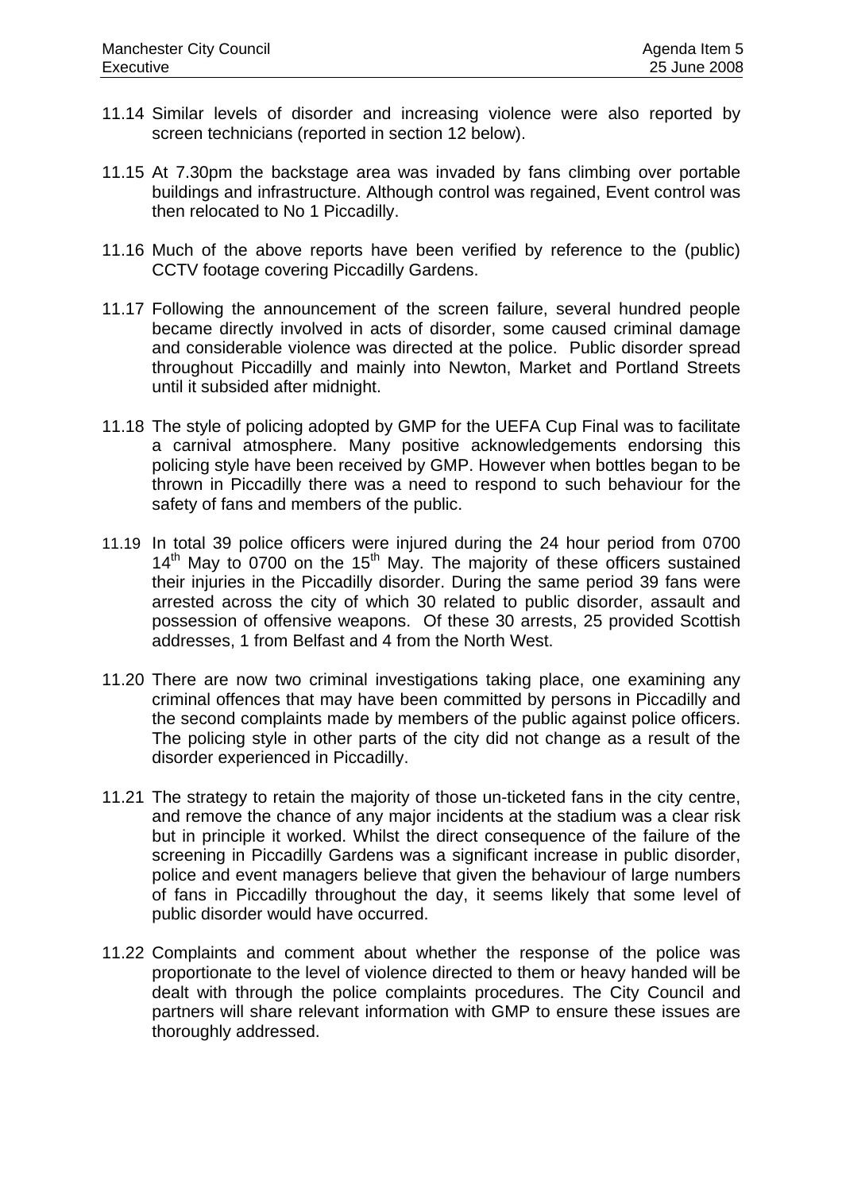11.14 Similar levels of disorder and increasing violence were also reported by screen technicians (reported in section 12 below).

11.15 At 7.30pm the backstage area was invaded by fans climbing over portable buildings and infrastructure. Although control was regained, Event control was then relocated to No 1 Piccadilly.

11.16 Much of the above reports have been verified by reference to the (public) CCTV footage covering Piccadilly Gardens.

11.17 Following the announcement of the screen failure, several hundred people became directly involved in acts of disorder, some caused criminal damage and considerable violence was directed at the police. Public disorder spread throughout Piccadilly and mainly into Newton, Market and Portland Streets until it subsided after midnight.

11.18 The style of policing adopted by GMP for the UEFA Cup Final was to facilitate a carnival atmosphere. Many positive acknowledgements endorsing this policing style have been received by GMP. However when bottles began to be thrown in Piccadilly there was a need to respond to such behaviour for the safety of fans and members of the public.

11.19 In total 39 police officers were injured during the 24 hour period from 0700 14th May to 0700 on the 15th May. The majority of these officers sustained their injuries in the Piccadilly disorder. During the same period 39 fans were arrested across the city of which 30 related to public disorder, assault and possession of offensive weapons. Of these 30 arrests, 25 provided Scottish addresses, 1 from Belfast and 4 from the North West.

11.20 There are now two criminal investigations taking place, one examining any criminal offences that may have been committed by persons in Piccadilly and the second complaints made by members of the public against police officers. The policing style in other parts of the city did not change as a result of the disorder experienced in Piccadilly.

11.21 The strategy to retain the majority of those un-ticketed fans in the city centre, and remove the chance of any major incidents at the stadium was a clear risk but in principle it worked. Whilst the direct consequence of the failure of the screening in Piccadilly Gardens was a significant increase in public disorder, police and event managers believe that given the behaviour of large numbers of fans in Piccadilly throughout the day, it seems likely that some level of public disorder would have occurred.

11.22 Complaints and comment about whether the response of the police was proportionate to the level of violence directed to them or heavy handed will be dealt with through the police complaints procedures. The City Council and partners will share relevant information with GMP to ensure these issues are thoroughly addressed.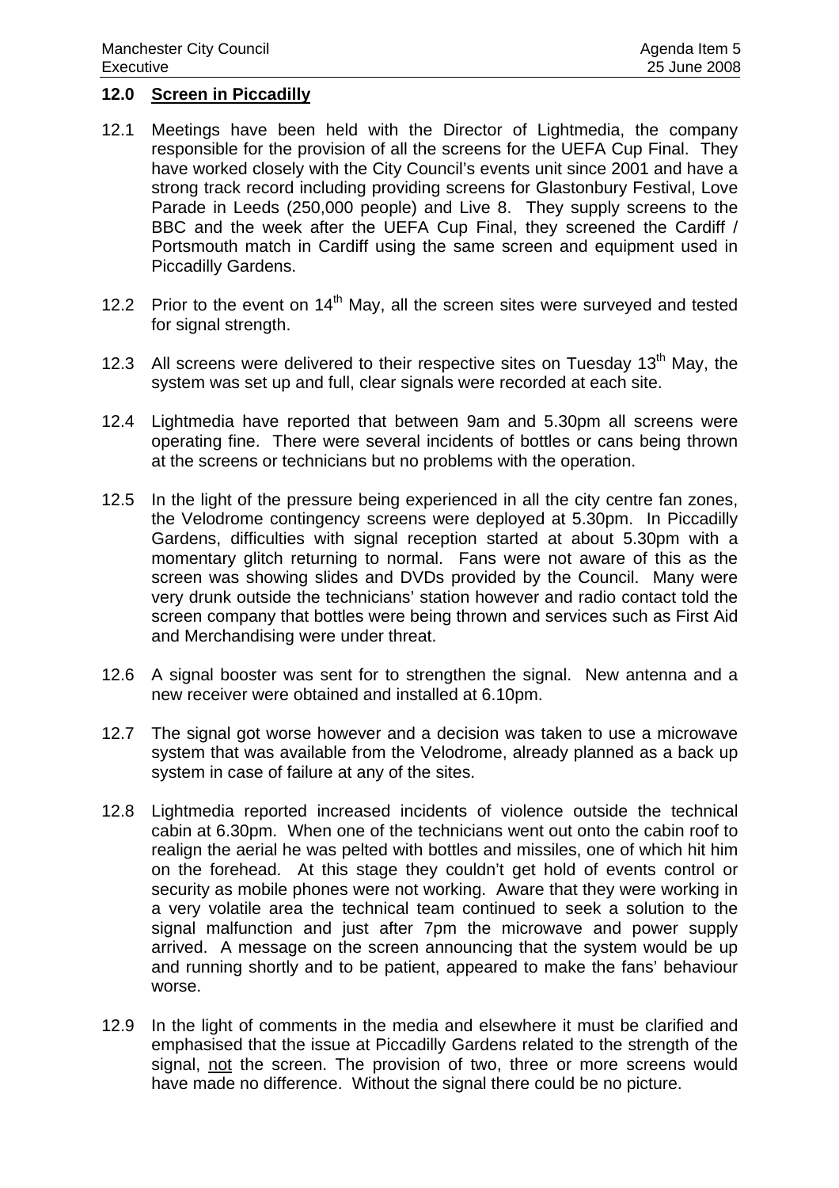## 12.0 Screen in Piccadilly

12.1 Meetings have been held with the Director of Lightmedia, the company responsible for the provision of all the screens for the UEFA Cup Final. They have worked closely with the City Council's events unit since 2001 and have a strong track record including providing screens for Glastonbury Festival, Love Parade in Leeds (250,000 people) and Live 8. They supply screens to the BBC and the week after the UEFA Cup Final, they screened the Cardiff / Portsmouth match in Cardiff using the same screen and equipment used in Piccadilly Gardens.

12.2 Prior to the event on 14th May, all the screen sites were surveyed and tested for signal strength.

12.3 All screens were delivered to their respective sites on Tuesday 13th May, the system was set up and full, clear signals were recorded at each site.

12.4 Lightmedia have reported that between 9am and 5.30pm all screens were operating fine. There were several incidents of bottles or cans being thrown at the screens or technicians but no problems with the operation.

12.5 In the light of the pressure being experienced in all the city centre fan zones, the Velodrome contingency screens were deployed at 5.30pm. In Piccadilly Gardens, difficulties with signal reception started at about 5.30pm with a momentary glitch returning to normal. Fans were not aware of this as the screen was showing slides and DVDs provided by the Council. Many were very drunk outside the technicians' station however and radio contact told the screen company that bottles were being thrown and services such as First Aid and Merchandising were under threat.

12.6 A signal booster was sent for to strengthen the signal. New antenna and a new receiver were obtained and installed at 6.10pm.

12.7 The signal got worse however and a decision was taken to use a microwave system that was available from the Velodrome, already planned as a back up system in case of failure at any of the sites.

12.8 Lightmedia reported increased incidents of violence outside the technical cabin at 6.30pm. When one of the technicians went out onto the cabin roof to realign the aerial he was pelted with bottles and missiles, one of which hit him on the forehead. At this stage they couldn't get hold of events control or security as mobile phones were not working. Aware that they were working in a very volatile area the technical team continued to seek a solution to the signal malfunction and just after 7pm the microwave and power supply arrived. A message on the screen announcing that the system would be up and running shortly and to be patient, appeared to make the fans' behaviour worse.

12.9 In the light of comments in the media and elsewhere it must be clarified and emphasised that the issue at Piccadilly Gardens related to the strength of the signal, <u>not</u> the screen. The provision of two, three or more screens would have made no difference. Without the signal there could be no picture.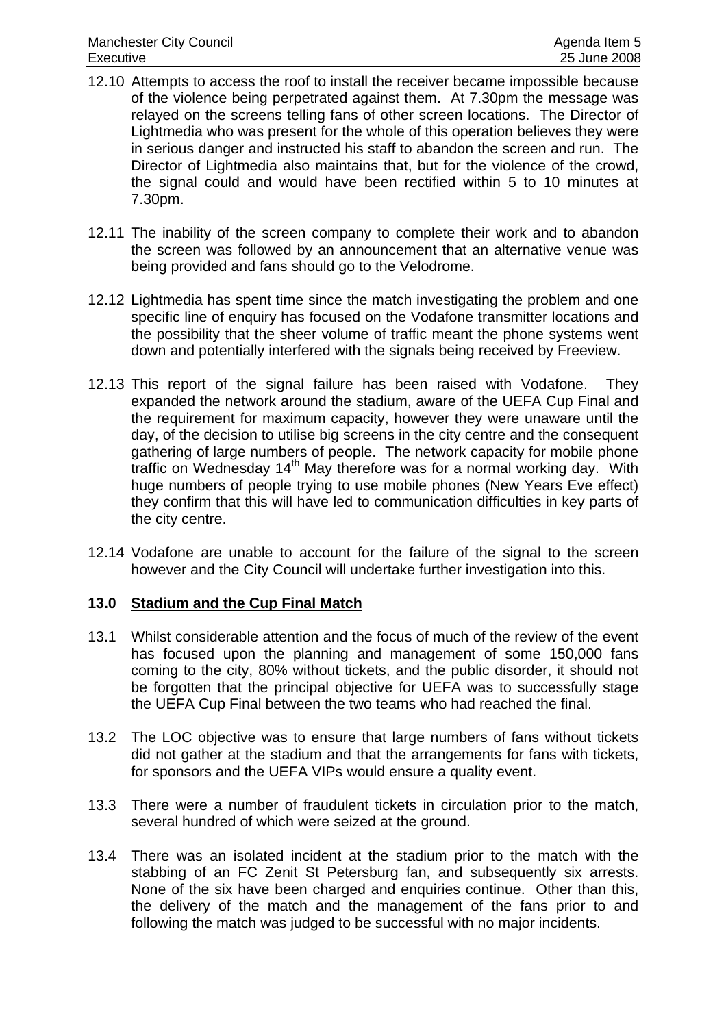12.10 Attempts to access the roof to install the receiver became impossible because of the violence being perpetrated against them. At 7.30pm the message was relayed on the screens telling fans of other screen locations. The Director of Lightmedia who was present for the whole of this operation believes they were in serious danger and instructed his staff to abandon the screen and run. The Director of Lightmedia also maintains that, but for the violence of the crowd, the signal could and would have been rectified within 5 to 10 minutes at 7.30pm.

12.11 The inability of the screen company to complete their work and to abandon the screen was followed by an announcement that an alternative venue was being provided and fans should go to the Velodrome.

12.12 Lightmedia has spent time since the match investigating the problem and one specific line of enquiry has focused on the Vodafone transmitter locations and the possibility that the sheer volume of traffic meant the phone systems went down and potentially interfered with the signals being received by Freeview.

12.13 This report of the signal failure has been raised with Vodafone. They expanded the network around the stadium, aware of the UEFA Cup Final and the requirement for maximum capacity, however they were unaware until the day, of the decision to utilise big screens in the city centre and the consequent gathering of large numbers of people. The network capacity for mobile phone traffic on Wednesday 14th May therefore was for a normal working day. With huge numbers of people trying to use mobile phones (New Years Eve effect) they confirm that this will have led to communication difficulties in key parts of the city centre.

12.14 Vodafone are unable to account for the failure of the signal to the screen however and the City Council will undertake further investigation into this.

## 13.0 Stadium and the Cup Final Match

13.1 Whilst considerable attention and the focus of much of the review of the event has focused upon the planning and management of some 150,000 fans coming to the city, 80% without tickets, and the public disorder, it should not be forgotten that the principal objective for UEFA was to successfully stage the UEFA Cup Final between the two teams who had reached the final.

13.2 The LOC objective was to ensure that large numbers of fans without tickets did not gather at the stadium and that the arrangements for fans with tickets, for sponsors and the UEFA VIPs would ensure a quality event.

13.3 There were a number of fraudulent tickets in circulation prior to the match, several hundred of which were seized at the ground.

13.4 There was an isolated incident at the stadium prior to the match with the stabbing of an FC Zenit St Petersburg fan, and subsequently six arrests. None of the six have been charged and enquiries continue. Other than this, the delivery of the match and the management of the fans prior to and following the match was judged to be successful with no major incidents.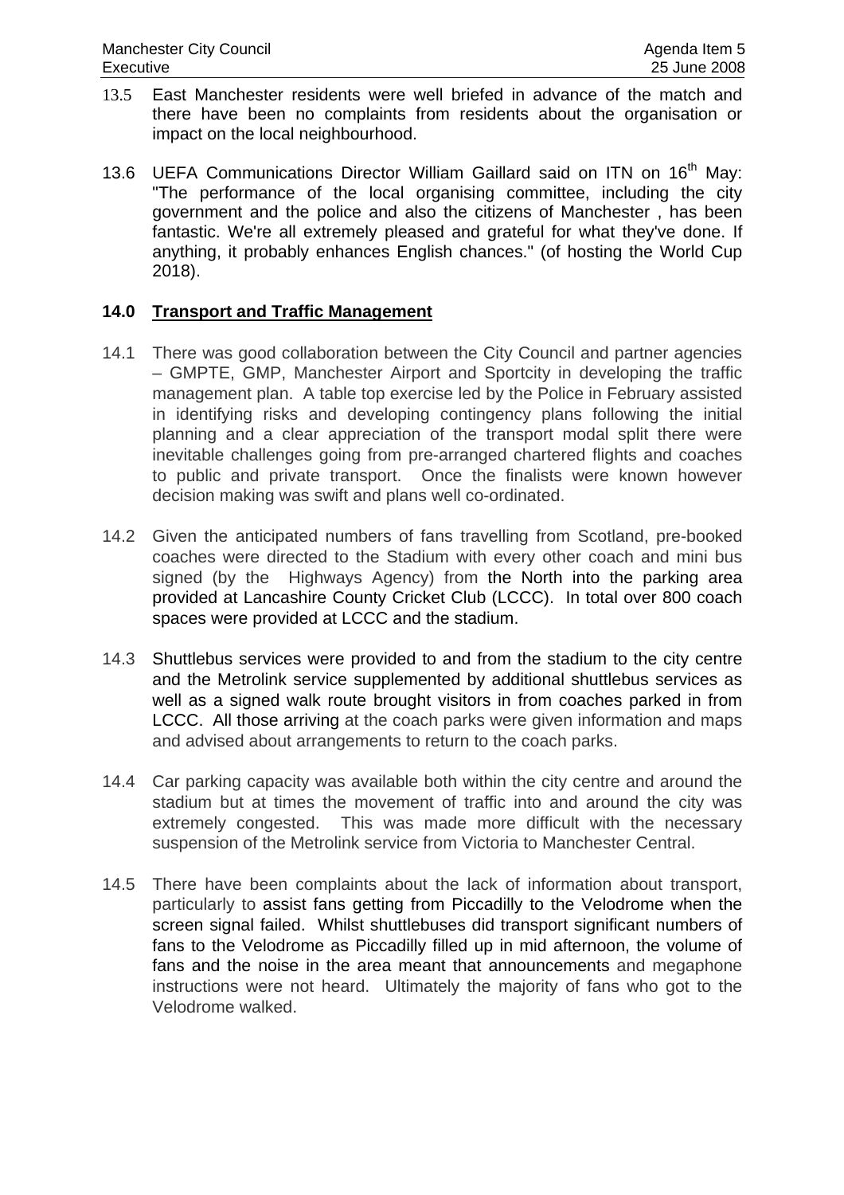13.5 East Manchester residents were well briefed in advance of the match and there have been no complaints from residents about the organisation or impact on the local neighbourhood.

13.6 UEFA Communications Director William Gaillard said on ITN on 16th May: "The performance of the local organising committee, including the city government and the police and also the citizens of Manchester , has been fantastic. We're all extremely pleased and grateful for what they've done. If anything, it probably enhances English chances." (of hosting the World Cup 2018).

## 14.0 Transport and Traffic Management

14.1 There was good collaboration between the City Council and partner agencies – GMPTE, GMP, Manchester Airport and Sportcity in developing the traffic management plan. A table top exercise led by the Police in February assisted in identifying risks and developing contingency plans following the initial planning and a clear appreciation of the transport modal split there were inevitable challenges going from pre-arranged chartered flights and coaches to public and private transport. Once the finalists were known however decision making was swift and plans well co-ordinated.

14.2 Given the anticipated numbers of fans travelling from Scotland, pre-booked coaches were directed to the Stadium with every other coach and mini bus signed (by the Highways Agency) from the North into the parking area provided at Lancashire County Cricket Club (LCCC). In total over 800 coach spaces were provided at LCCC and the stadium.

14.3 Shuttlebus services were provided to and from the stadium to the city centre and the Metrolink service supplemented by additional shuttlebus services as well as a signed walk route brought visitors in from coaches parked in from LCCC. All those arriving at the coach parks were given information and maps and advised about arrangements to return to the coach parks.

14.4 Car parking capacity was available both within the city centre and around the stadium but at times the movement of traffic into and around the city was extremely congested. This was made more difficult with the necessary suspension of the Metrolink service from Victoria to Manchester Central.

14.5 There have been complaints about the lack of information about transport, particularly to assist fans getting from Piccadilly to the Velodrome when the screen signal failed. Whilst shuttlebuses did transport significant numbers of fans to the Velodrome as Piccadilly filled up in mid afternoon, the volume of fans and the noise in the area meant that announcements and megaphone instructions were not heard. Ultimately the majority of fans who got to the Velodrome walked.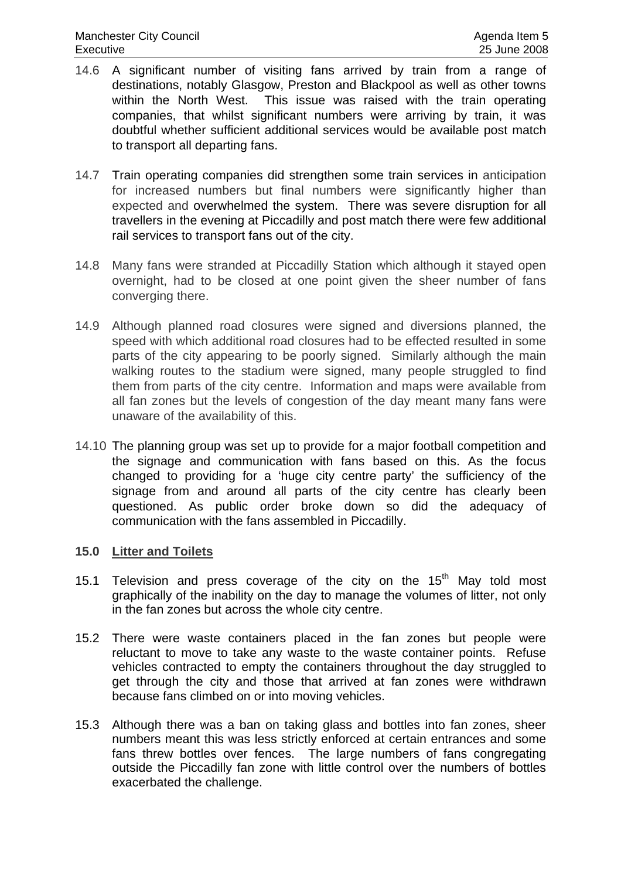14.6 A significant number of visiting fans arrived by train from a range of destinations, notably Glasgow, Preston and Blackpool as well as other towns within the North West. This issue was raised with the train operating companies, that whilst significant numbers were arriving by train, it was doubtful whether sufficient additional services would be available post match to transport all departing fans.

14.7 Train operating companies did strengthen some train services in anticipation for increased numbers but final numbers were significantly higher than expected and overwhelmed the system. There was severe disruption for all travellers in the evening at Piccadilly and post match there were few additional rail services to transport fans out of the city.

14.8 Many fans were stranded at Piccadilly Station which although it stayed open overnight, had to be closed at one point given the sheer number of fans converging there.

14.9 Although planned road closures were signed and diversions planned, the speed with which additional road closures had to be effected resulted in some parts of the city appearing to be poorly signed. Similarly although the main walking routes to the stadium were signed, many people struggled to find them from parts of the city centre. Information and maps were available from all fan zones but the levels of congestion of the day meant many fans were unaware of the availability of this.

14.10 The planning group was set up to provide for a major football competition and the signage and communication with fans based on this. As the focus changed to providing for a 'huge city centre party' the sufficiency of the signage from and around all parts of the city centre has clearly been questioned. As public order broke down so did the adequacy of communication with the fans assembled in Piccadilly.

**15.0 Litter and Toilets**

15.1 Television and press coverage of the city on the 15th May told most graphically of the inability on the day to manage the volumes of litter, not only in the fan zones but across the whole city centre.

15.2 There were waste containers placed in the fan zones but people were reluctant to move to take any waste to the waste container points. Refuse vehicles contracted to empty the containers throughout the day struggled to get through the city and those that arrived at fan zones were withdrawn because fans climbed on or into moving vehicles.

15.3 Although there was a ban on taking glass and bottles into fan zones, sheer numbers meant this was less strictly enforced at certain entrances and some fans threw bottles over fences. The large numbers of fans congregating outside the Piccadilly fan zone with little control over the numbers of bottles exacerbated the challenge.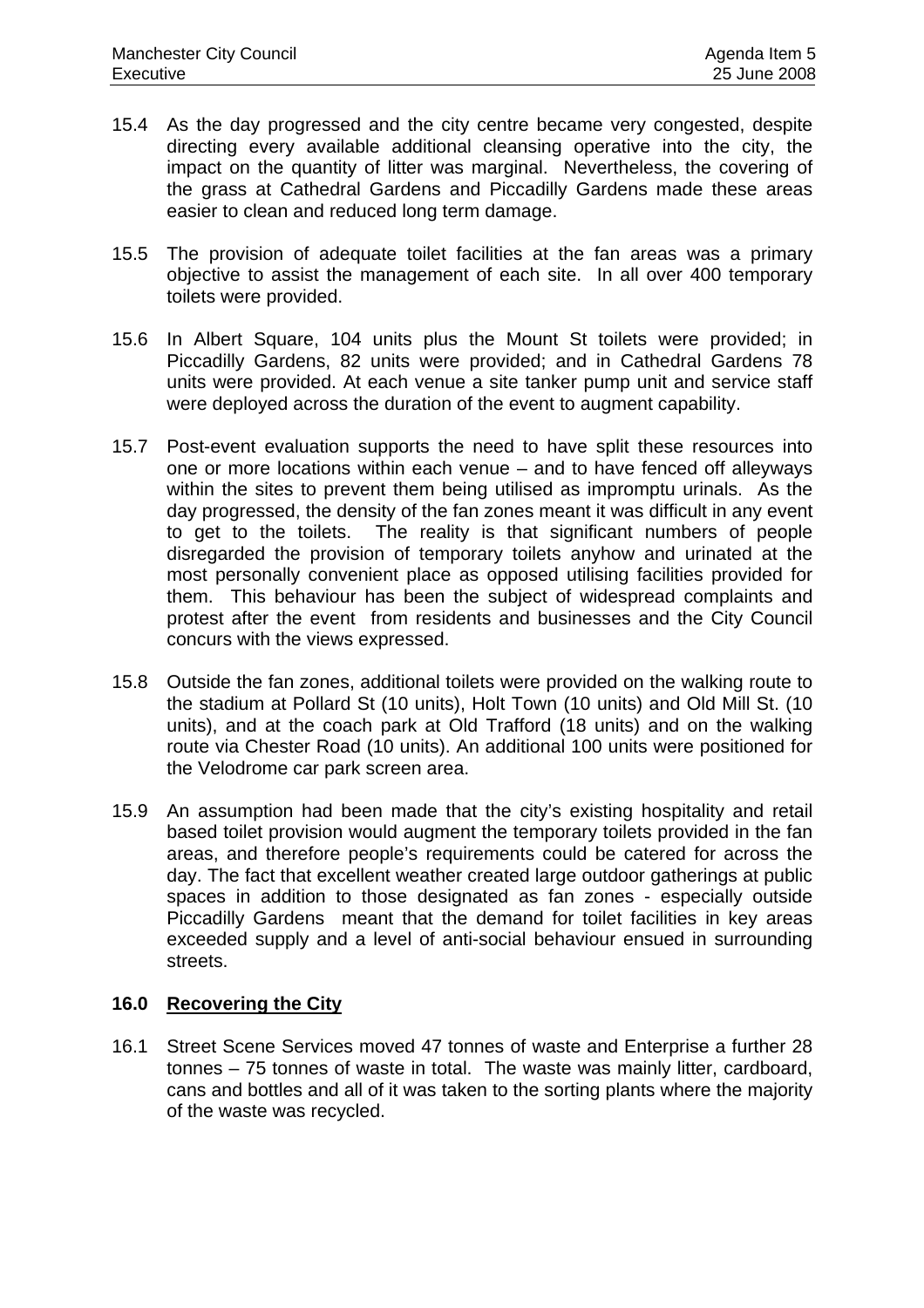15.4 As the day progressed and the city centre became very congested, despite directing every available additional cleansing operative into the city, the impact on the quantity of litter was marginal. Nevertheless, the covering of the grass at Cathedral Gardens and Piccadilly Gardens made these areas easier to clean and reduced long term damage.

15.5 The provision of adequate toilet facilities at the fan areas was a primary objective to assist the management of each site. In all over 400 temporary toilets were provided.

15.6 In Albert Square, 104 units plus the Mount St toilets were provided; in Piccadilly Gardens, 82 units were provided; and in Cathedral Gardens 78 units were provided. At each venue a site tanker pump unit and service staff were deployed across the duration of the event to augment capability.

15.7 Post-event evaluation supports the need to have split these resources into one or more locations within each venue – and to have fenced off alleyways within the sites to prevent them being utilised as impromptu urinals. As the day progressed, the density of the fan zones meant it was difficult in any event to get to the toilets. The reality is that significant numbers of people disregarded the provision of temporary toilets anyhow and urinated at the most personally convenient place as opposed utilising facilities provided for them. This behaviour has been the subject of widespread complaints and protest after the event from residents and businesses and the City Council concurs with the views expressed.

15.8 Outside the fan zones, additional toilets were provided on the walking route to the stadium at Pollard St (10 units), Holt Town (10 units) and Old Mill St. (10 units), and at the coach park at Old Trafford (18 units) and on the walking route via Chester Road (10 units). An additional 100 units were positioned for the Velodrome car park screen area.

15.9 An assumption had been made that the city's existing hospitality and retail based toilet provision would augment the temporary toilets provided in the fan areas, and therefore people's requirements could be catered for across the day. The fact that excellent weather created large outdoor gatherings at public spaces in addition to those designated as fan zones - especially outside Piccadilly Gardens meant that the demand for toilet facilities in key areas exceeded supply and a level of anti-social behaviour ensued in surrounding streets.

## 16.0 Recovering the City

16.1 Street Scene Services moved 47 tonnes of waste and Enterprise a further 28 tonnes – 75 tonnes of waste in total. The waste was mainly litter, cardboard, cans and bottles and all of it was taken to the sorting plants where the majority of the waste was recycled.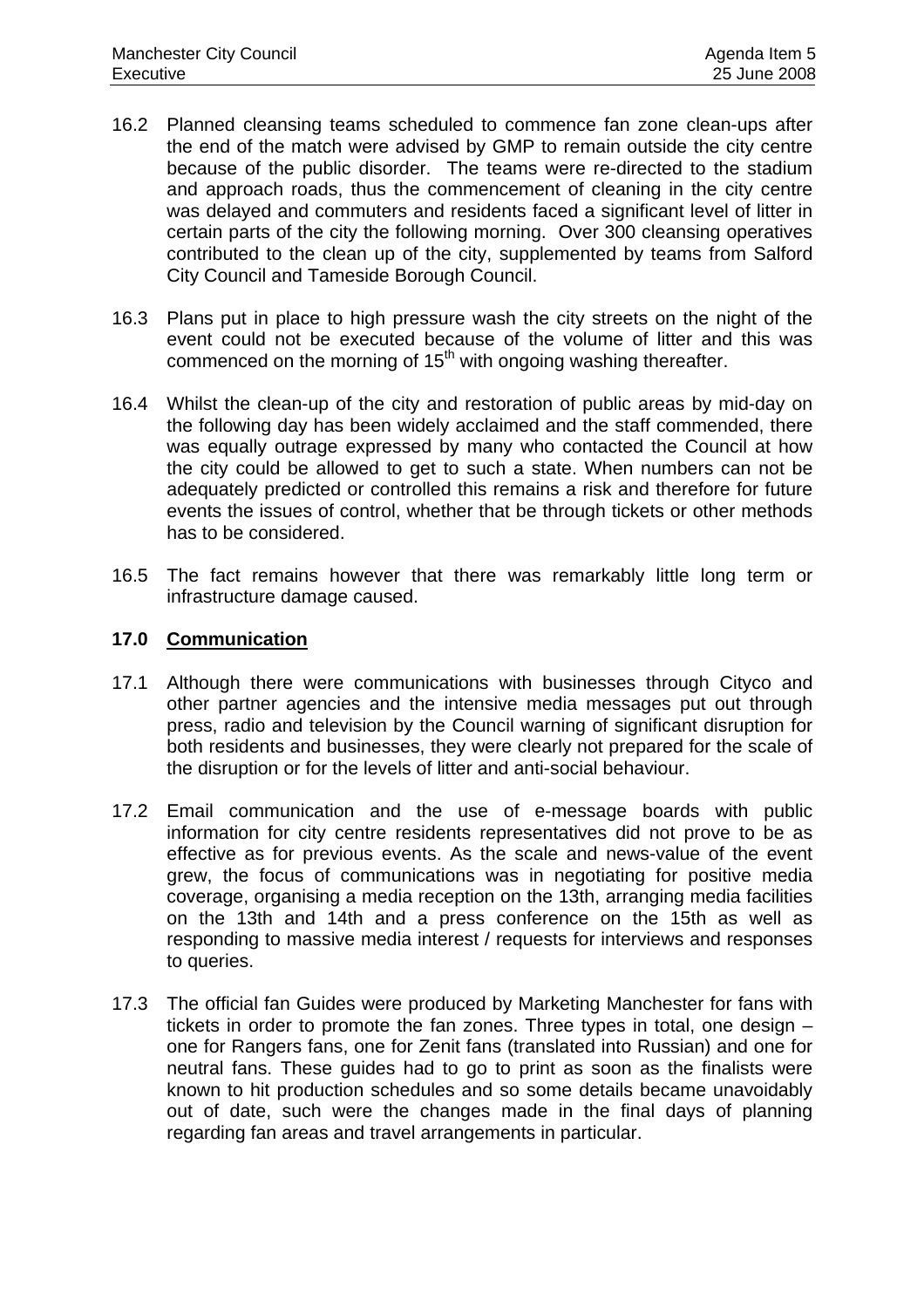16.2 Planned cleansing teams scheduled to commence fan zone clean-ups after the end of the match were advised by GMP to remain outside the city centre because of the public disorder. The teams were re-directed to the stadium and approach roads, thus the commencement of cleaning in the city centre was delayed and commuters and residents faced a significant level of litter in certain parts of the city the following morning. Over 300 cleansing operatives contributed to the clean up of the city, supplemented by teams from Salford City Council and Tameside Borough Council.

16.3 Plans put in place to high pressure wash the city streets on the night of the event could not be executed because of the volume of litter and this was commenced on the morning of 15th with ongoing washing thereafter.

16.4 Whilst the clean-up of the city and restoration of public areas by mid-day on the following day has been widely acclaimed and the staff commended, there was equally outrage expressed by many who contacted the Council at how the city could be allowed to get to such a state. When numbers can not be adequately predicted or controlled this remains a risk and therefore for future events the issues of control, whether that be through tickets or other methods has to be considered.

16.5 The fact remains however that there was remarkably little long term or infrastructure damage caused.

## 17.0 Communication

17.1 Although there were communications with businesses through Cityco and other partner agencies and the intensive media messages put out through press, radio and television by the Council warning of significant disruption for both residents and businesses, they were clearly not prepared for the scale of the disruption or for the levels of litter and anti-social behaviour.

17.2 Email communication and the use of e-message boards with public information for city centre residents representatives did not prove to be as effective as for previous events. As the scale and news-value of the event grew, the focus of communications was in negotiating for positive media coverage, organising a media reception on the 13th, arranging media facilities on the 13th and 14th and a press conference on the 15th as well as responding to massive media interest / requests for interviews and responses to queries.

17.3 The official fan Guides were produced by Marketing Manchester for fans with tickets in order to promote the fan zones. Three types in total, one design – one for Rangers fans, one for Zenit fans (translated into Russian) and one for neutral fans. These guides had to go to print as soon as the finalists were known to hit production schedules and so some details became unavoidably out of date, such were the changes made in the final days of planning regarding fan areas and travel arrangements in particular.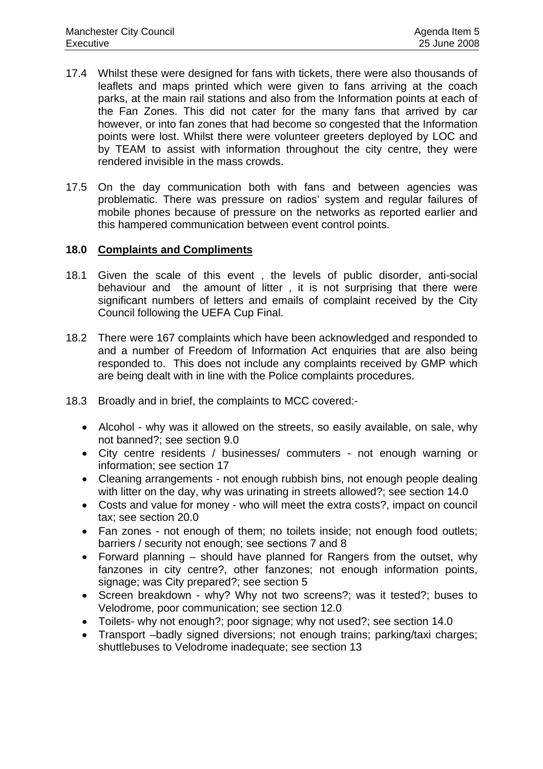17.4 Whilst these were designed for fans with tickets, there were also thousands of leaflets and maps printed which were given to fans arriving at the coach parks, at the main rail stations and also from the Information points at each of the Fan Zones. This did not cater for the many fans that arrived by car however, or into fan zones that had become so congested that the Information points were lost. Whilst there were volunteer greeters deployed by LOC and by TEAM to assist with information throughout the city centre, they were rendered invisible in the mass crowds.

17.5 On the day communication both with fans and between agencies was problematic. There was pressure on radios' system and regular failures of mobile phones because of pressure on the networks as reported earlier and this hampered communication between event control points.

## 18.0 Complaints and Compliments

18.1 Given the scale of this event , the levels of public disorder, anti-social behaviour and the amount of litter , it is not surprising that there were significant numbers of letters and emails of complaint received by the City Council following the UEFA Cup Final.

18.2 There were 167 complaints which have been acknowledged and responded to and a number of Freedom of Information Act enquiries that are also being responded to. This does not include any complaints received by GMP which are being dealt with in line with the Police complaints procedures.

18.3 Broadly and in brief, the complaints to MCC covered:-

- Alcohol - why was it allowed on the streets, so easily available, on sale, why not banned?; see section 9.0
- City centre residents / businesses/ commuters - not enough warning or information; see section 17
- Cleaning arrangements - not enough rubbish bins, not enough people dealing with litter on the day, why was urinating in streets allowed?; see section 14.0
- Costs and value for money - who will meet the extra costs?, impact on council tax; see section 20.0
- Fan zones - not enough of them; no toilets inside; not enough food outlets; barriers / security not enough; see sections 7 and 8
- Forward planning – should have planned for Rangers from the outset, why fanzones in city centre?, other fanzones; not enough information points, signage; was City prepared?; see section 5
- Screen breakdown - why? Why not two screens?; was it tested?; buses to Velodrome, poor communication; see section 12.0
- Toilets- why not enough?; poor signage; why not used?; see section 14.0
- Transport –badly signed diversions; not enough trains; parking/taxi charges; shuttlebuses to Velodrome inadequate; see section 13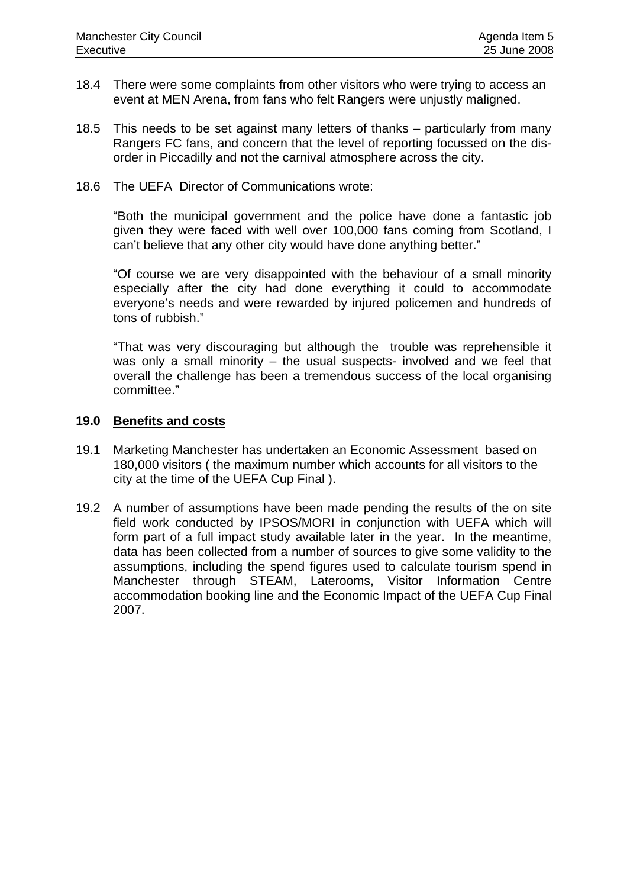18.4 There were some complaints from other visitors who were trying to access an event at MEN Arena, from fans who felt Rangers were unjustly maligned.

18.5 This needs to be set against many letters of thanks – particularly from many Rangers FC fans, and concern that the level of reporting focussed on the dis-order in Piccadilly and not the carnival atmosphere across the city.

18.6 The UEFA Director of Communications wrote:

> "Both the municipal government and the police have done a fantastic job given they were faced with well over 100,000 fans coming from Scotland, I can't believe that any other city would have done anything better."
>
> "Of course we are very disappointed with the behaviour of a small minority especially after the city had done everything it could to accommodate everyone's needs and were rewarded by injured policemen and hundreds of tons of rubbish."
>
> "That was very discouraging but although the trouble was reprehensible it was only a small minority – the usual suspects- involved and we feel that overall the challenge has been a tremendous success of the local organising committee."

## 19.0 Benefits and costs

19.1 Marketing Manchester has undertaken an Economic Assessment based on 180,000 visitors ( the maximum number which accounts for all visitors to the city at the time of the UEFA Cup Final ).

19.2 A number of assumptions have been made pending the results of the on site field work conducted by IPSOS/MORI in conjunction with UEFA which will form part of a full impact study available later in the year. In the meantime, data has been collected from a number of sources to give some validity to the assumptions, including the spend figures used to calculate tourism spend in Manchester through STEAM, Laterooms, Visitor Information Centre accommodation booking line and the Economic Impact of the UEFA Cup Final 2007.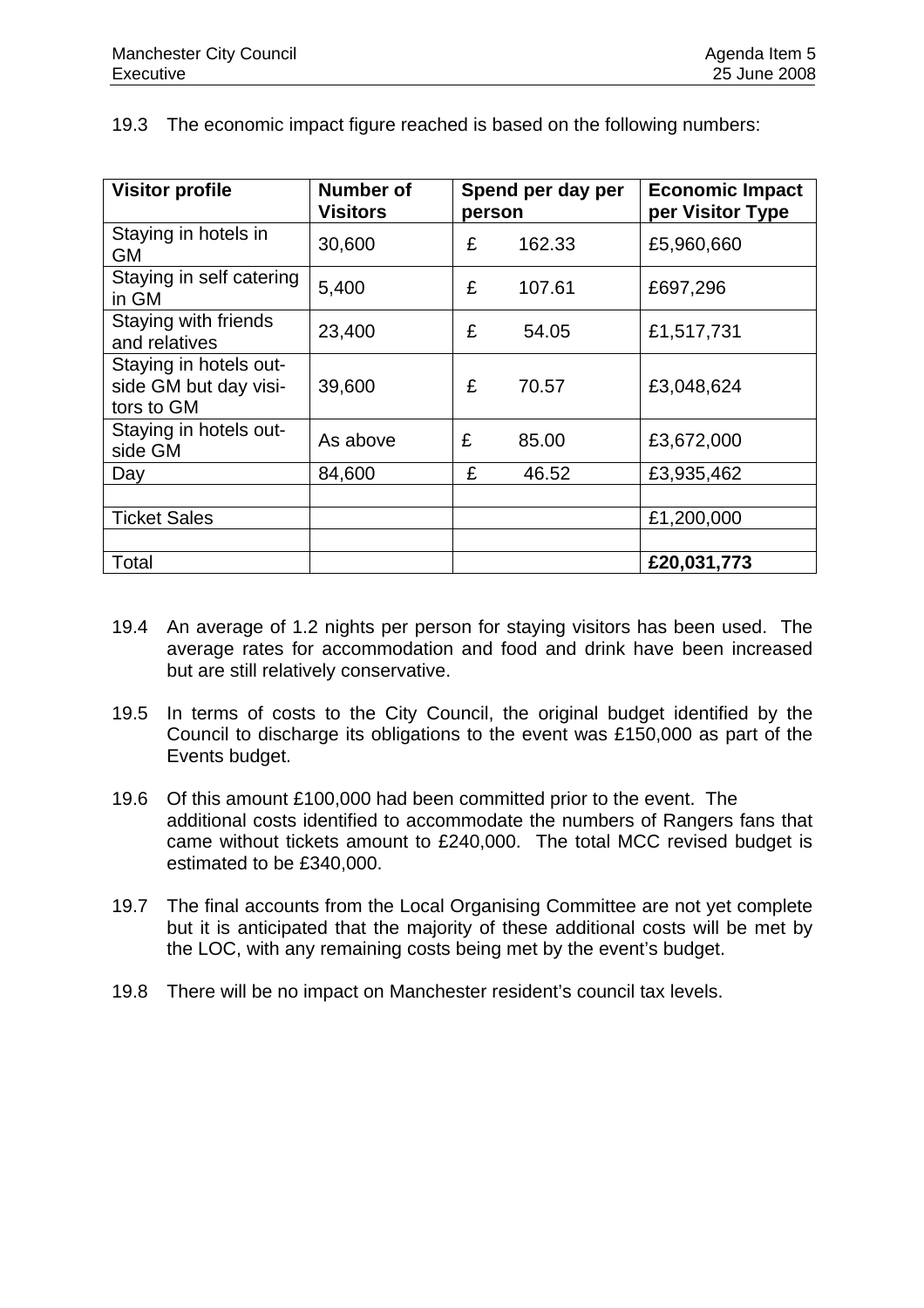19.3 The economic impact figure reached is based on the following numbers:

| Visitor profile | Number of Visitors | Spend per day per person | Economic Impact per Visitor Type |
|---|---|---|---|
| Staying in hotels in GM | 30,600 | £ 162.33 | £5,960,660 |
| Staying in self catering in GM | 5,400 | £ 107.61 | £697,296 |
| Staying with friends and relatives | 23,400 | £ 54.05 | £1,517,731 |
| Staying in hotels outside GM but day visitors to GM | 39,600 | £ 70.57 | £3,048,624 |
| Staying in hotels outside GM | As above | £ 85.00 | £3,672,000 |
| Day | 84,600 | £ 46.52 | £3,935,462 |
| | | | |
| Ticket Sales | | | £1,200,000 |
| | | | |
| Total | | | **£20,031,773** |

19.4 An average of 1.2 nights per person for staying visitors has been used. The average rates for accommodation and food and drink have been increased but are still relatively conservative.

19.5 In terms of costs to the City Council, the original budget identified by the Council to discharge its obligations to the event was £150,000 as part of the Events budget.

19.6 Of this amount £100,000 had been committed prior to the event. The additional costs identified to accommodate the numbers of Rangers fans that came without tickets amount to £240,000. The total MCC revised budget is estimated to be £340,000.

19.7 The final accounts from the Local Organising Committee are not yet complete but it is anticipated that the majority of these additional costs will be met by the LOC, with any remaining costs being met by the event's budget.

19.8 There will be no impact on Manchester resident's council tax levels.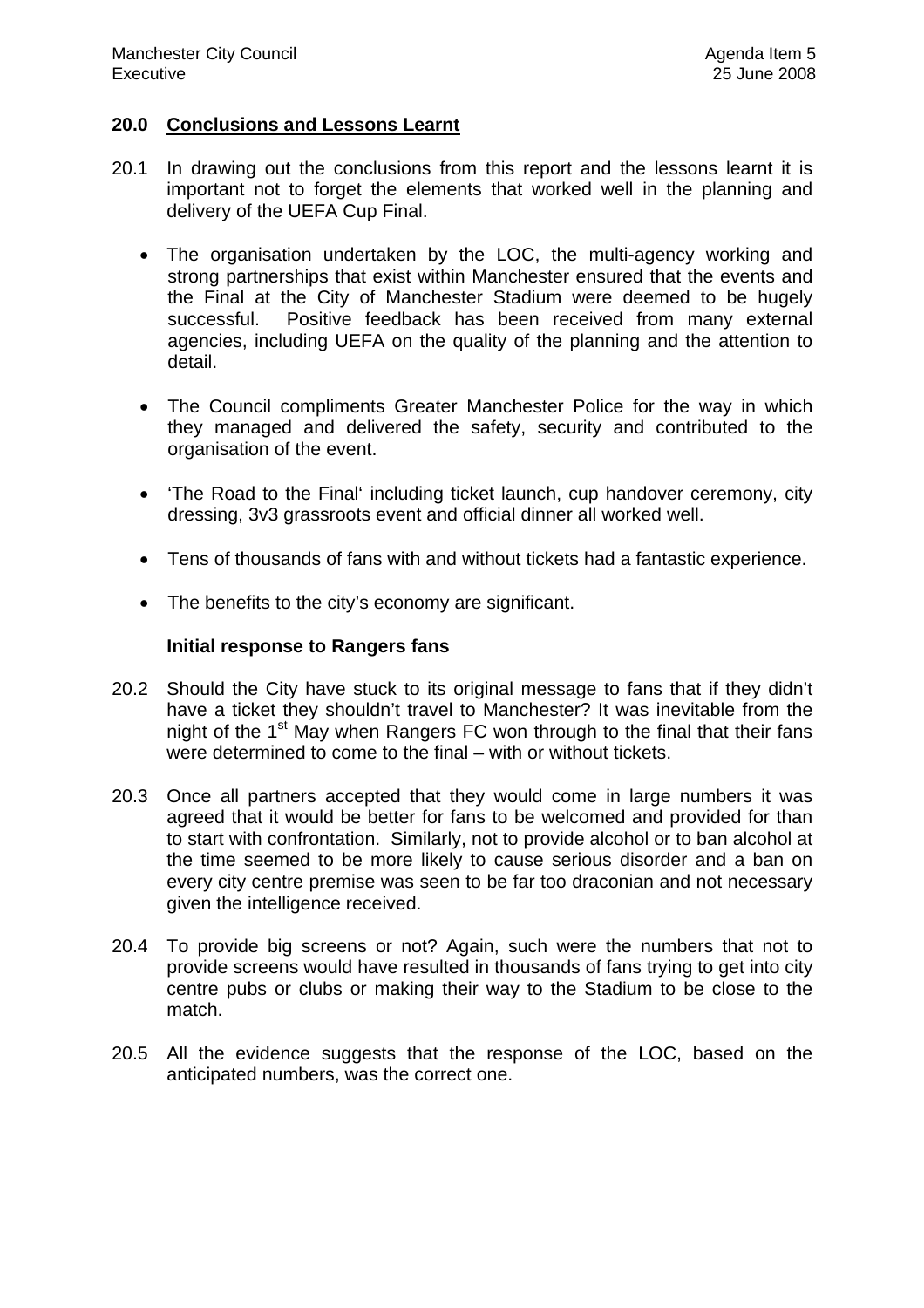## 20.0 Conclusions and Lessons Learnt

20.1 In drawing out the conclusions from this report and the lessons learnt it is important not to forget the elements that worked well in the planning and delivery of the UEFA Cup Final.

- The organisation undertaken by the LOC, the multi-agency working and strong partnerships that exist within Manchester ensured that the events and the Final at the City of Manchester Stadium were deemed to be hugely successful. Positive feedback has been received from many external agencies, including UEFA on the quality of the planning and the attention to detail.
- The Council compliments Greater Manchester Police for the way in which they managed and delivered the safety, security and contributed to the organisation of the event.
- 'The Road to the Final' including ticket launch, cup handover ceremony, city dressing, 3v3 grassroots event and official dinner all worked well.
- Tens of thousands of fans with and without tickets had a fantastic experience.
- The benefits to the city's economy are significant.

**Initial response to Rangers fans**

20.2 Should the City have stuck to its original message to fans that if they didn't have a ticket they shouldn't travel to Manchester? It was inevitable from the night of the 1st May when Rangers FC won through to the final that their fans were determined to come to the final – with or without tickets.

20.3 Once all partners accepted that they would come in large numbers it was agreed that it would be better for fans to be welcomed and provided for than to start with confrontation. Similarly, not to provide alcohol or to ban alcohol at the time seemed to be more likely to cause serious disorder and a ban on every city centre premise was seen to be far too draconian and not necessary given the intelligence received.

20.4 To provide big screens or not? Again, such were the numbers that not to provide screens would have resulted in thousands of fans trying to get into city centre pubs or clubs or making their way to the Stadium to be close to the match.

20.5 All the evidence suggests that the response of the LOC, based on the anticipated numbers, was the correct one.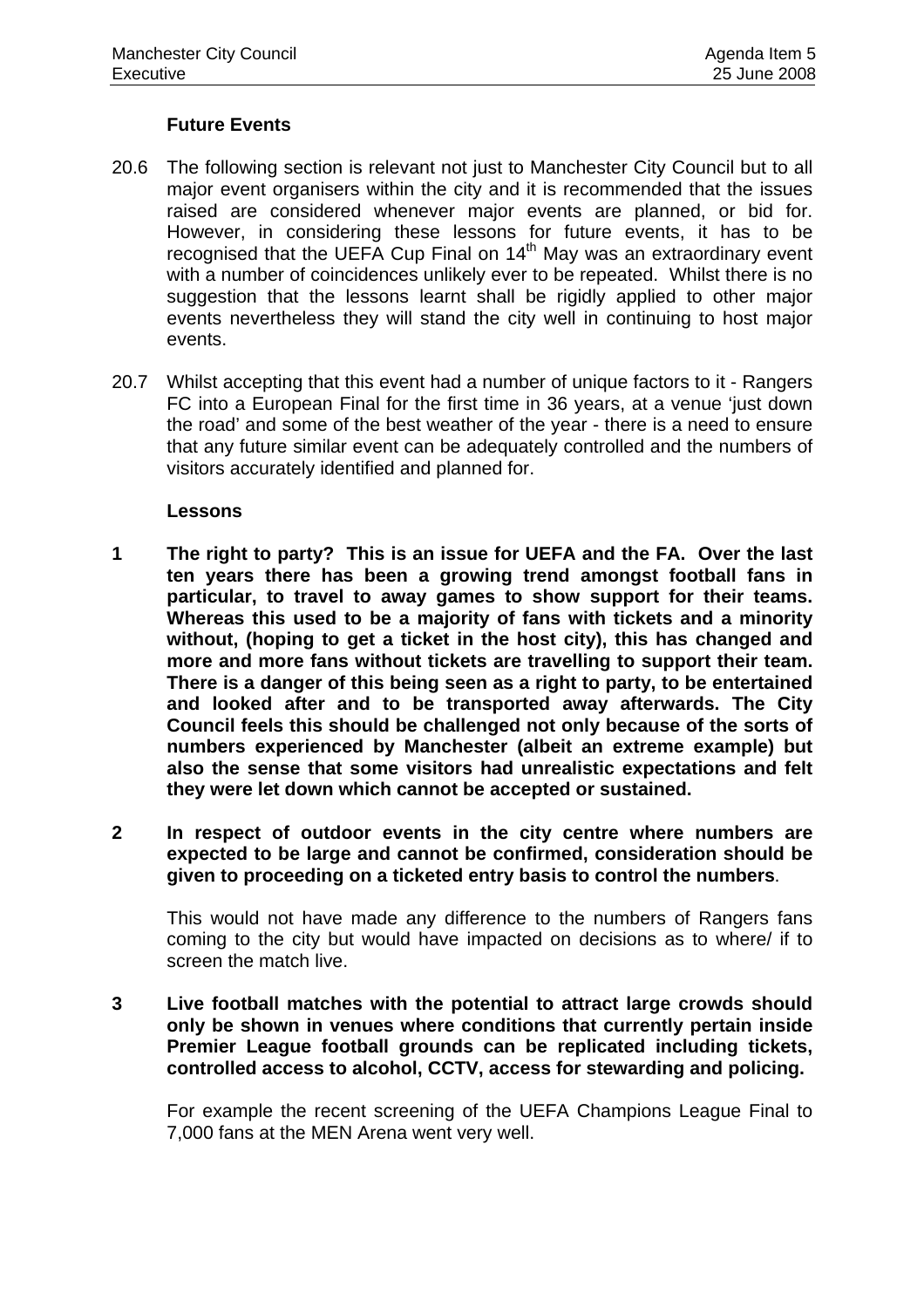**Future Events**

20.6 The following section is relevant not just to Manchester City Council but to all major event organisers within the city and it is recommended that the issues raised are considered whenever major events are planned, or bid for. However, in considering these lessons for future events, it has to be recognised that the UEFA Cup Final on 14th May was an extraordinary event with a number of coincidences unlikely ever to be repeated. Whilst there is no suggestion that the lessons learnt shall be rigidly applied to other major events nevertheless they will stand the city well in continuing to host major events.

20.7 Whilst accepting that this event had a number of unique factors to it - Rangers FC into a European Final for the first time in 36 years, at a venue 'just down the road' and some of the best weather of the year - there is a need to ensure that any future similar event can be adequately controlled and the numbers of visitors accurately identified and planned for.

**Lessons**

**1 The right to party? This is an issue for UEFA and the FA. Over the last ten years there has been a growing trend amongst football fans in particular, to travel to away games to show support for their teams. Whereas this used to be a majority of fans with tickets and a minority without, (hoping to get a ticket in the host city), this has changed and more and more fans without tickets are travelling to support their team. There is a danger of this being seen as a right to party, to be entertained and looked after and to be transported away afterwards. The City Council feels this should be challenged not only because of the sorts of numbers experienced by Manchester (albeit an extreme example) but also the sense that some visitors had unrealistic expectations and felt they were let down which cannot be accepted or sustained.**

**2 In respect of outdoor events in the city centre where numbers are expected to be large and cannot be confirmed, consideration should be given to proceeding on a ticketed entry basis to control the numbers**.

This would not have made any difference to the numbers of Rangers fans coming to the city but would have impacted on decisions as to where/ if to screen the match live.

**3 Live football matches with the potential to attract large crowds should only be shown in venues where conditions that currently pertain inside Premier League football grounds can be replicated including tickets, controlled access to alcohol, CCTV, access for stewarding and policing.**

For example the recent screening of the UEFA Champions League Final to 7,000 fans at the MEN Arena went very well.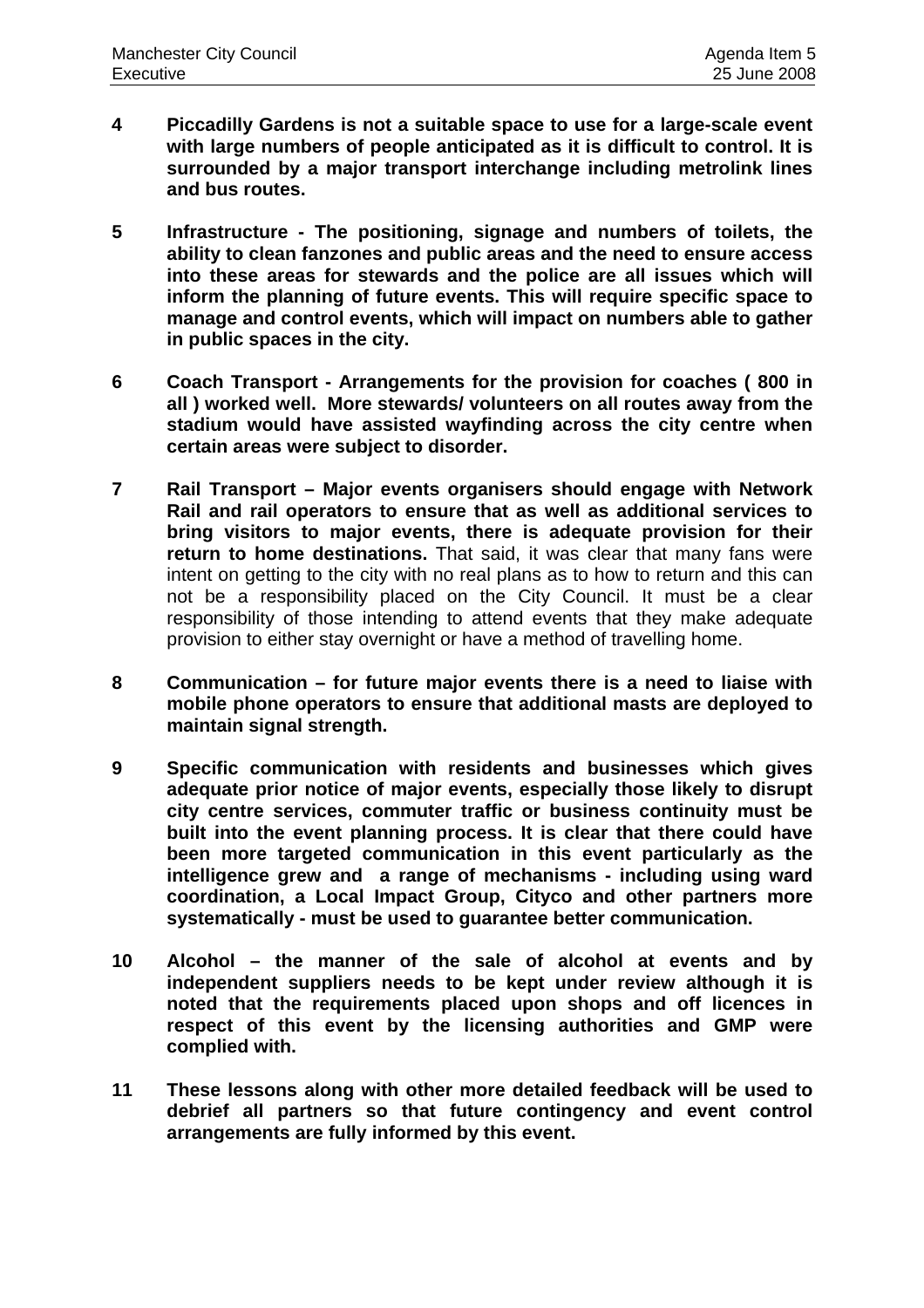**4 Piccadilly Gardens is not a suitable space to use for a large-scale event with large numbers of people anticipated as it is difficult to control. It is surrounded by a major transport interchange including metrolink lines and bus routes.**

**5 Infrastructure - The positioning, signage and numbers of toilets, the ability to clean fanzones and public areas and the need to ensure access into these areas for stewards and the police are all issues which will inform the planning of future events. This will require specific space to manage and control events, which will impact on numbers able to gather in public spaces in the city.**

**6 Coach Transport - Arrangements for the provision for coaches ( 800 in all ) worked well. More stewards/ volunteers on all routes away from the stadium would have assisted wayfinding across the city centre when certain areas were subject to disorder.**

**7 Rail Transport – Major events organisers should engage with Network Rail and rail operators to ensure that as well as additional services to bring visitors to major events, there is adequate provision for their return to home destinations.** That said, it was clear that many fans were intent on getting to the city with no real plans as to how to return and this can not be a responsibility placed on the City Council. It must be a clear responsibility of those intending to attend events that they make adequate provision to either stay overnight or have a method of travelling home.

**8 Communication – for future major events there is a need to liaise with mobile phone operators to ensure that additional masts are deployed to maintain signal strength.**

**9 Specific communication with residents and businesses which gives adequate prior notice of major events, especially those likely to disrupt city centre services, commuter traffic or business continuity must be built into the event planning process. It is clear that there could have been more targeted communication in this event particularly as the intelligence grew and a range of mechanisms - including using ward coordination, a Local Impact Group, Cityco and other partners more systematically - must be used to guarantee better communication.**

**10 Alcohol – the manner of the sale of alcohol at events and by independent suppliers needs to be kept under review although it is noted that the requirements placed upon shops and off licences in respect of this event by the licensing authorities and GMP were complied with.**

**11 These lessons along with other more detailed feedback will be used to debrief all partners so that future contingency and event control arrangements are fully informed by this event.**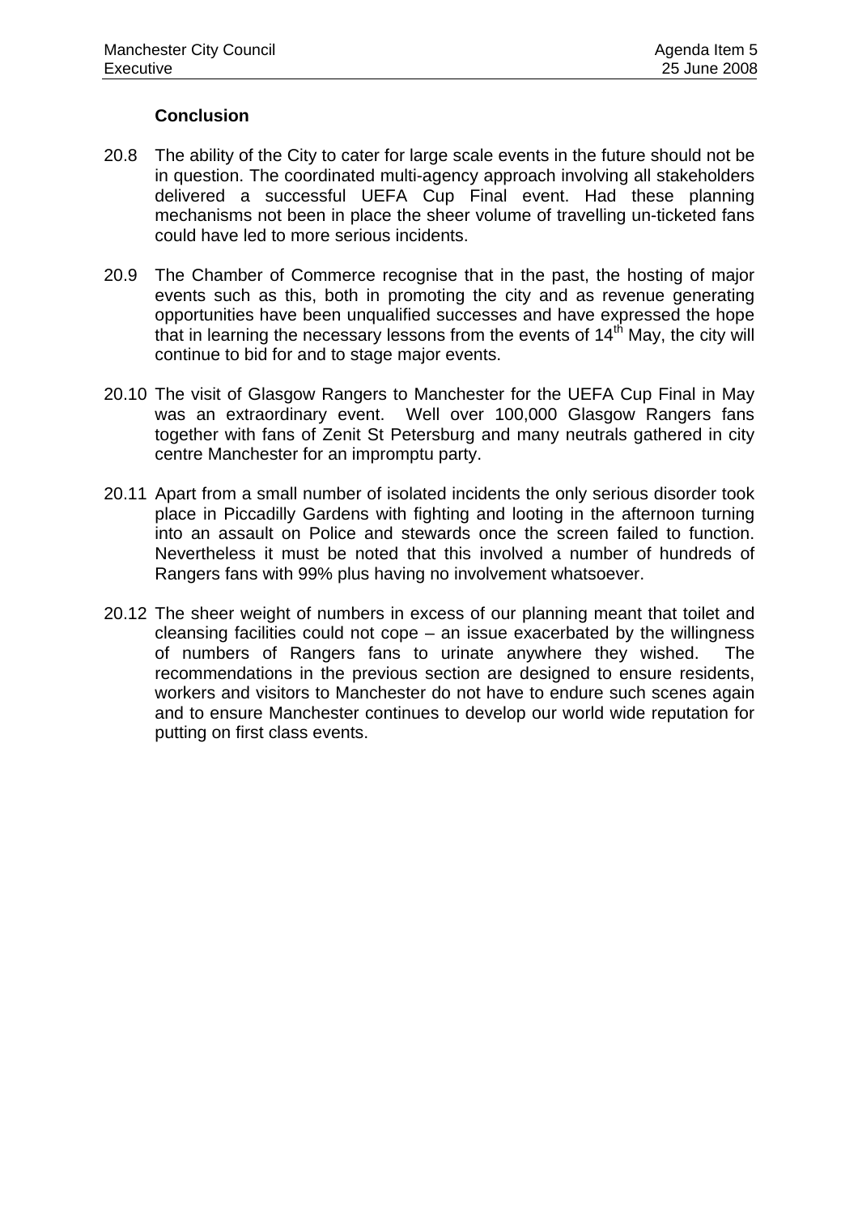### Conclusion

20.8 The ability of the City to cater for large scale events in the future should not be in question. The coordinated multi-agency approach involving all stakeholders delivered a successful UEFA Cup Final event. Had these planning mechanisms not been in place the sheer volume of travelling un-ticketed fans could have led to more serious incidents.

20.9 The Chamber of Commerce recognise that in the past, the hosting of major events such as this, both in promoting the city and as revenue generating opportunities have been unqualified successes and have expressed the hope that in learning the necessary lessons from the events of 14th May, the city will continue to bid for and to stage major events.

20.10 The visit of Glasgow Rangers to Manchester for the UEFA Cup Final in May was an extraordinary event. Well over 100,000 Glasgow Rangers fans together with fans of Zenit St Petersburg and many neutrals gathered in city centre Manchester for an impromptu party.

20.11 Apart from a small number of isolated incidents the only serious disorder took place in Piccadilly Gardens with fighting and looting in the afternoon turning into an assault on Police and stewards once the screen failed to function. Nevertheless it must be noted that this involved a number of hundreds of Rangers fans with 99% plus having no involvement whatsoever.

20.12 The sheer weight of numbers in excess of our planning meant that toilet and cleansing facilities could not cope – an issue exacerbated by the willingness of numbers of Rangers fans to urinate anywhere they wished. The recommendations in the previous section are designed to ensure residents, workers and visitors to Manchester do not have to endure such scenes again and to ensure Manchester continues to develop our world wide reputation for putting on first class events.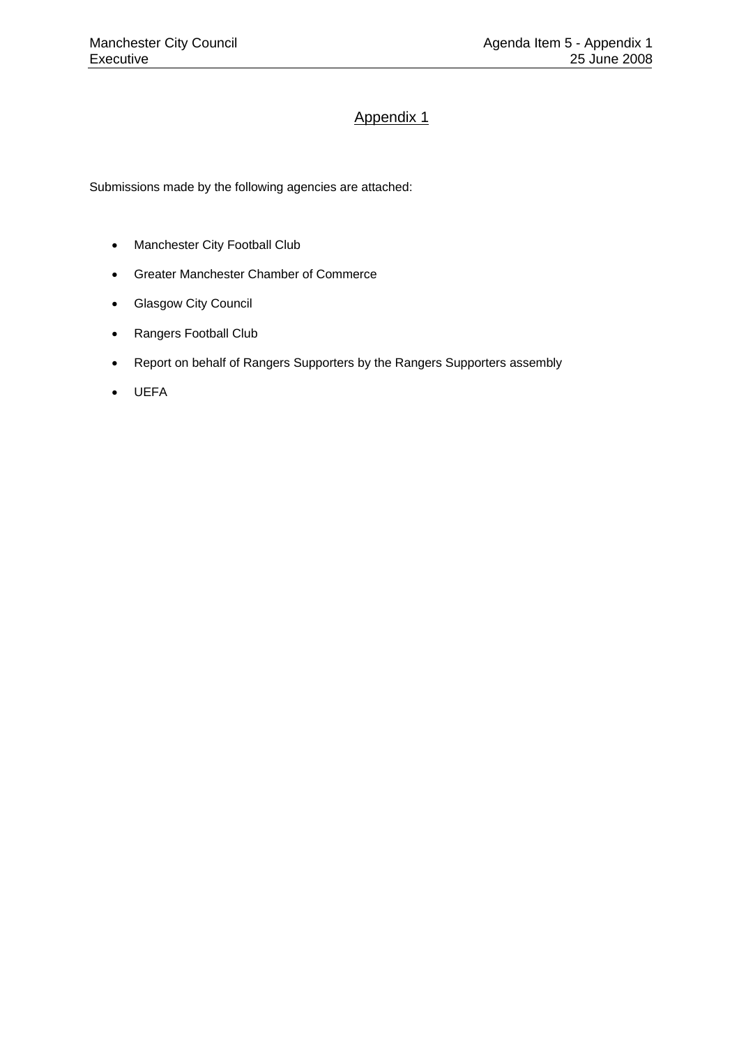# Appendix 1

Submissions made by the following agencies are attached:

- Manchester City Football Club
- Greater Manchester Chamber of Commerce
- Glasgow City Council
- Rangers Football Club
- Report on behalf of Rangers Supporters by the Rangers Supporters assembly
- UEFA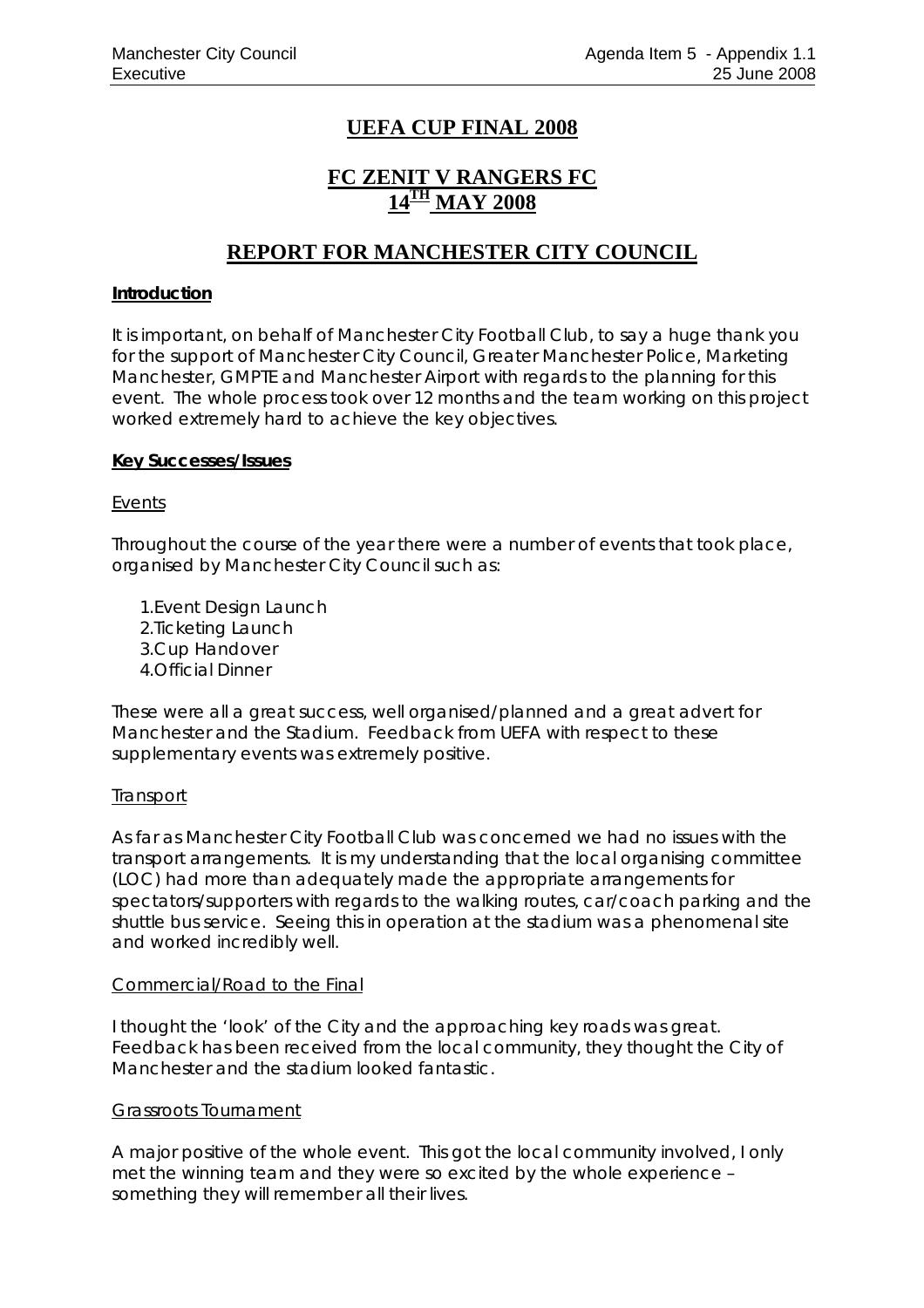# UEFA CUP FINAL 2008

## FC ZENIT V RANGERS FC
## 14TH MAY 2008

## REPORT FOR MANCHESTER CITY COUNCIL

### Introduction

It is important, on behalf of Manchester City Football Club, to say a huge thank you for the support of Manchester City Council, Greater Manchester Police, Marketing Manchester, GMPTE and Manchester Airport with regards to the planning for this event. The whole process took over 12 months and the team working on this project worked extremely hard to achieve the key objectives.

### Key Successes/Issues

#### Events

Throughout the course of the year there were a number of events that took place, organised by Manchester City Council such as:

1. Event Design Launch
2. Ticketing Launch
3. Cup Handover
4. Official Dinner

These were all a great success, well organised/planned and a great advert for Manchester and the Stadium. Feedback from UEFA with respect to these supplementary events was extremely positive.

#### Transport

As far as Manchester City Football Club was concerned we had no issues with the transport arrangements. It is my understanding that the local organising committee (LOC) had more than adequately made the appropriate arrangements for spectators/supporters with regards to the walking routes, car/coach parking and the shuttle bus service. Seeing this in operation at the stadium was a phenomenal site and worked incredibly well.

#### Commercial/Road to the Final

I thought the 'look' of the City and the approaching key roads was great. Feedback has been received from the local community, they thought the City of Manchester and the stadium looked fantastic.

#### Grassroots Tournament

A major positive of the whole event. This got the local community involved, I only met the winning team and they were so excited by the whole experience – something they will remember all their lives.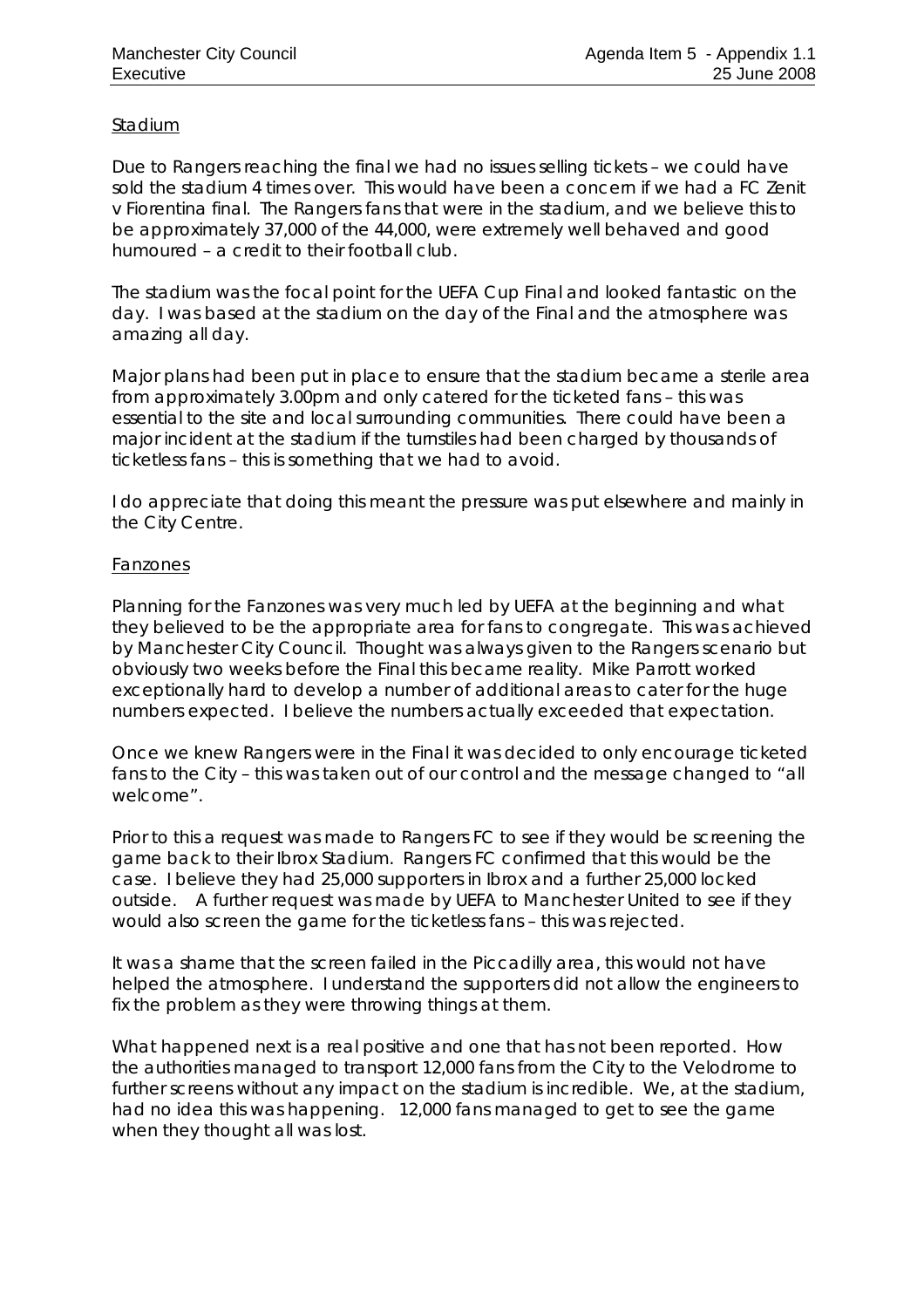<u>Stadium</u>

Due to Rangers reaching the final we had no issues selling tickets – we could have sold the stadium 4 times over. This would have been a concern if we had a FC Zenit v Fiorentina final. The Rangers fans that were in the stadium, and we believe this to be approximately 37,000 of the 44,000, were extremely well behaved and good humoured – a credit to their football club.

The stadium was the focal point for the UEFA Cup Final and looked fantastic on the day. I was based at the stadium on the day of the Final and the atmosphere was amazing all day.

Major plans had been put in place to ensure that the stadium became a sterile area from approximately 3.00pm and only catered for the ticketed fans – this was essential to the site and local surrounding communities. There could have been a major incident at the stadium if the turnstiles had been charged by thousands of ticketless fans – this is something that we had to avoid.

I do appreciate that doing this meant the pressure was put elsewhere and mainly in the City Centre.

<u>Fanzones</u>

Planning for the Fanzones was very much led by UEFA at the beginning and what they believed to be the appropriate area for fans to congregate. This was achieved by Manchester City Council. Thought was always given to the Rangers scenario but obviously two weeks before the Final this became reality. Mike Parrott worked exceptionally hard to develop a number of additional areas to cater for the huge numbers expected. I believe the numbers actually exceeded that expectation.

Once we knew Rangers were in the Final it was decided to only encourage ticketed fans to the City – this was taken out of our control and the message changed to "all welcome".

Prior to this a request was made to Rangers FC to see if they would be screening the game back to their Ibrox Stadium. Rangers FC confirmed that this would be the case. I believe they had 25,000 supporters in Ibrox and a further 25,000 locked outside. A further request was made by UEFA to Manchester United to see if they would also screen the game for the ticketless fans – this was rejected.

It was a shame that the screen failed in the Piccadilly area, this would not have helped the atmosphere. I understand the supporters did not allow the engineers to fix the problem as they were throwing things at them.

What happened next is a real positive and one that has not been reported. How the authorities managed to transport 12,000 fans from the City to the Velodrome to further screens without any impact on the stadium is incredible. We, at the stadium, had no idea this was happening. 12,000 fans managed to get to see the game when they thought all was lost.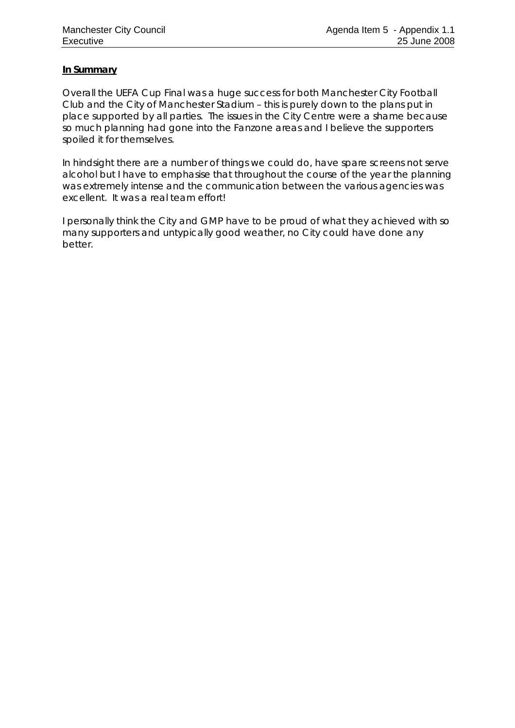**In Summary**

Overall the UEFA Cup Final was a huge success for both Manchester City Football Club and the City of Manchester Stadium – this is purely down to the plans put in place supported by all parties. The issues in the City Centre were a shame because so much planning had gone into the Fanzone areas and I believe the supporters spoiled it for themselves.

In hindsight there are a number of things we could do, have spare screens not serve alcohol but I have to emphasise that throughout the course of the year the planning was extremely intense and the communication between the various agencies was excellent. It was a real team effort!

I personally think the City and GMP have to be proud of what they achieved with so many supporters and untypically good weather, no City could have done any better.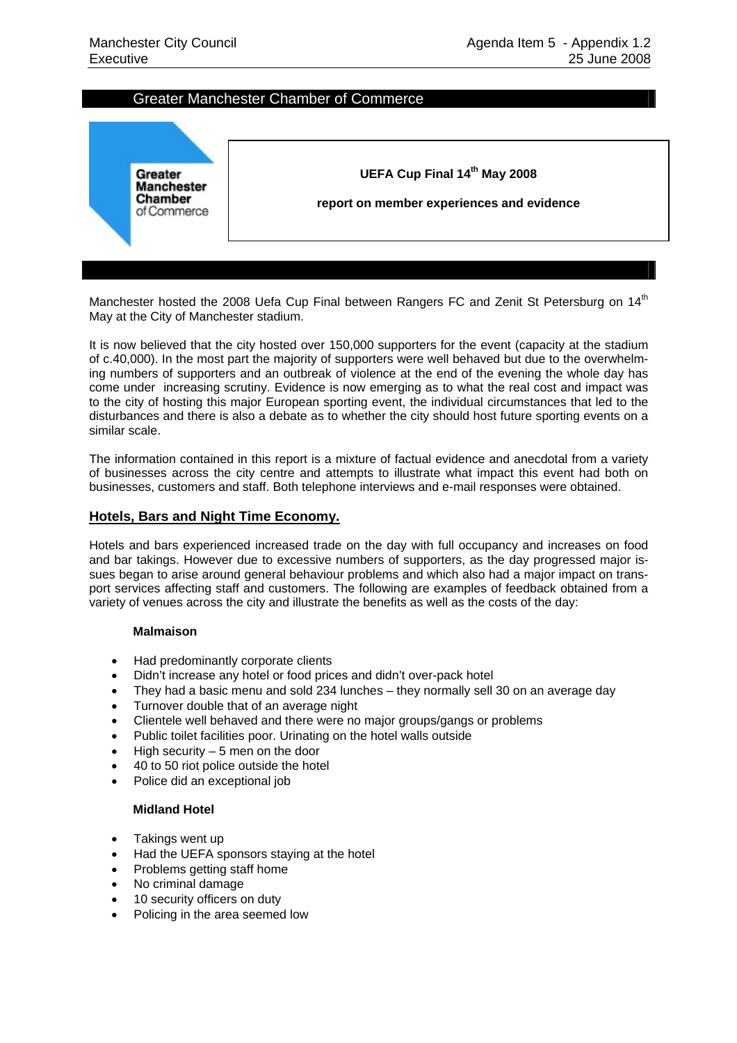## Greater Manchester Chamber of Commerce

Greater Manchester Chamber of Commerce

**UEFA Cup Final 14th May 2008**

**report on member experiences and evidence**

Manchester hosted the 2008 Uefa Cup Final between Rangers FC and Zenit St Petersburg on 14th May at the City of Manchester stadium.

It is now believed that the city hosted over 150,000 supporters for the event (capacity at the stadium of c.40,000). In the most part the majority of supporters were well behaved but due to the overwhelming numbers of supporters and an outbreak of violence at the end of the evening the whole day has come under increasing scrutiny. Evidence is now emerging as to what the real cost and impact was to the city of hosting this major European sporting event, the individual circumstances that led to the disturbances and there is also a debate as to whether the city should host future sporting events on a similar scale.

The information contained in this report is a mixture of factual evidence and anecdotal from a variety of businesses across the city centre and attempts to illustrate what impact this event had both on businesses, customers and staff. Both telephone interviews and e-mail responses were obtained.

### Hotels, Bars and Night Time Economy.

Hotels and bars experienced increased trade on the day with full occupancy and increases on food and bar takings. However due to excessive numbers of supporters, as the day progressed major issues began to arise around general behaviour problems and which also had a major impact on transport services affecting staff and customers. The following are examples of feedback obtained from a variety of venues across the city and illustrate the benefits as well as the costs of the day:

**Malmaison**

- Had predominantly corporate clients
- Didn't increase any hotel or food prices and didn't over-pack hotel
- They had a basic menu and sold 234 lunches – they normally sell 30 on an average day
- Turnover double that of an average night
- Clientele well behaved and there were no major groups/gangs or problems
- Public toilet facilities poor. Urinating on the hotel walls outside
- High security – 5 men on the door
- 40 to 50 riot police outside the hotel
- Police did an exceptional job

**Midland Hotel**

- Takings went up
- Had the UEFA sponsors staying at the hotel
- Problems getting staff home
- No criminal damage
- 10 security officers on duty
- Policing in the area seemed low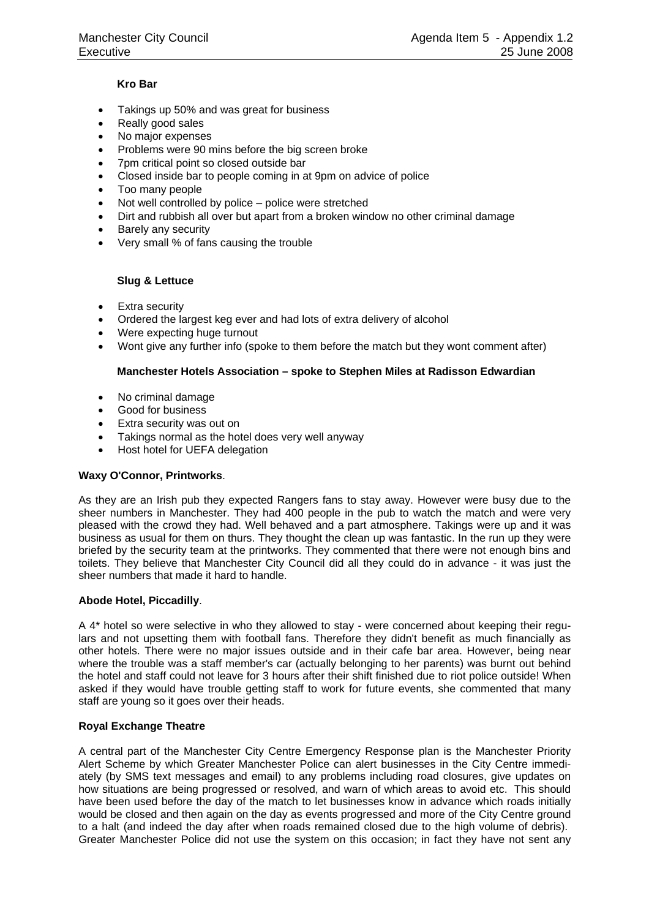**Kro Bar**

- Takings up 50% and was great for business
- Really good sales
- No major expenses
- Problems were 90 mins before the big screen broke
- 7pm critical point so closed outside bar
- Closed inside bar to people coming in at 9pm on advice of police
- Too many people
- Not well controlled by police – police were stretched
- Dirt and rubbish all over but apart from a broken window no other criminal damage
- Barely any security
- Very small % of fans causing the trouble

**Slug & Lettuce**

- Extra security
- Ordered the largest keg ever and had lots of extra delivery of alcohol
- Were expecting huge turnout
- Wont give any further info (spoke to them before the match but they wont comment after)

**Manchester Hotels Association – spoke to Stephen Miles at Radisson Edwardian**

- No criminal damage
- Good for business
- Extra security was out on
- Takings normal as the hotel does very well anyway
- Host hotel for UEFA delegation

**Waxy O'Connor, Printworks**.

As they are an Irish pub they expected Rangers fans to stay away. However were busy due to the sheer numbers in Manchester. They had 400 people in the pub to watch the match and were very pleased with the crowd they had. Well behaved and a part atmosphere. Takings were up and it was business as usual for them on thurs. They thought the clean up was fantastic. In the run up they were briefed by the security team at the printworks. They commented that there were not enough bins and toilets. They believe that Manchester City Council did all they could do in advance - it was just the sheer numbers that made it hard to handle.

**Abode Hotel, Piccadilly**.

A 4* hotel so were selective in who they allowed to stay - were concerned about keeping their regulars and not upsetting them with football fans. Therefore they didn't benefit as much financially as other hotels. There were no major issues outside and in their cafe bar area. However, being near where the trouble was a staff member's car (actually belonging to her parents) was burnt out behind the hotel and staff could not leave for 3 hours after their shift finished due to riot police outside! When asked if they would have trouble getting staff to work for future events, she commented that many staff are young so it goes over their heads.

**Royal Exchange Theatre**

A central part of the Manchester City Centre Emergency Response plan is the Manchester Priority Alert Scheme by which Greater Manchester Police can alert businesses in the City Centre immediately (by SMS text messages and email) to any problems including road closures, give updates on how situations are being progressed or resolved, and warn of which areas to avoid etc. This should have been used before the day of the match to let businesses know in advance which roads initially would be closed and then again on the day as events progressed and more of the City Centre ground to a halt (and indeed the day after when roads remained closed due to the high volume of debris). Greater Manchester Police did not use the system on this occasion; in fact they have not sent any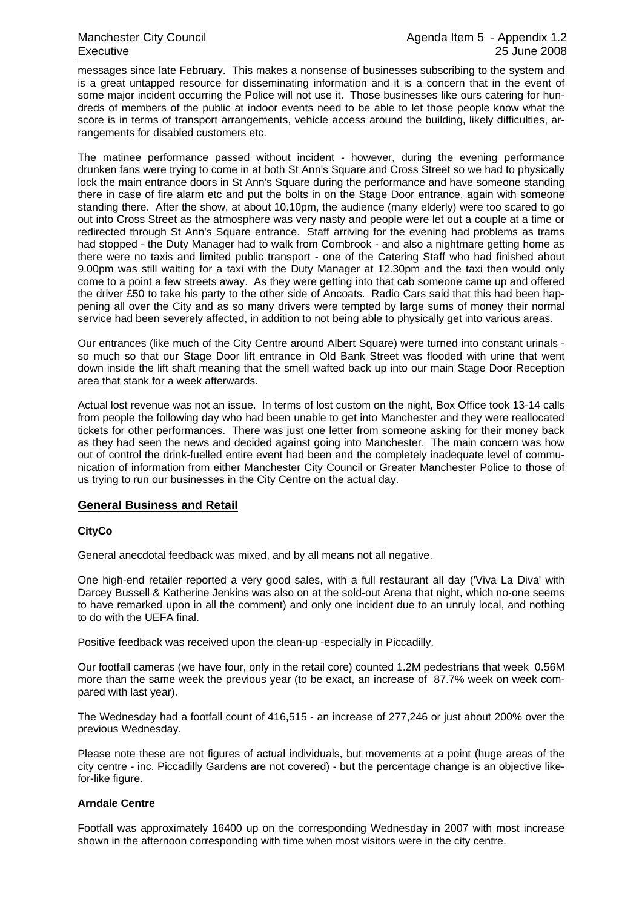messages since late February. This makes a nonsense of businesses subscribing to the system and is a great untapped resource for disseminating information and it is a concern that in the event of some major incident occurring the Police will not use it. Those businesses like ours catering for hundreds of members of the public at indoor events need to be able to let those people know what the score is in terms of transport arrangements, vehicle access around the building, likely difficulties, arrangements for disabled customers etc.

The matinee performance passed without incident - however, during the evening performance drunken fans were trying to come in at both St Ann's Square and Cross Street so we had to physically lock the main entrance doors in St Ann's Square during the performance and have someone standing there in case of fire alarm etc and put the bolts in on the Stage Door entrance, again with someone standing there. After the show, at about 10.10pm, the audience (many elderly) were too scared to go out into Cross Street as the atmosphere was very nasty and people were let out a couple at a time or redirected through St Ann's Square entrance. Staff arriving for the evening had problems as trams had stopped - the Duty Manager had to walk from Cornbrook - and also a nightmare getting home as there were no taxis and limited public transport - one of the Catering Staff who had finished about 9.00pm was still waiting for a taxi with the Duty Manager at 12.30pm and the taxi then would only come to a point a few streets away. As they were getting into that cab someone came up and offered the driver £50 to take his party to the other side of Ancoats. Radio Cars said that this had been happening all over the City and as so many drivers were tempted by large sums of money their normal service had been severely affected, in addition to not being able to physically get into various areas.

Our entrances (like much of the City Centre around Albert Square) were turned into constant urinals - so much so that our Stage Door lift entrance in Old Bank Street was flooded with urine that went down inside the lift shaft meaning that the smell wafted back up into our main Stage Door Reception area that stank for a week afterwards.

Actual lost revenue was not an issue. In terms of lost custom on the night, Box Office took 13-14 calls from people the following day who had been unable to get into Manchester and they were reallocated tickets for other performances. There was just one letter from someone asking for their money back as they had seen the news and decided against going into Manchester. The main concern was how out of control the drink-fuelled entire event had been and the completely inadequate level of communication of information from either Manchester City Council or Greater Manchester Police to those of us trying to run our businesses in the City Centre on the actual day.

## General Business and Retail

### CityCo

General anecdotal feedback was mixed, and by all means not all negative.

One high-end retailer reported a very good sales, with a full restaurant all day ('Viva La Diva' with Darcey Bussell & Katherine Jenkins was also on at the sold-out Arena that night, which no-one seems to have remarked upon in all the comment) and only one incident due to an unruly local, and nothing to do with the UEFA final.

Positive feedback was received upon the clean-up -especially in Piccadilly.

Our footfall cameras (we have four, only in the retail core) counted 1.2M pedestrians that week 0.56M more than the same week the previous year (to be exact, an increase of 87.7% week on week compared with last year).

The Wednesday had a footfall count of 416,515 - an increase of 277,246 or just about 200% over the previous Wednesday.

Please note these are not figures of actual individuals, but movements at a point (huge areas of the city centre - inc. Piccadilly Gardens are not covered) - but the percentage change is an objective like-for-like figure.

### Arndale Centre

Footfall was approximately 16400 up on the corresponding Wednesday in 2007 with most increase shown in the afternoon corresponding with time when most visitors were in the city centre.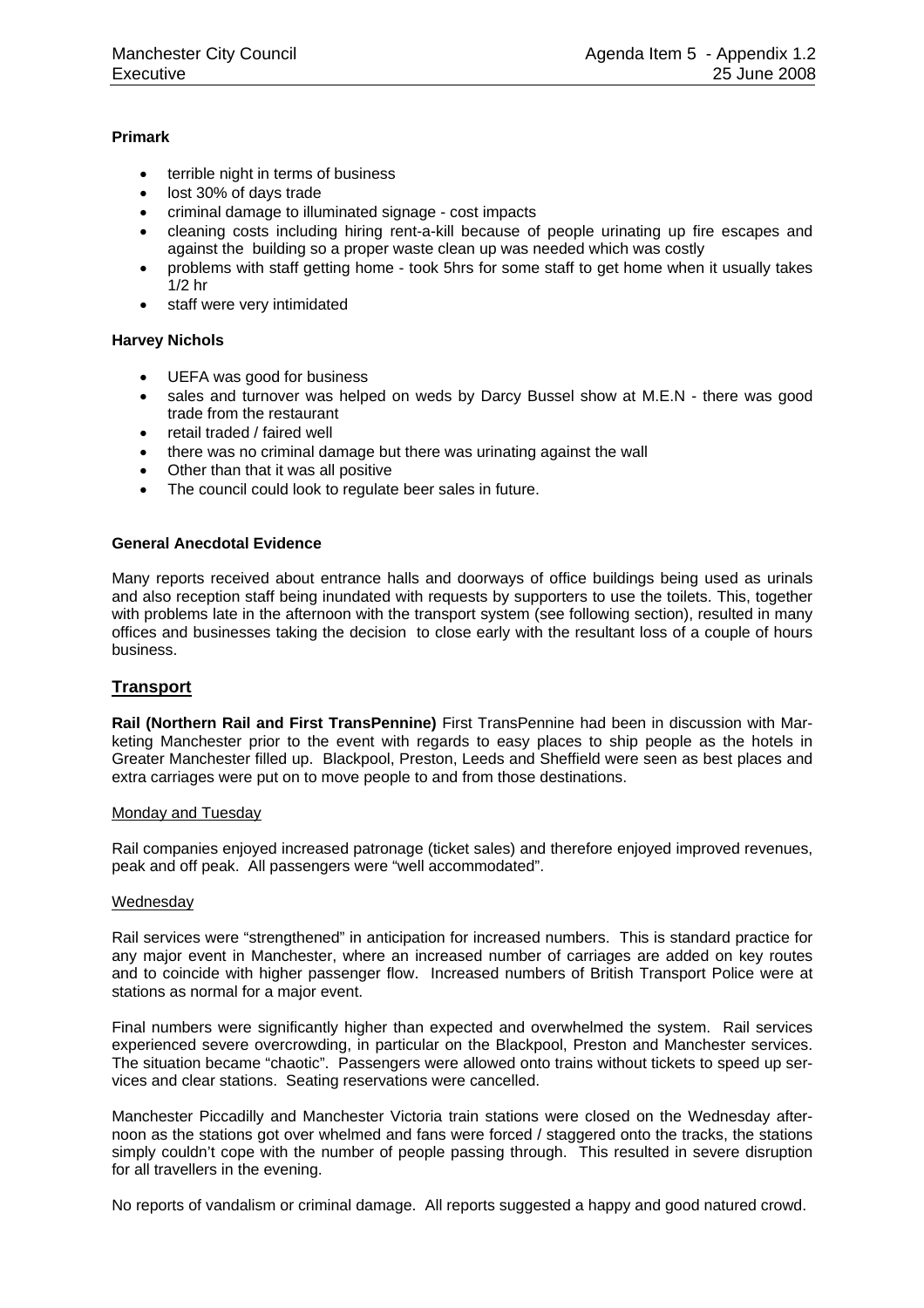**Primark**

- terrible night in terms of business
- lost 30% of days trade
- criminal damage to illuminated signage - cost impacts
- cleaning costs including hiring rent-a-kill because of people urinating up fire escapes and against the building so a proper waste clean up was needed which was costly
- problems with staff getting home - took 5hrs for some staff to get home when it usually takes 1/2 hr
- staff were very intimidated

**Harvey Nichols**

- UEFA was good for business
- sales and turnover was helped on weds by Darcy Bussel show at M.E.N - there was good trade from the restaurant
- retail traded / faired well
- there was no criminal damage but there was urinating against the wall
- Other than that it was all positive
- The council could look to regulate beer sales in future.

**General Anecdotal Evidence**

Many reports received about entrance halls and doorways of office buildings being used as urinals and also reception staff being inundated with requests by supporters to use the toilets. This, together with problems late in the afternoon with the transport system (see following section), resulted in many offices and businesses taking the decision to close early with the resultant loss of a couple of hours business.

## Transport

**Rail (Northern Rail and First TransPennine)** First TransPennine had been in discussion with Marketing Manchester prior to the event with regards to easy places to ship people as the hotels in Greater Manchester filled up. Blackpool, Preston, Leeds and Sheffield were seen as best places and extra carriages were put on to move people to and from those destinations.

Monday and Tuesday

Rail companies enjoyed increased patronage (ticket sales) and therefore enjoyed improved revenues, peak and off peak. All passengers were "well accommodated".

Wednesday

Rail services were "strengthened" in anticipation for increased numbers. This is standard practice for any major event in Manchester, where an increased number of carriages are added on key routes and to coincide with higher passenger flow. Increased numbers of British Transport Police were at stations as normal for a major event.

Final numbers were significantly higher than expected and overwhelmed the system. Rail services experienced severe overcrowding, in particular on the Blackpool, Preston and Manchester services. The situation became "chaotic". Passengers were allowed onto trains without tickets to speed up services and clear stations. Seating reservations were cancelled.

Manchester Piccadilly and Manchester Victoria train stations were closed on the Wednesday afternoon as the stations got over whelmed and fans were forced / staggered onto the tracks, the stations simply couldn't cope with the number of people passing through. This resulted in severe disruption for all travellers in the evening.

No reports of vandalism or criminal damage. All reports suggested a happy and good natured crowd.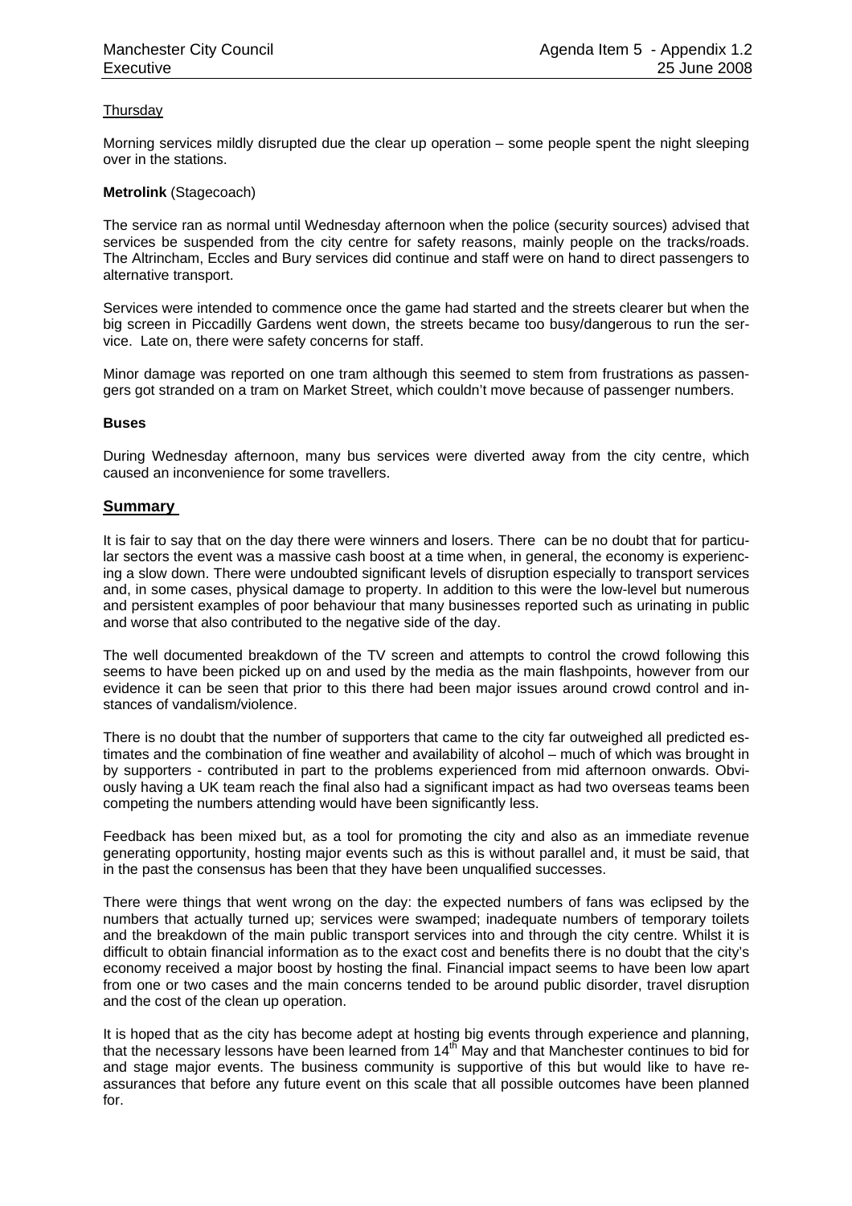Thursday

Morning services mildly disrupted due the clear up operation – some people spent the night sleeping over in the stations.

**Metrolink** (Stagecoach)

The service ran as normal until Wednesday afternoon when the police (security sources) advised that services be suspended from the city centre for safety reasons, mainly people on the tracks/roads. The Altrincham, Eccles and Bury services did continue and staff were on hand to direct passengers to alternative transport.

Services were intended to commence once the game had started and the streets clearer but when the big screen in Piccadilly Gardens went down, the streets became too busy/dangerous to run the service. Late on, there were safety concerns for staff.

Minor damage was reported on one tram although this seemed to stem from frustrations as passengers got stranded on a tram on Market Street, which couldn't move because of passenger numbers.

**Buses**

During Wednesday afternoon, many bus services were diverted away from the city centre, which caused an inconvenience for some travellers.

## Summary

It is fair to say that on the day there were winners and losers. There can be no doubt that for particular sectors the event was a massive cash boost at a time when, in general, the economy is experiencing a slow down. There were undoubted significant levels of disruption especially to transport services and, in some cases, physical damage to property. In addition to this were the low-level but numerous and persistent examples of poor behaviour that many businesses reported such as urinating in public and worse that also contributed to the negative side of the day.

The well documented breakdown of the TV screen and attempts to control the crowd following this seems to have been picked up on and used by the media as the main flashpoints, however from our evidence it can be seen that prior to this there had been major issues around crowd control and instances of vandalism/violence.

There is no doubt that the number of supporters that came to the city far outweighed all predicted estimates and the combination of fine weather and availability of alcohol – much of which was brought in by supporters - contributed in part to the problems experienced from mid afternoon onwards. Obviously having a UK team reach the final also had a significant impact as had two overseas teams been competing the numbers attending would have been significantly less.

Feedback has been mixed but, as a tool for promoting the city and also as an immediate revenue generating opportunity, hosting major events such as this is without parallel and, it must be said, that in the past the consensus has been that they have been unqualified successes.

There were things that went wrong on the day: the expected numbers of fans was eclipsed by the numbers that actually turned up; services were swamped; inadequate numbers of temporary toilets and the breakdown of the main public transport services into and through the city centre. Whilst it is difficult to obtain financial information as to the exact cost and benefits there is no doubt that the city's economy received a major boost by hosting the final. Financial impact seems to have been low apart from one or two cases and the main concerns tended to be around public disorder, travel disruption and the cost of the clean up operation.

It is hoped that as the city has become adept at hosting big events through experience and planning, that the necessary lessons have been learned from 14th May and that Manchester continues to bid for and stage major events. The business community is supportive of this but would like to have re-assurances that before any future event on this scale that all possible outcomes have been planned for.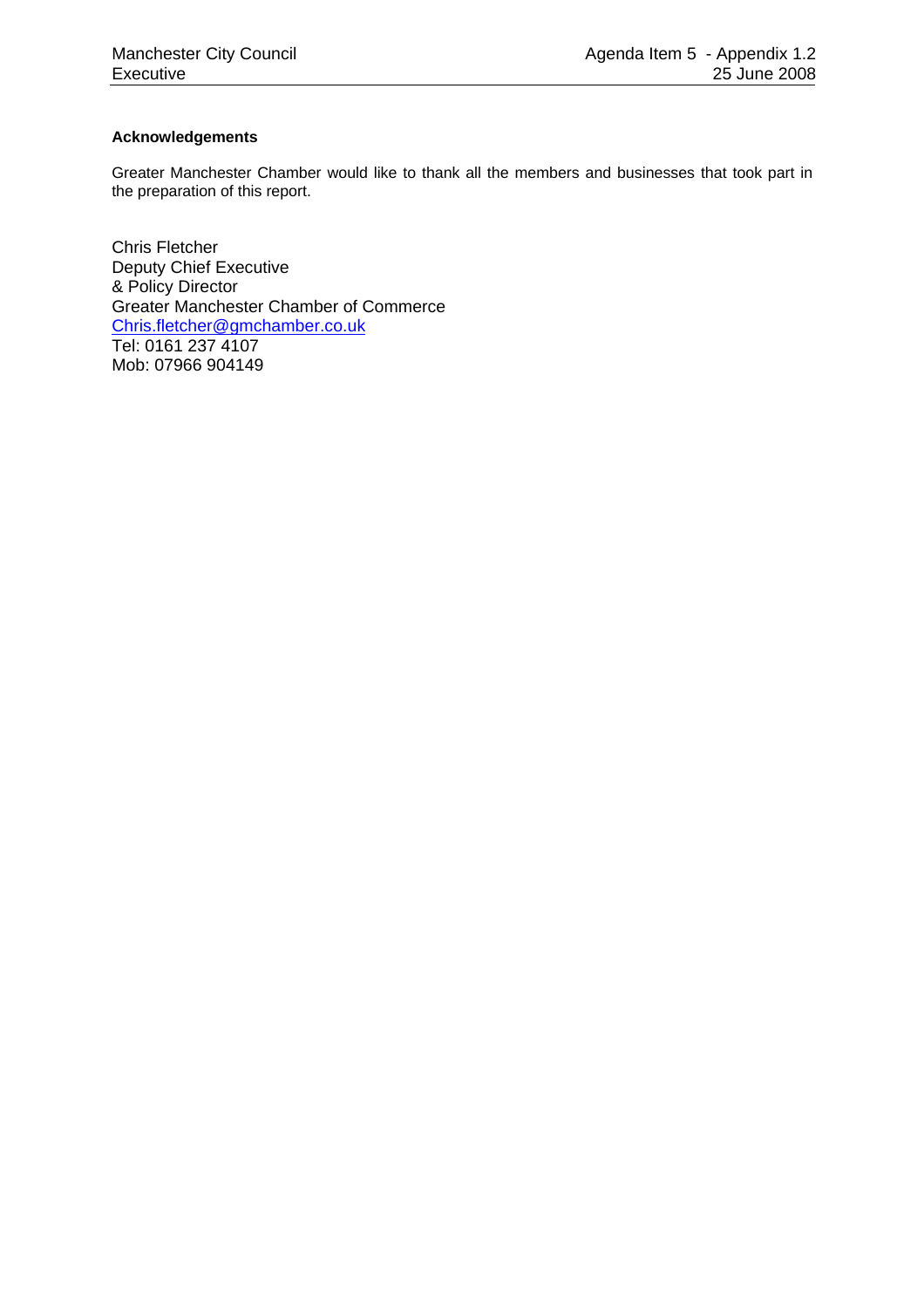**Acknowledgements**

Greater Manchester Chamber would like to thank all the members and businesses that took part in the preparation of this report.

Chris Fletcher
Deputy Chief Executive
& Policy Director
Greater Manchester Chamber of Commerce
Chris.fletcher@gmchamber.co.uk
Tel: 0161 237 4107
Mob: 07966 904149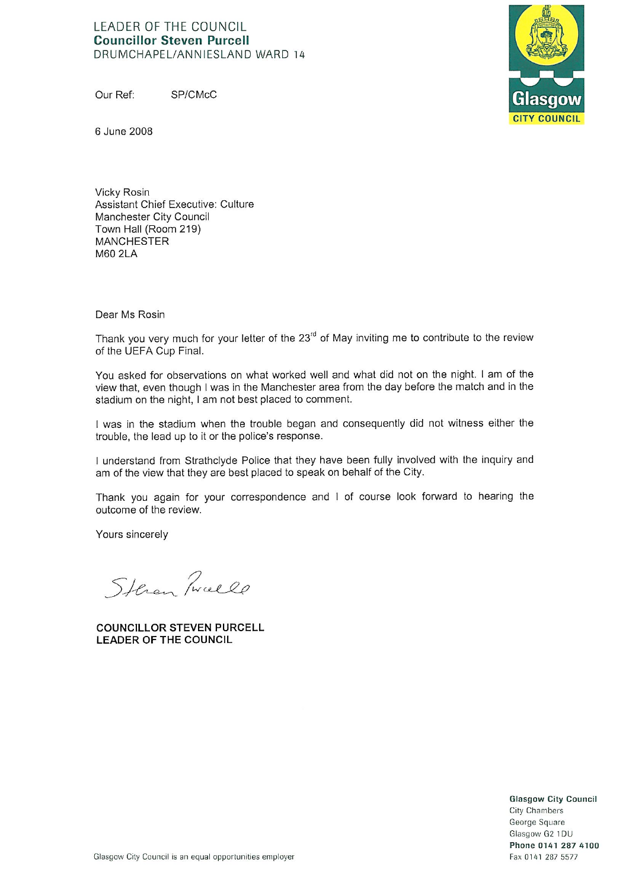LEADER OF THE COUNCIL
**Councillor Steven Purcell**
DRUMCHAPEL/ANNIESLAND WARD 14

**Glasgow**
**CITY COUNCIL**

Our Ref: SP/CMcC

6 June 2008

Vicky Rosin
Assistant Chief Executive: Culture
Manchester City Council
Town Hall (Room 219)
MANCHESTER
M60 2LA

Dear Ms Rosin

Thank you very much for your letter of the 23rd of May inviting me to contribute to the review of the UEFA Cup Final.

You asked for observations on what worked well and what did not on the night. I am of the view that, even though I was in the Manchester area from the day before the match and in the stadium on the night, I am not best placed to comment.

I was in the stadium when the trouble began and consequently did not witness either the trouble, the lead up to it or the police's response.

I understand from Strathclyde Police that they have been fully involved with the inquiry and am of the view that they are best placed to speak on behalf of the City.

Thank you again for your correspondence and I of course look forward to hearing the outcome of the review.

Yours sincerely

Steven Purcell

**COUNCILLOR STEVEN PURCELL**
**LEADER OF THE COUNCIL**

Glasgow City Council is an equal opportunities employer

**Glasgow City Council**
City Chambers
George Square
Glasgow G2 1DU
**Phone 0141 287 4100**
Fax 0141 287 5577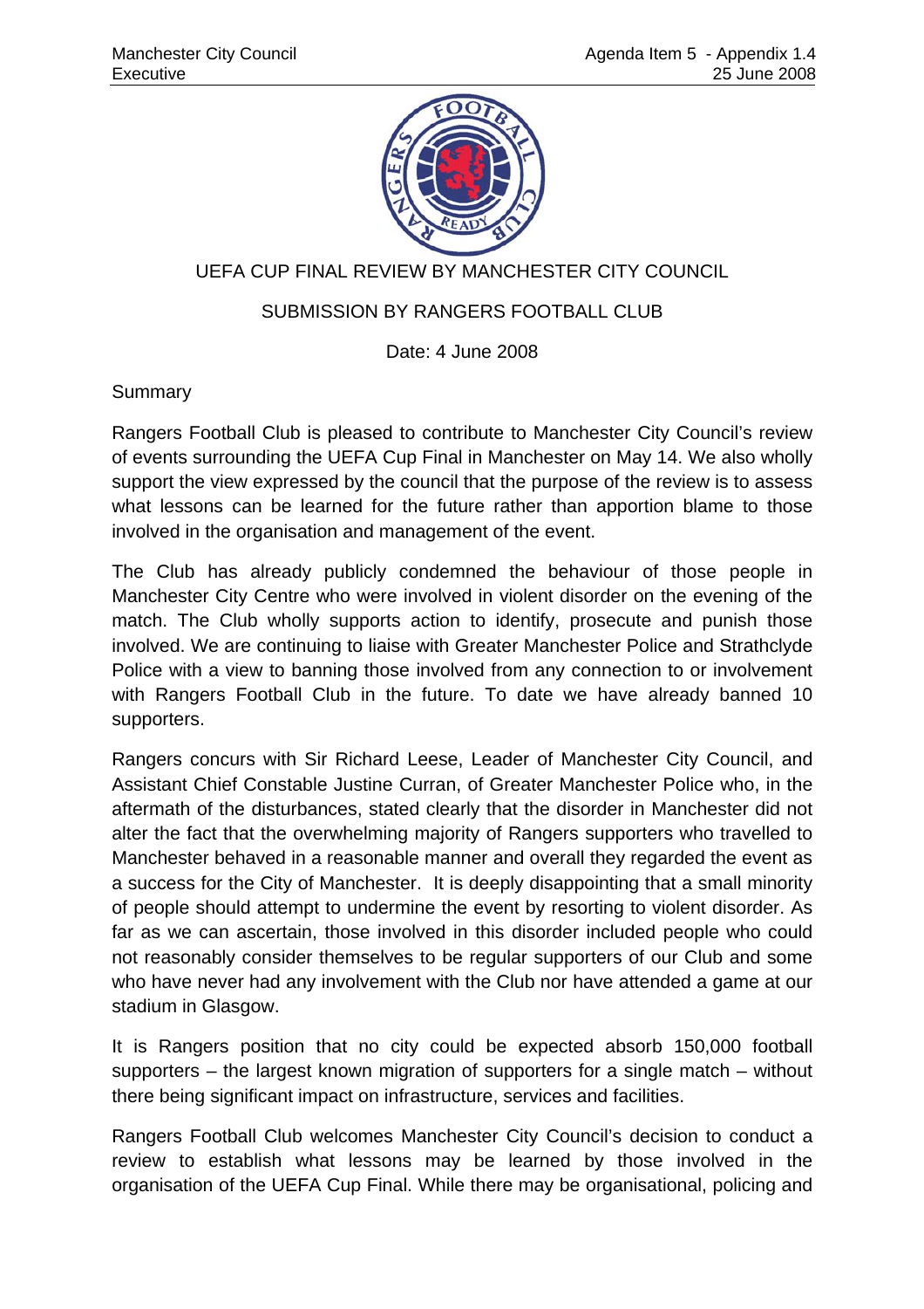UEFA CUP FINAL REVIEW BY MANCHESTER CITY COUNCIL

SUBMISSION BY RANGERS FOOTBALL CLUB

Date: 4 June 2008

Summary

Rangers Football Club is pleased to contribute to Manchester City Council's review of events surrounding the UEFA Cup Final in Manchester on May 14. We also wholly support the view expressed by the council that the purpose of the review is to assess what lessons can be learned for the future rather than apportion blame to those involved in the organisation and management of the event.

The Club has already publicly condemned the behaviour of those people in Manchester City Centre who were involved in violent disorder on the evening of the match. The Club wholly supports action to identify, prosecute and punish those involved. We are continuing to liaise with Greater Manchester Police and Strathclyde Police with a view to banning those involved from any connection to or involvement with Rangers Football Club in the future. To date we have already banned 10 supporters.

Rangers concurs with Sir Richard Leese, Leader of Manchester City Council, and Assistant Chief Constable Justine Curran, of Greater Manchester Police who, in the aftermath of the disturbances, stated clearly that the disorder in Manchester did not alter the fact that the overwhelming majority of Rangers supporters who travelled to Manchester behaved in a reasonable manner and overall they regarded the event as a success for the City of Manchester. It is deeply disappointing that a small minority of people should attempt to undermine the event by resorting to violent disorder. As far as we can ascertain, those involved in this disorder included people who could not reasonably consider themselves to be regular supporters of our Club and some who have never had any involvement with the Club nor have attended a game at our stadium in Glasgow.

It is Rangers position that no city could be expected absorb 150,000 football supporters – the largest known migration of supporters for a single match – without there being significant impact on infrastructure, services and facilities.

Rangers Football Club welcomes Manchester City Council's decision to conduct a review to establish what lessons may be learned by those involved in the organisation of the UEFA Cup Final. While there may be organisational, policing and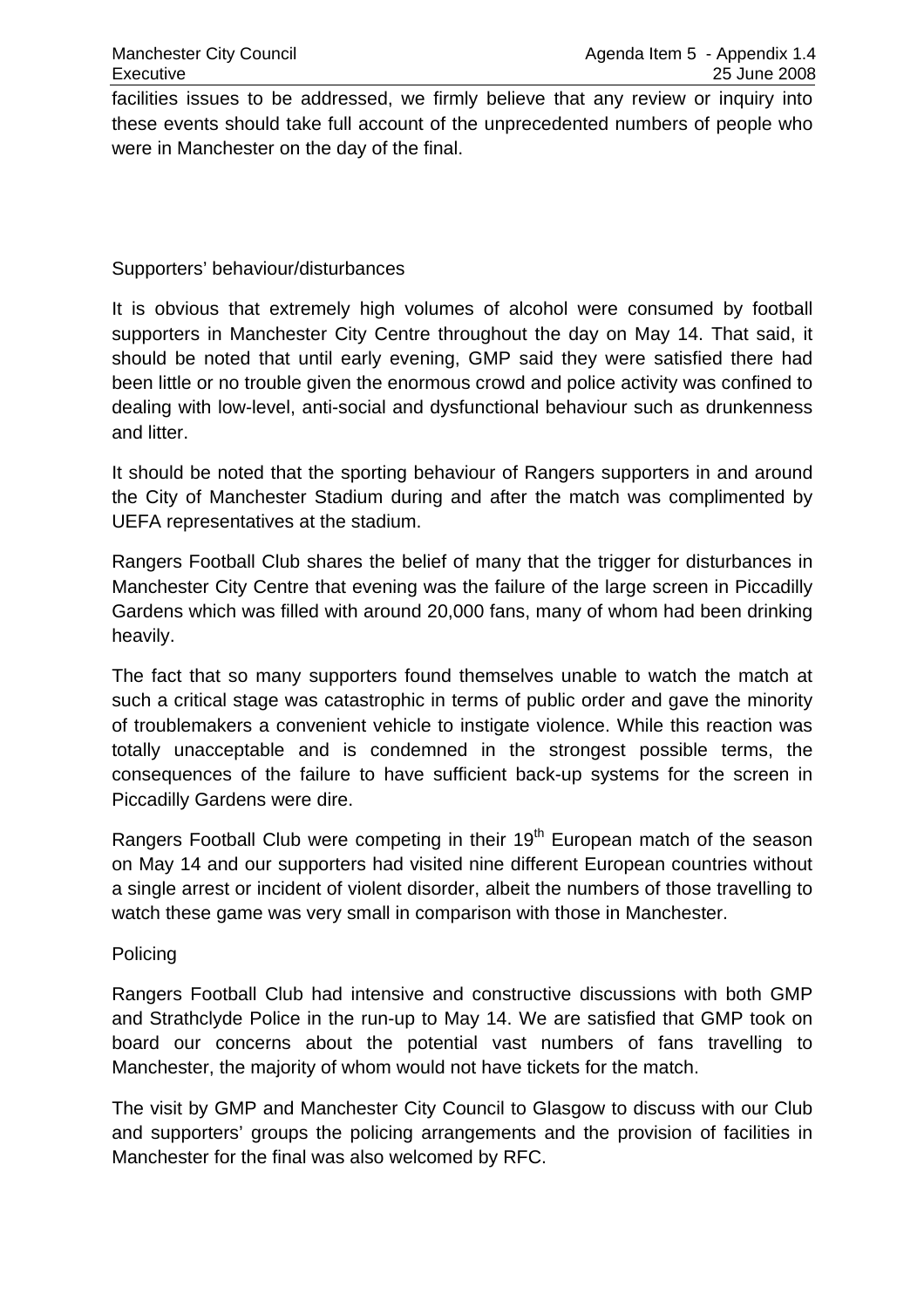facilities issues to be addressed, we firmly believe that any review or inquiry into these events should take full account of the unprecedented numbers of people who were in Manchester on the day of the final.

Supporters' behaviour/disturbances

It is obvious that extremely high volumes of alcohol were consumed by football supporters in Manchester City Centre throughout the day on May 14. That said, it should be noted that until early evening, GMP said they were satisfied there had been little or no trouble given the enormous crowd and police activity was confined to dealing with low-level, anti-social and dysfunctional behaviour such as drunkenness and litter.

It should be noted that the sporting behaviour of Rangers supporters in and around the City of Manchester Stadium during and after the match was complimented by UEFA representatives at the stadium.

Rangers Football Club shares the belief of many that the trigger for disturbances in Manchester City Centre that evening was the failure of the large screen in Piccadilly Gardens which was filled with around 20,000 fans, many of whom had been drinking heavily.

The fact that so many supporters found themselves unable to watch the match at such a critical stage was catastrophic in terms of public order and gave the minority of troublemakers a convenient vehicle to instigate violence. While this reaction was totally unacceptable and is condemned in the strongest possible terms, the consequences of the failure to have sufficient back-up systems for the screen in Piccadilly Gardens were dire.

Rangers Football Club were competing in their 19th European match of the season on May 14 and our supporters had visited nine different European countries without a single arrest or incident of violent disorder, albeit the numbers of those travelling to watch these game was very small in comparison with those in Manchester.

Policing

Rangers Football Club had intensive and constructive discussions with both GMP and Strathclyde Police in the run-up to May 14. We are satisfied that GMP took on board our concerns about the potential vast numbers of fans travelling to Manchester, the majority of whom would not have tickets for the match.

The visit by GMP and Manchester City Council to Glasgow to discuss with our Club and supporters' groups the policing arrangements and the provision of facilities in Manchester for the final was also welcomed by RFC.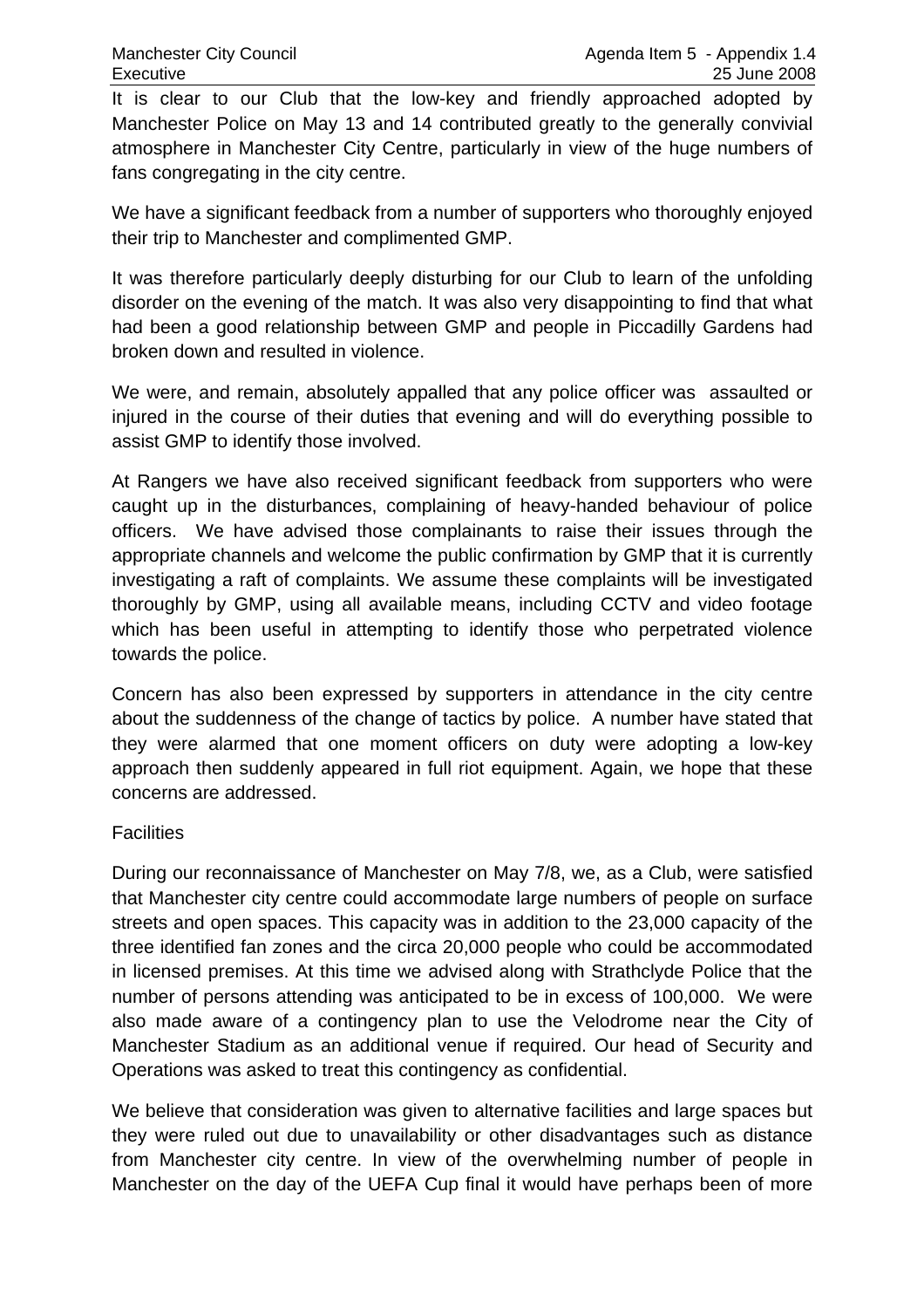It is clear to our Club that the low-key and friendly approached adopted by Manchester Police on May 13 and 14 contributed greatly to the generally convivial atmosphere in Manchester City Centre, particularly in view of the huge numbers of fans congregating in the city centre.

We have a significant feedback from a number of supporters who thoroughly enjoyed their trip to Manchester and complimented GMP.

It was therefore particularly deeply disturbing for our Club to learn of the unfolding disorder on the evening of the match. It was also very disappointing to find that what had been a good relationship between GMP and people in Piccadilly Gardens had broken down and resulted in violence.

We were, and remain, absolutely appalled that any police officer was assaulted or injured in the course of their duties that evening and will do everything possible to assist GMP to identify those involved.

At Rangers we have also received significant feedback from supporters who were caught up in the disturbances, complaining of heavy-handed behaviour of police officers. We have advised those complainants to raise their issues through the appropriate channels and welcome the public confirmation by GMP that it is currently investigating a raft of complaints. We assume these complaints will be investigated thoroughly by GMP, using all available means, including CCTV and video footage which has been useful in attempting to identify those who perpetrated violence towards the police.

Concern has also been expressed by supporters in attendance in the city centre about the suddenness of the change of tactics by police. A number have stated that they were alarmed that one moment officers on duty were adopting a low-key approach then suddenly appeared in full riot equipment. Again, we hope that these concerns are addressed.

Facilities

During our reconnaissance of Manchester on May 7/8, we, as a Club, were satisfied that Manchester city centre could accommodate large numbers of people on surface streets and open spaces. This capacity was in addition to the 23,000 capacity of the three identified fan zones and the circa 20,000 people who could be accommodated in licensed premises. At this time we advised along with Strathclyde Police that the number of persons attending was anticipated to be in excess of 100,000. We were also made aware of a contingency plan to use the Velodrome near the City of Manchester Stadium as an additional venue if required. Our head of Security and Operations was asked to treat this contingency as confidential.

We believe that consideration was given to alternative facilities and large spaces but they were ruled out due to unavailability or other disadvantages such as distance from Manchester city centre. In view of the overwhelming number of people in Manchester on the day of the UEFA Cup final it would have perhaps been of more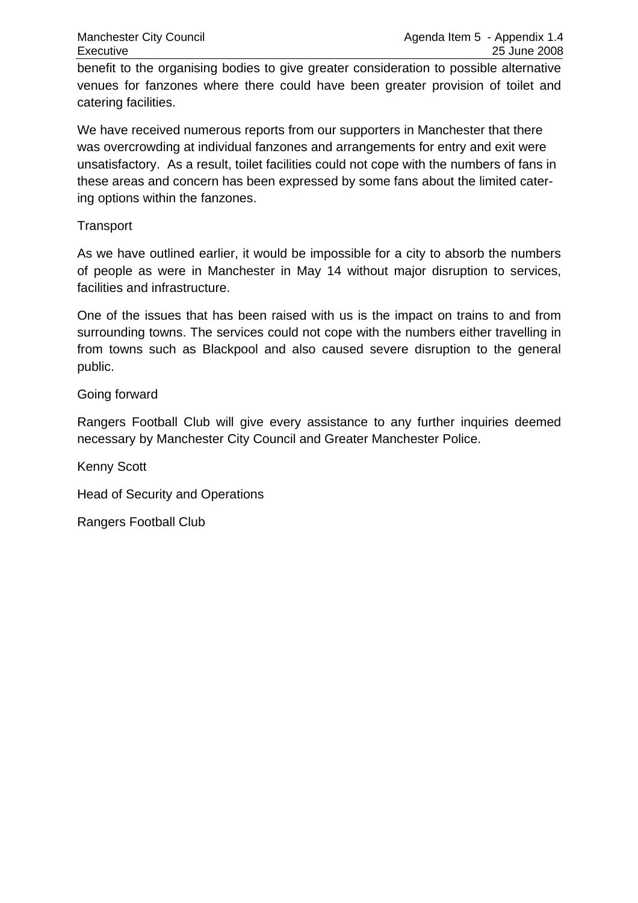benefit to the organising bodies to give greater consideration to possible alternative venues for fanzones where there could have been greater provision of toilet and catering facilities.

We have received numerous reports from our supporters in Manchester that there was overcrowding at individual fanzones and arrangements for entry and exit were unsatisfactory. As a result, toilet facilities could not cope with the numbers of fans in these areas and concern has been expressed by some fans about the limited catering options within the fanzones.

Transport

As we have outlined earlier, it would be impossible for a city to absorb the numbers of people as were in Manchester in May 14 without major disruption to services, facilities and infrastructure.

One of the issues that has been raised with us is the impact on trains to and from surrounding towns. The services could not cope with the numbers either travelling in from towns such as Blackpool and also caused severe disruption to the general public.

Going forward

Rangers Football Club will give every assistance to any further inquiries deemed necessary by Manchester City Council and Greater Manchester Police.

Kenny Scott

Head of Security and Operations

Rangers Football Club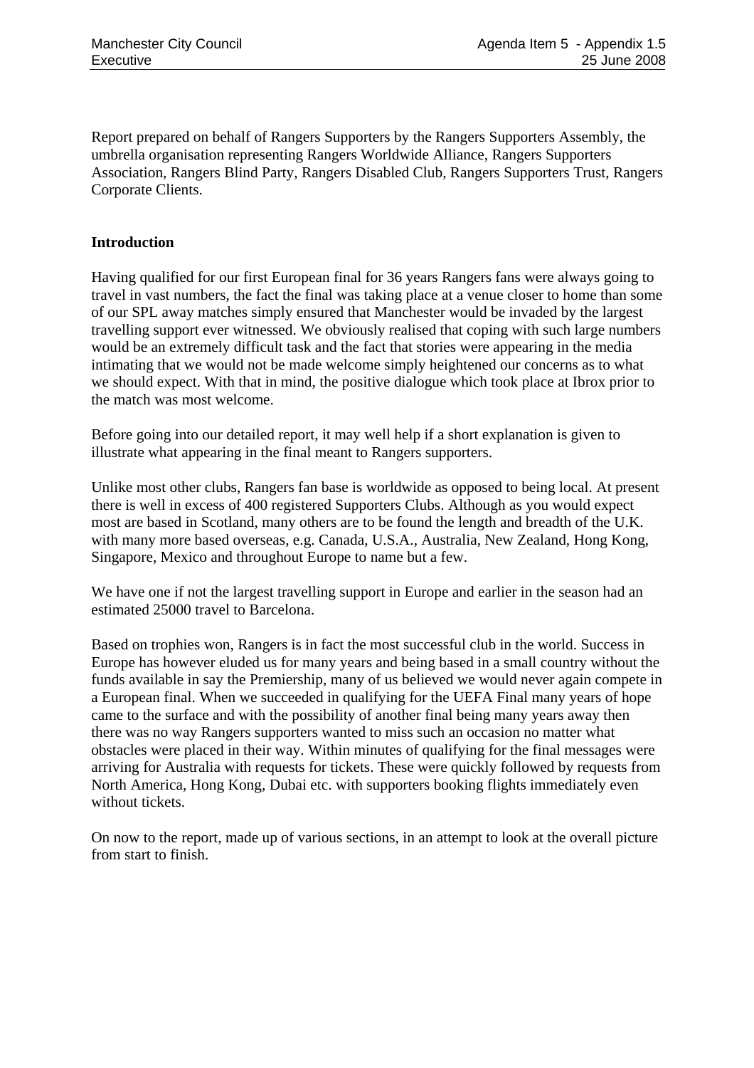Report prepared on behalf of Rangers Supporters by the Rangers Supporters Assembly, the umbrella organisation representing Rangers Worldwide Alliance, Rangers Supporters Association, Rangers Blind Party, Rangers Disabled Club, Rangers Supporters Trust, Rangers Corporate Clients.

**Introduction**

Having qualified for our first European final for 36 years Rangers fans were always going to travel in vast numbers, the fact the final was taking place at a venue closer to home than some of our SPL away matches simply ensured that Manchester would be invaded by the largest travelling support ever witnessed. We obviously realised that coping with such large numbers would be an extremely difficult task and the fact that stories were appearing in the media intimating that we would not be made welcome simply heightened our concerns as to what we should expect. With that in mind, the positive dialogue which took place at Ibrox prior to the match was most welcome.

Before going into our detailed report, it may well help if a short explanation is given to illustrate what appearing in the final meant to Rangers supporters.

Unlike most other clubs, Rangers fan base is worldwide as opposed to being local. At present there is well in excess of 400 registered Supporters Clubs. Although as you would expect most are based in Scotland, many others are to be found the length and breadth of the U.K. with many more based overseas, e.g. Canada, U.S.A., Australia, New Zealand, Hong Kong, Singapore, Mexico and throughout Europe to name but a few.

We have one if not the largest travelling support in Europe and earlier in the season had an estimated 25000 travel to Barcelona.

Based on trophies won, Rangers is in fact the most successful club in the world. Success in Europe has however eluded us for many years and being based in a small country without the funds available in say the Premiership, many of us believed we would never again compete in a European final. When we succeeded in qualifying for the UEFA Final many years of hope came to the surface and with the possibility of another final being many years away then there was no way Rangers supporters wanted to miss such an occasion no matter what obstacles were placed in their way. Within minutes of qualifying for the final messages were arriving for Australia with requests for tickets. These were quickly followed by requests from North America, Hong Kong, Dubai etc. with supporters booking flights immediately even without tickets.

On now to the report, made up of various sections, in an attempt to look at the overall picture from start to finish.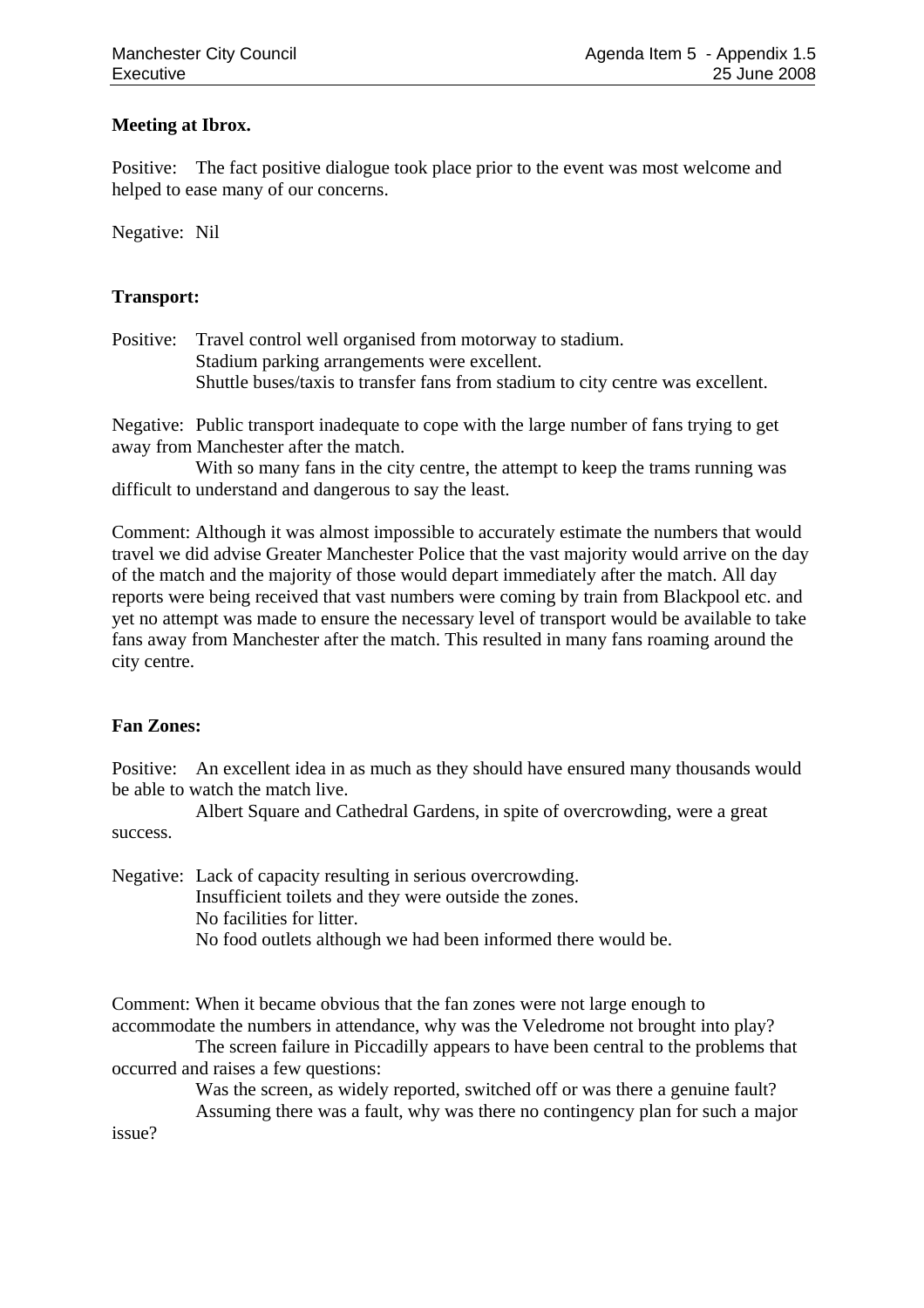**Meeting at Ibrox.**

Positive: The fact positive dialogue took place prior to the event was most welcome and helped to ease many of our concerns.

Negative: Nil

**Transport:**

Positive: Travel control well organised from motorway to stadium.
Stadium parking arrangements were excellent.
Shuttle buses/taxis to transfer fans from stadium to city centre was excellent.

Negative: Public transport inadequate to cope with the large number of fans trying to get away from Manchester after the match.
With so many fans in the city centre, the attempt to keep the trams running was difficult to understand and dangerous to say the least.

Comment: Although it was almost impossible to accurately estimate the numbers that would travel we did advise Greater Manchester Police that the vast majority would arrive on the day of the match and the majority of those would depart immediately after the match. All day reports were being received that vast numbers were coming by train from Blackpool etc. and yet no attempt was made to ensure the necessary level of transport would be available to take fans away from Manchester after the match. This resulted in many fans roaming around the city centre.

**Fan Zones:**

Positive: An excellent idea in as much as they should have ensured many thousands would be able to watch the match live.
Albert Square and Cathedral Gardens, in spite of overcrowding, were a great success.

Negative: Lack of capacity resulting in serious overcrowding.
Insufficient toilets and they were outside the zones.
No facilities for litter.
No food outlets although we had been informed there would be.

Comment: When it became obvious that the fan zones were not large enough to accommodate the numbers in attendance, why was the Veledrome not brought into play?
The screen failure in Piccadilly appears to have been central to the problems that occurred and raises a few questions:
Was the screen, as widely reported, switched off or was there a genuine fault?
Assuming there was a fault, why was there no contingency plan for such a major issue?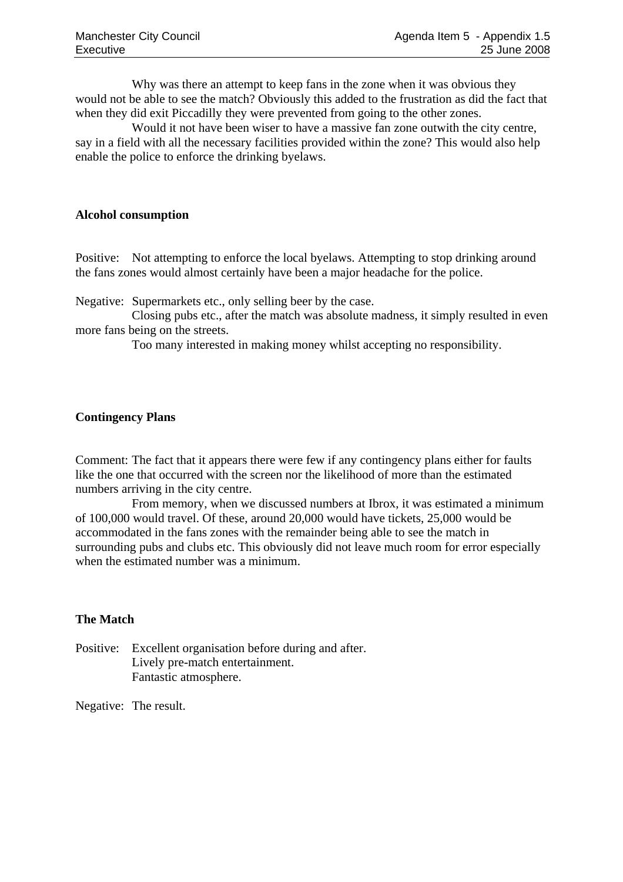Why was there an attempt to keep fans in the zone when it was obvious they would not be able to see the match? Obviously this added to the frustration as did the fact that when they did exit Piccadilly they were prevented from going to the other zones.

Would it not have been wiser to have a massive fan zone outwith the city centre, say in a field with all the necessary facilities provided within the zone? This would also help enable the police to enforce the drinking byelaws.

**Alcohol consumption**

Positive: Not attempting to enforce the local byelaws. Attempting to stop drinking around the fans zones would almost certainly have been a major headache for the police.

Negative: Supermarkets etc., only selling beer by the case.

Closing pubs etc., after the match was absolute madness, it simply resulted in even more fans being on the streets.

Too many interested in making money whilst accepting no responsibility.

**Contingency Plans**

Comment: The fact that it appears there were few if any contingency plans either for faults like the one that occurred with the screen nor the likelihood of more than the estimated numbers arriving in the city centre.

From memory, when we discussed numbers at Ibrox, it was estimated a minimum of 100,000 would travel. Of these, around 20,000 would have tickets, 25,000 would be accommodated in the fans zones with the remainder being able to see the match in surrounding pubs and clubs etc. This obviously did not leave much room for error especially when the estimated number was a minimum.

**The Match**

Positive: Excellent organisation before during and after.
Lively pre-match entertainment.
Fantastic atmosphere.

Negative: The result.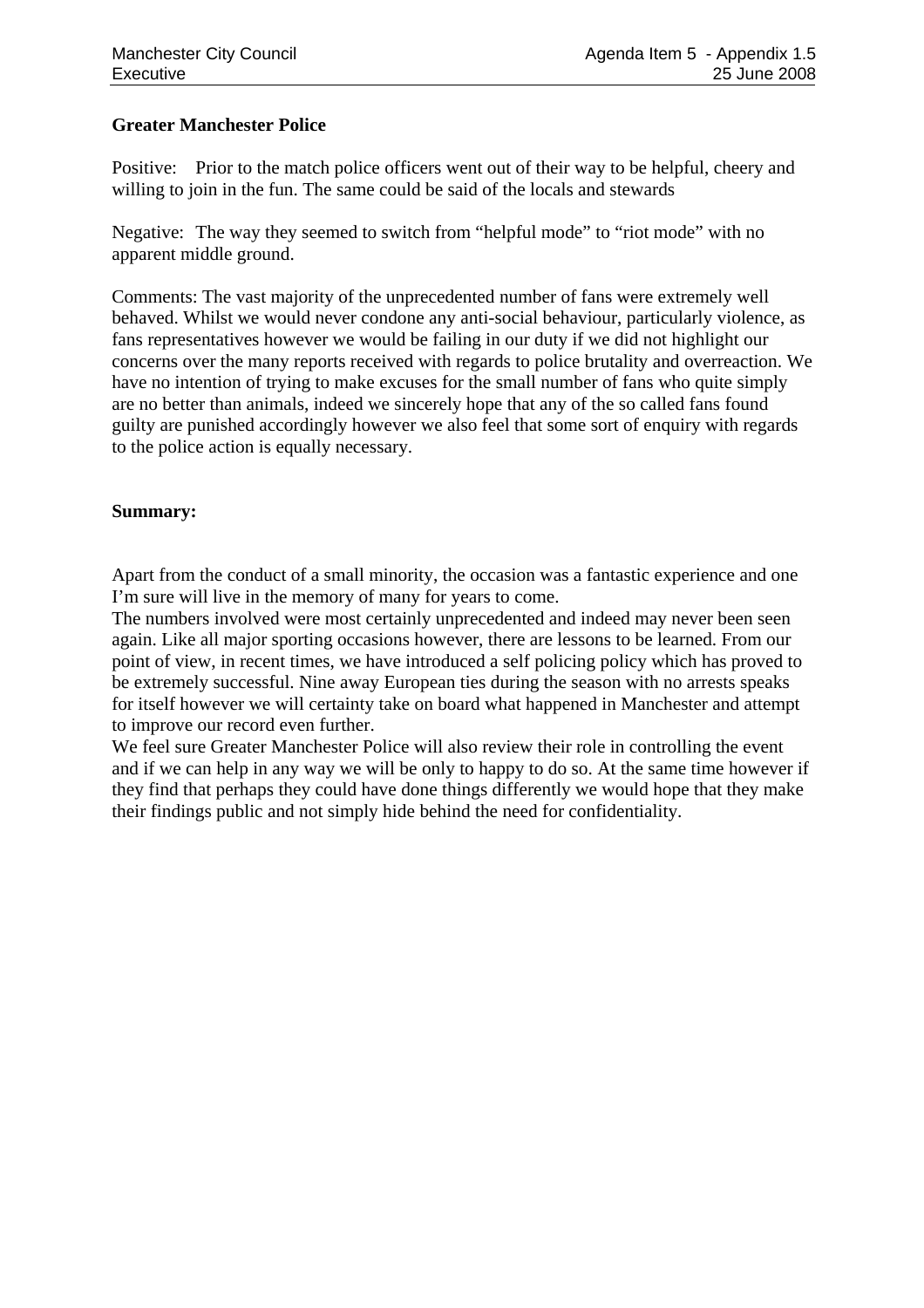**Greater Manchester Police**

Positive: Prior to the match police officers went out of their way to be helpful, cheery and willing to join in the fun. The same could be said of the locals and stewards

Negative: The way they seemed to switch from "helpful mode" to "riot mode" with no apparent middle ground.

Comments: The vast majority of the unprecedented number of fans were extremely well behaved. Whilst we would never condone any anti-social behaviour, particularly violence, as fans representatives however we would be failing in our duty if we did not highlight our concerns over the many reports received with regards to police brutality and overreaction. We have no intention of trying to make excuses for the small number of fans who quite simply are no better than animals, indeed we sincerely hope that any of the so called fans found guilty are punished accordingly however we also feel that some sort of enquiry with regards to the police action is equally necessary.

**Summary:**

Apart from the conduct of a small minority, the occasion was a fantastic experience and one I'm sure will live in the memory of many for years to come.
The numbers involved were most certainly unprecedented and indeed may never been seen again. Like all major sporting occasions however, there are lessons to be learned. From our point of view, in recent times, we have introduced a self policing policy which has proved to be extremely successful. Nine away European ties during the season with no arrests speaks for itself however we will certainty take on board what happened in Manchester and attempt to improve our record even further.
We feel sure Greater Manchester Police will also review their role in controlling the event and if we can help in any way we will be only to happy to do so. At the same time however if they find that perhaps they could have done things differently we would hope that they make their findings public and not simply hide behind the need for confidentiality.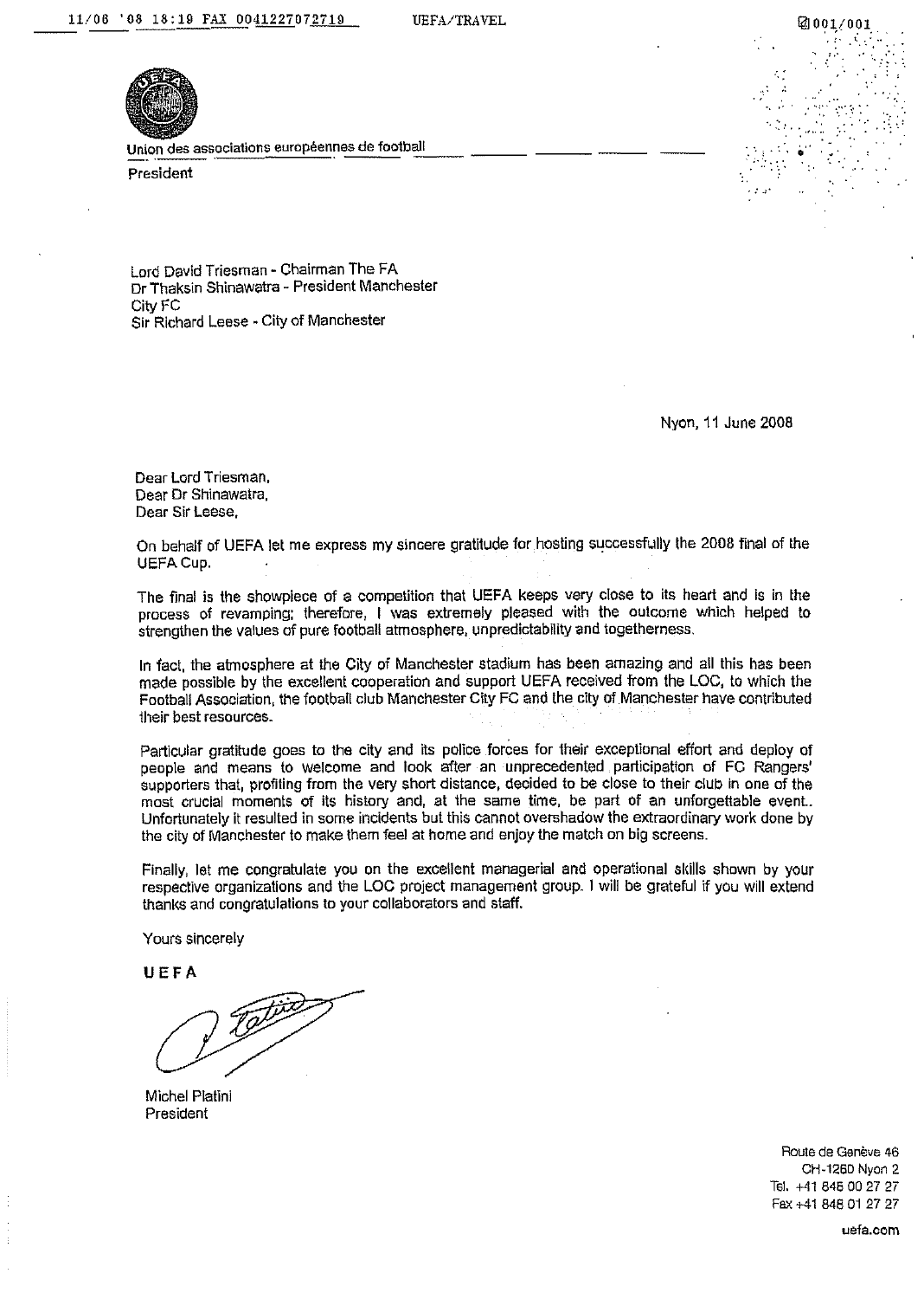Union des associations européennes de football

President

Lord David Triesman - Chairman The FA
Dr Thaksin Shinawatra - President Manchester City FC
Sir Richard Leese - City of Manchester

Nyon, 11 June 2008

Dear Lord Triesman,
Dear Dr Shinawatra,
Dear Sir Leese,

On behalf of UEFA let me express my sincere gratitude for hosting successfully the 2008 final of the UEFA Cup.

The final is the showpiece of a competition that UEFA keeps very close to its heart and is in the process of revamping; therefore, I was extremely pleased with the outcome which helped to strengthen the values of pure football atmosphere, unpredictability and togetherness.

In fact, the atmosphere at the City of Manchester stadium has been amazing and all this has been made possible by the excellent cooperation and support UEFA received from the LOC, to which the Football Association, the football club Manchester City FC and the city of Manchester have contributed their best resources.

Particular gratitude goes to the city and its police forces for their exceptional effort and deploy of people and means to welcome and look after an unprecedented participation of FC Rangers' supporters that, profiting from the very short distance, decided to be close to their club in one of the most crucial moments of its history and, at the same time, be part of an unforgettable event.. Unfortunately it resulted in some incidents but this cannot overshadow the extraordinary work done by the city of Manchester to make them feel at home and enjoy the match on big screens.

Finally, let me congratulate you on the excellent managerial and operational skills shown by your respective organizations and the LOC project management group. I will be grateful if you will extend thanks and congratulations to your collaborators and staff.

Yours sincerely

**UEFA**

Michel Platini
President

Route de Genève 46
CH-1260 Nyon 2
Tel. +41 848 00 27 27
Fax +41 848 01 27 27

uefa.com